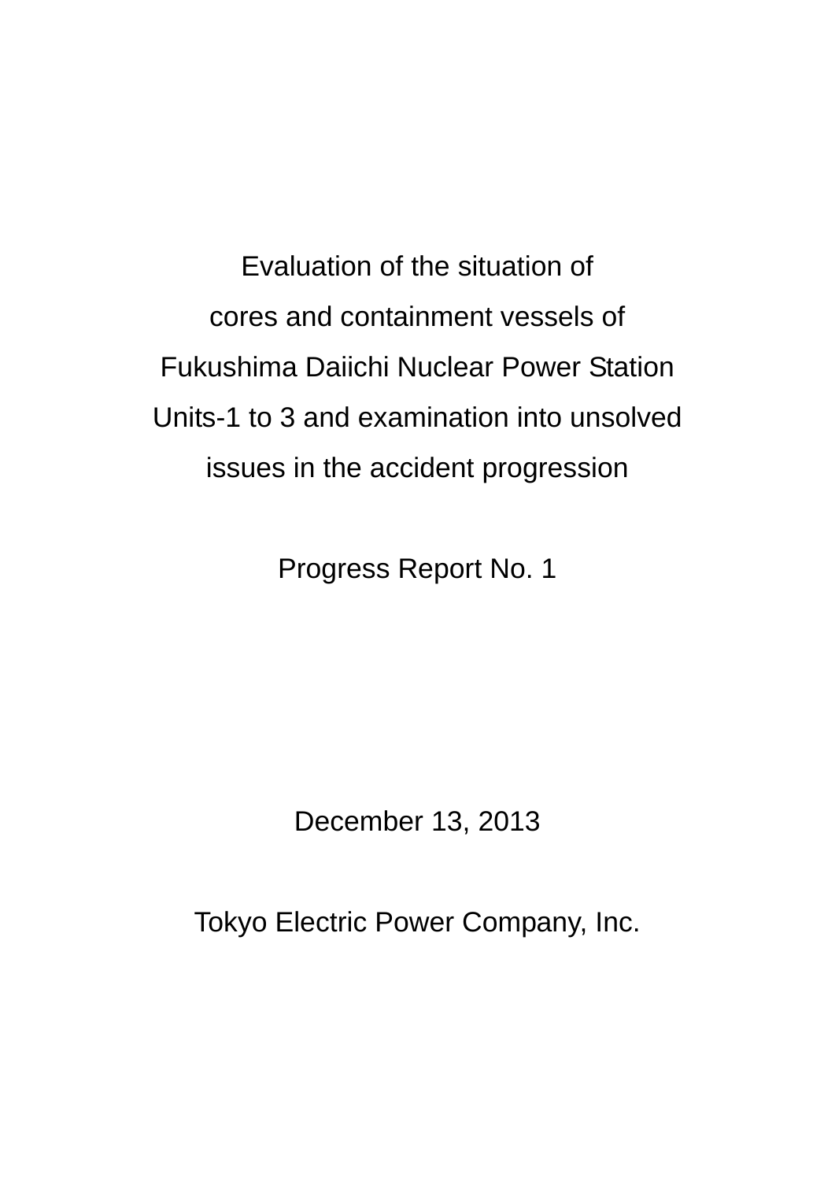# Evaluation of the situation of cores and containment vessels of Fukushima Daiichi Nuclear Power Station Units-1 to 3 and examination into unsolved issues in the accident progression

Progress Report No. 1

December 13, 2013

Tokyo Electric Power Company, Inc.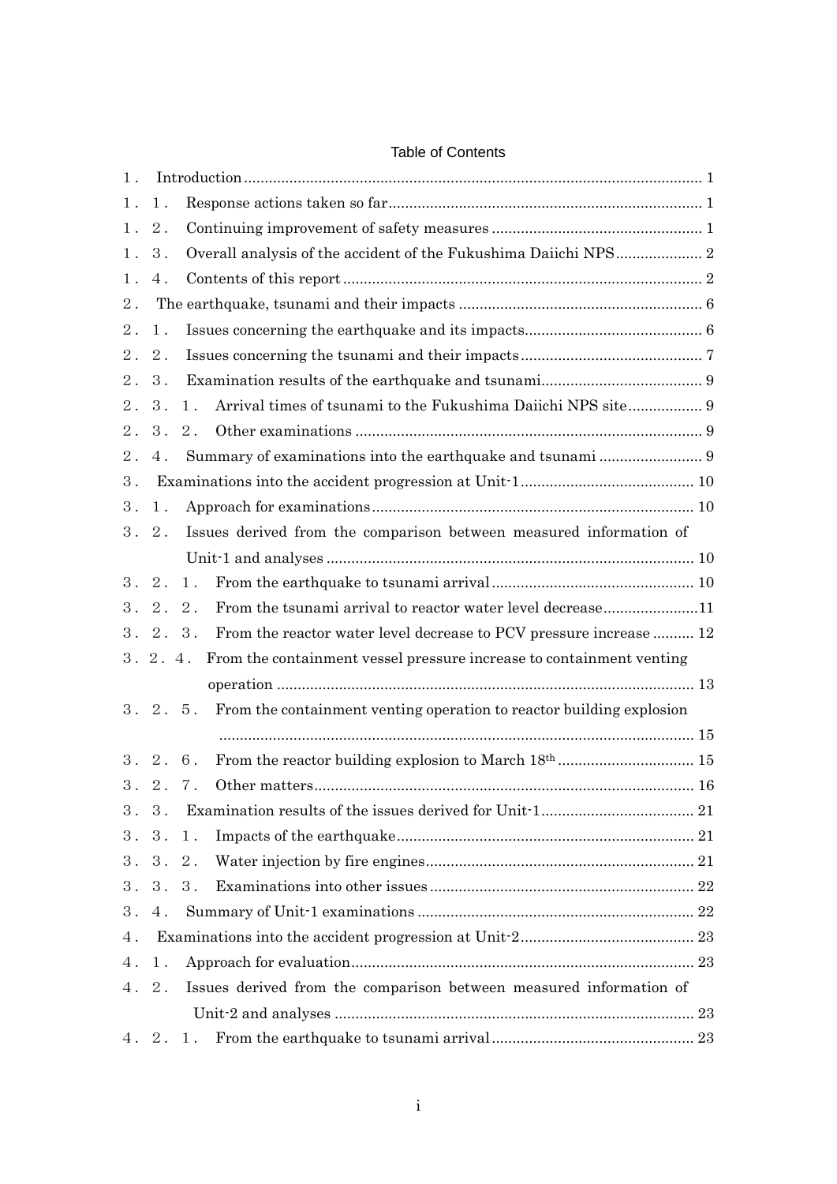# Table of Contents

１． Introduction ........................................................................................................ 1

１．１． Response actions taken so far .................................................................... 1

１．２． Continuing improvement of safety measures ............................................ 1

１．３． Overall analysis of the accident of the Fukushima Daiichi NPS .................. 2

１．４． Contents of this report ................................................................................ 2

２． The earthquake, tsunami and their impacts ..................................................... 6

２．１． Issues concerning the earthquake and its impacts ..................................... 6

２．２． Issues concerning the tsunami and their impacts ...................................... 7

２．３． Examination results of the earthquake and tsunami ................................. 9

２．３．１． Arrival times of tsunami to the Fukushima Daiichi NPS site .................. 9

２．３．２． Other examinations ................................................................................ 9

２．４． Summary of examinations into the earthquake and tsunami ....................... 9

３． Examinations into the accident progression at Unit-1 ..................................... 10

３．１． Approach for examinations ........................................................................ 10

３．２． Issues derived from the comparison between measured information of Unit-1 and analyses ........................................................................................ 10

３．２．１． From the earthquake to tsunami arrival ............................................... 10

３．２．２． From the tsunami arrival to reactor water level decrease ...................... 11

３．２．３． From the reactor water level decrease to PCV pressure increase .......... 12

３．２．４． From the containment vessel pressure increase to containment venting operation ........................................................................................ 13

３．２．５． From the containment venting operation to reactor building explosion ........................................................................................................ 15

３．２．６． From the reactor building explosion to March 18th .............................. 15

３．２．７． Other matters ........................................................................................ 16

３．３． Examination results of the issues derived for Unit-1 .................................. 21

３．３．１． Impacts of the earthquake ..................................................................... 21

３．３．２． Water injection by fire engines .............................................................. 21

３．３．３． Examinations into other issues .............................................................. 22

３．４． Summary of Unit-1 examinations ................................................................ 22

４． Examinations into the accident progression at Unit-2 ..................................... 23

４．１． Approach for evaluation ............................................................................... 23

４．２． Issues derived from the comparison between measured information of Unit-2 and analyses ........................................................................................ 23

４．２．１． From the earthquake to tsunami arrival ............................................... 23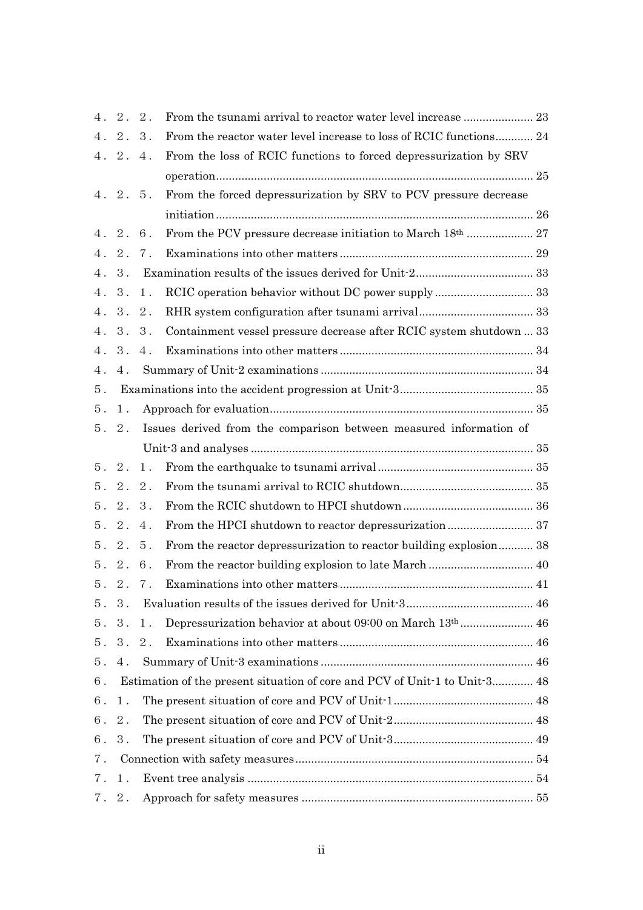４．２．２．　From the tsunami arrival to reactor water level increase ...................... 23

４．２．３．　From the reactor water level increase to loss of RCIC functions............ 24

４．２．４．　From the loss of RCIC functions to forced depressurization by SRV operation.................................................................................................... 25

４．２．５．　From the forced depressurization by SRV to PCV pressure decrease initiation.................................................................................................... 26

４．２．６．　From the PCV pressure decrease initiation to March 18th ..................... 27

４．２．７．　Examinations into other matters ............................................................. 29

４．３．　Examination results of the issues derived for Unit-2..................................... 33

４．３．１．　RCIC operation behavior without DC power supply ............................... 33

４．３．２．　RHR system configuration after tsunami arrival.................................... 33

４．３．３．　Containment vessel pressure decrease after RCIC system shutdown ... 33

４．３．４．　Examinations into other matters ............................................................. 34

４．４．　Summary of Unit-2 examinations ................................................................... 34

５．　Examinations into the accident progression at Unit-3.......................................... 35

５．１．　Approach for evaluation................................................................................... 35

５．２．　Issues derived from the comparison between measured information of Unit-3 and analyses ......................................................................................... 35

５．２．１．　From the earthquake to tsunami arrival................................................. 35

５．２．２．　From the tsunami arrival to RCIC shutdown.......................................... 35

５．２．３．　From the RCIC shutdown to HPCI shutdown ......................................... 36

５．２．４．　From the HPCI shutdown to reactor depressurization ........................... 37

５．２．５．　From the reactor depressurization to reactor building explosion........... 38

５．２．６．　From the reactor building explosion to late March ................................. 40

５．２．７．　Examinations into other matters ............................................................. 41

５．３．　Evaluation results of the issues derived for Unit-3........................................ 46

５．３．１．　Depressurization behavior at about 09:00 on March 13th ....................... 46

５．３．２．　Examinations into other matters ............................................................. 46

５．４．　Summary of Unit-3 examinations ................................................................... 46

６．　Estimation of the present situation of core and PCV of Unit-1 to Unit-3............. 48

６．１．　The present situation of core and PCV of Unit-1............................................ 48

６．２．　The present situation of core and PCV of Unit-2............................................ 48

６．３．　The present situation of core and PCV of Unit-3............................................ 49

７．　Connection with safety measures........................................................................... 54

７．１．　Event tree analysis .......................................................................................... 54

７．２．　Approach for safety measures ......................................................................... 55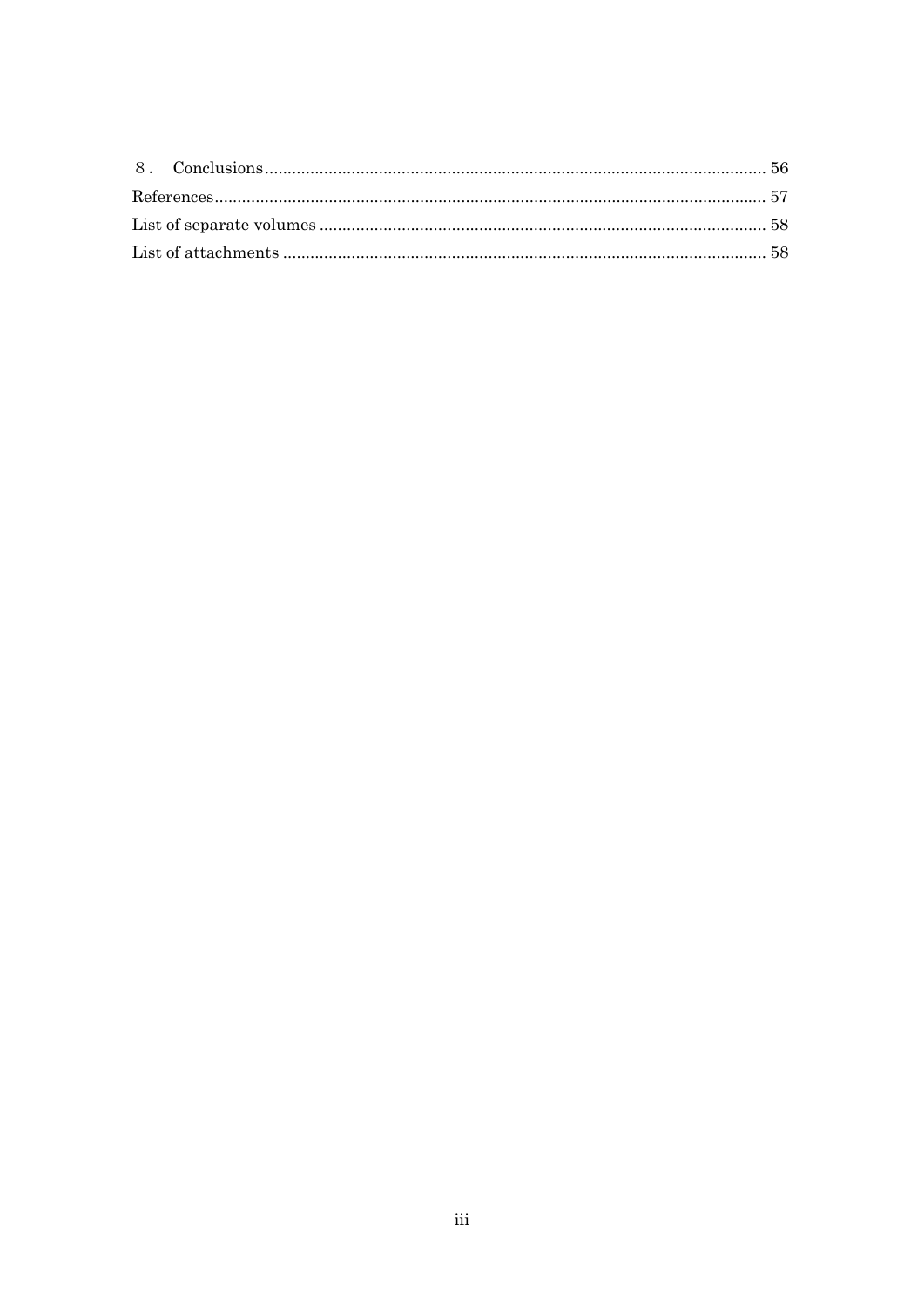8. Conclusions............................................................................................................ 56

References.................................................................................................................. 57

List of separate volumes ........................................................................................... 58

List of attachments ................................................................................................... 58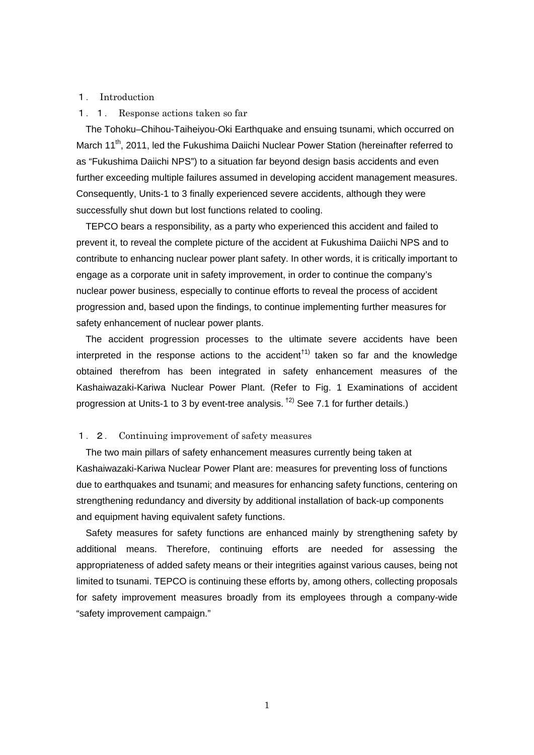# １． Introduction

## １．１． Response actions taken so far

The Tohoku–Chihou-Taiheiyou-Oki Earthquake and ensuing tsunami, which occurred on March 11th, 2011, led the Fukushima Daiichi Nuclear Power Station (hereinafter referred to as "Fukushima Daiichi NPS") to a situation far beyond design basis accidents and even further exceeding multiple failures assumed in developing accident management measures. Consequently, Units-1 to 3 finally experienced severe accidents, although they were successfully shut down but lost functions related to cooling.

TEPCO bears a responsibility, as a party who experienced this accident and failed to prevent it, to reveal the complete picture of the accident at Fukushima Daiichi NPS and to contribute to enhancing nuclear power plant safety. In other words, it is critically important to engage as a corporate unit in safety improvement, in order to continue the company's nuclear power business, especially to continue efforts to reveal the process of accident progression and, based upon the findings, to continue implementing further measures for safety enhancement of nuclear power plants.

The accident progression processes to the ultimate severe accidents have been interpreted in the response actions to the accident[†1)] taken so far and the knowledge obtained therefrom has been integrated in safety enhancement measures of the Kashaiwazaki-Kariwa Nuclear Power Plant. (Refer to Fig. 1 Examinations of accident progression at Units-1 to 3 by event-tree analysis. [†2)] See 7.1 for further details.)

## １．２． Continuing improvement of safety measures

The two main pillars of safety enhancement measures currently being taken at Kashaiwazaki-Kariwa Nuclear Power Plant are: measures for preventing loss of functions due to earthquakes and tsunami; and measures for enhancing safety functions, centering on strengthening redundancy and diversity by additional installation of back-up components and equipment having equivalent safety functions.

Safety measures for safety functions are enhanced mainly by strengthening safety by additional means. Therefore, continuing efforts are needed for assessing the appropriateness of added safety means or their integrities against various causes, being not limited to tsunami. TEPCO is continuing these efforts by, among others, collecting proposals for safety improvement measures broadly from its employees through a company-wide "safety improvement campaign."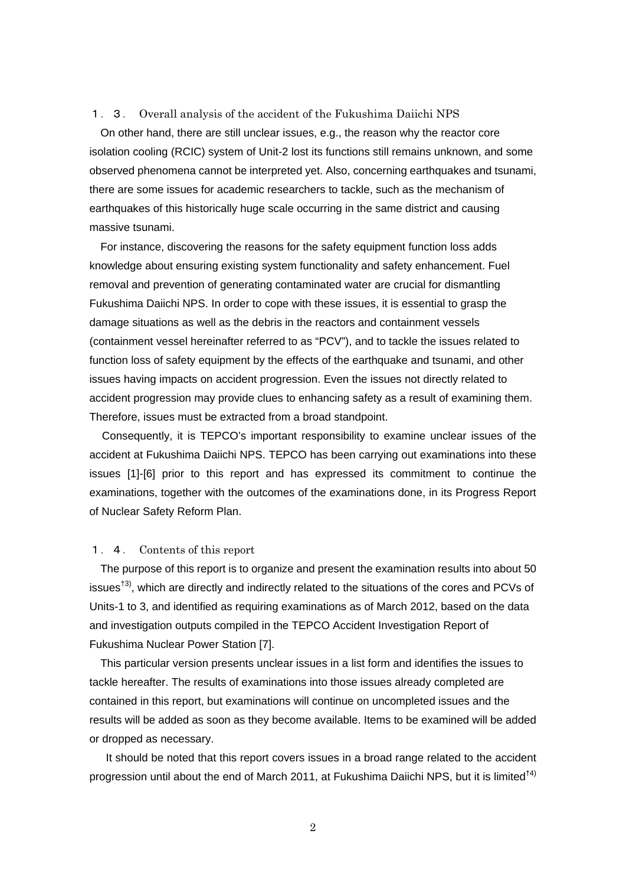## １．３． Overall analysis of the accident of the Fukushima Daiichi NPS

On other hand, there are still unclear issues, e.g., the reason why the reactor core isolation cooling (RCIC) system of Unit-2 lost its functions still remains unknown, and some observed phenomena cannot be interpreted yet. Also, concerning earthquakes and tsunami, there are some issues for academic researchers to tackle, such as the mechanism of earthquakes of this historically huge scale occurring in the same district and causing massive tsunami.

For instance, discovering the reasons for the safety equipment function loss adds knowledge about ensuring existing system functionality and safety enhancement. Fuel removal and prevention of generating contaminated water are crucial for dismantling Fukushima Daiichi NPS. In order to cope with these issues, it is essential to grasp the damage situations as well as the debris in the reactors and containment vessels (containment vessel hereinafter referred to as "PCV"), and to tackle the issues related to function loss of safety equipment by the effects of the earthquake and tsunami, and other issues having impacts on accident progression. Even the issues not directly related to accident progression may provide clues to enhancing safety as a result of examining them. Therefore, issues must be extracted from a broad standpoint.

Consequently, it is TEPCO's important responsibility to examine unclear issues of the accident at Fukushima Daiichi NPS. TEPCO has been carrying out examinations into these issues [1]-[6] prior to this report and has expressed its commitment to continue the examinations, together with the outcomes of the examinations done, in its Progress Report of Nuclear Safety Reform Plan.

## １．４． Contents of this report

The purpose of this report is to organize and present the examination results into about 50 issues[†3)], which are directly and indirectly related to the situations of the cores and PCVs of Units-1 to 3, and identified as requiring examinations as of March 2012, based on the data and investigation outputs compiled in the TEPCO Accident Investigation Report of Fukushima Nuclear Power Station [7].

This particular version presents unclear issues in a list form and identifies the issues to tackle hereafter. The results of examinations into those issues already completed are contained in this report, but examinations will continue on uncompleted issues and the results will be added as soon as they become available. Items to be examined will be added or dropped as necessary.

It should be noted that this report covers issues in a broad range related to the accident progression until about the end of March 2011, at Fukushima Daiichi NPS, but it is limited[†4)]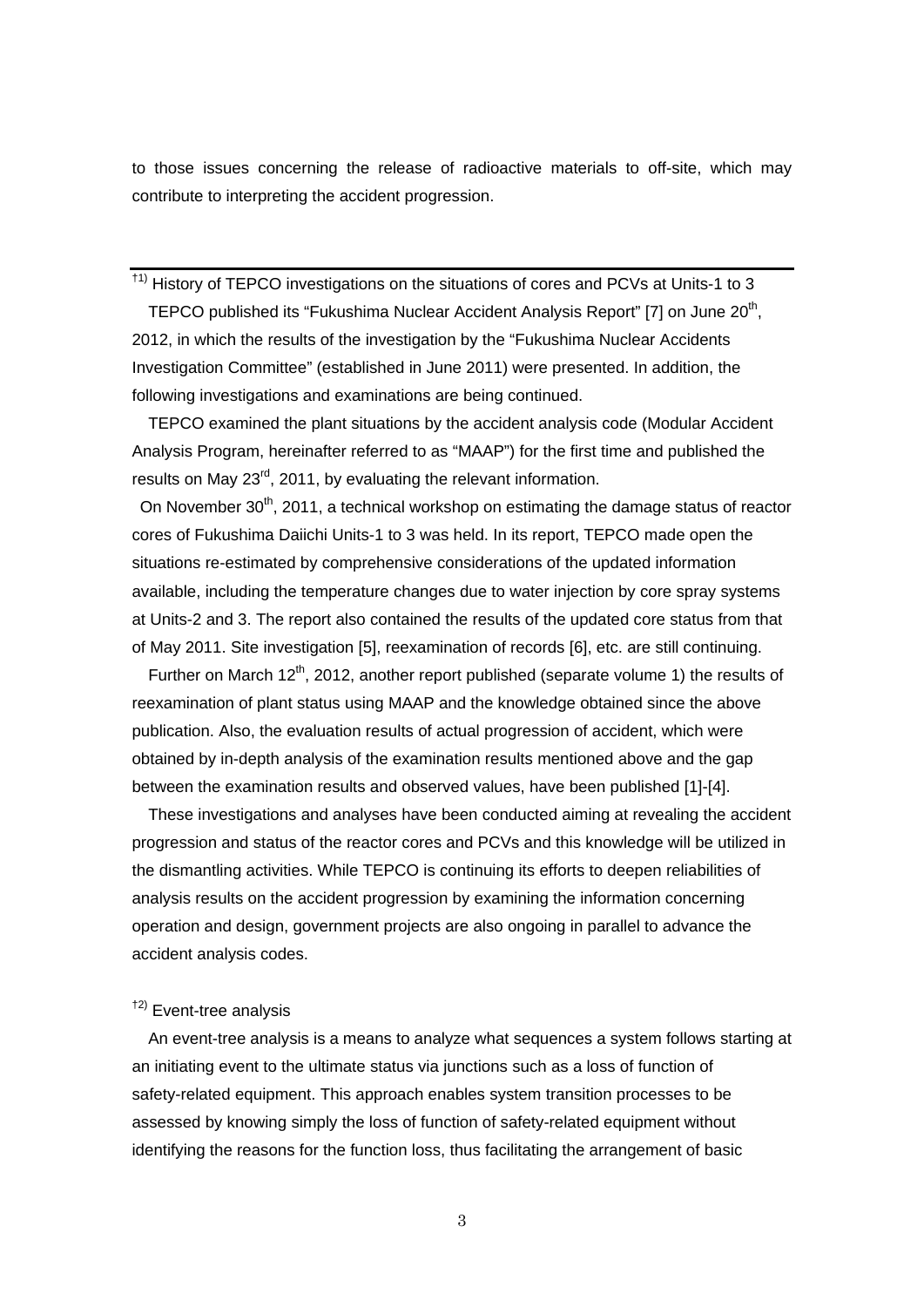to those issues concerning the release of radioactive materials to off-site, which may contribute to interpreting the accident progression.

---

†1) History of TEPCO investigations on the situations of cores and PCVs at Units-1 to 3

TEPCO published its "Fukushima Nuclear Accident Analysis Report" [7] on June 20th, 2012, in which the results of the investigation by the "Fukushima Nuclear Accidents Investigation Committee" (established in June 2011) were presented. In addition, the following investigations and examinations are being continued.

TEPCO examined the plant situations by the accident analysis code (Modular Accident Analysis Program, hereinafter referred to as "MAAP") for the first time and published the results on May 23rd, 2011, by evaluating the relevant information.

On November 30th, 2011, a technical workshop on estimating the damage status of reactor cores of Fukushima Daiichi Units-1 to 3 was held. In its report, TEPCO made open the situations re-estimated by comprehensive considerations of the updated information available, including the temperature changes due to water injection by core spray systems at Units-2 and 3. The report also contained the results of the updated core status from that of May 2011. Site investigation [5], reexamination of records [6], etc. are still continuing.

Further on March 12th, 2012, another report published (separate volume 1) the results of reexamination of plant status using MAAP and the knowledge obtained since the above publication. Also, the evaluation results of actual progression of accident, which were obtained by in-depth analysis of the examination results mentioned above and the gap between the examination results and observed values, have been published [1]-[4].

These investigations and analyses have been conducted aiming at revealing the accident progression and status of the reactor cores and PCVs and this knowledge will be utilized in the dismantling activities. While TEPCO is continuing its efforts to deepen reliabilities of analysis results on the accident progression by examining the information concerning operation and design, government projects are also ongoing in parallel to advance the accident analysis codes.

†2) Event-tree analysis

An event-tree analysis is a means to analyze what sequences a system follows starting at an initiating event to the ultimate status via junctions such as a loss of function of safety-related equipment. This approach enables system transition processes to be assessed by knowing simply the loss of function of safety-related equipment without identifying the reasons for the function loss, thus facilitating the arrangement of basic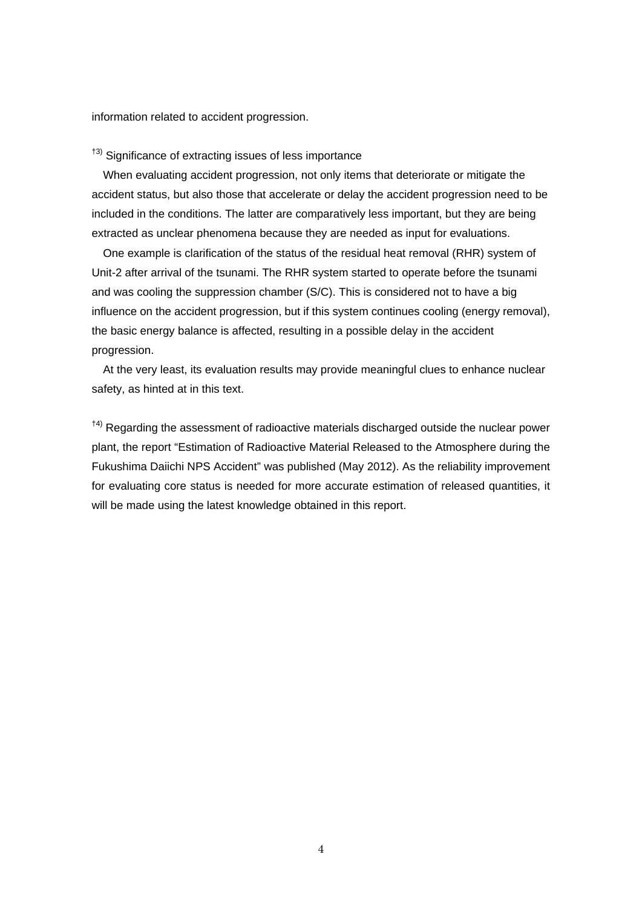information related to accident progression.

†3) Significance of extracting issues of less importance

When evaluating accident progression, not only items that deteriorate or mitigate the accident status, but also those that accelerate or delay the accident progression need to be included in the conditions. The latter are comparatively less important, but they are being extracted as unclear phenomena because they are needed as input for evaluations.

One example is clarification of the status of the residual heat removal (RHR) system of Unit-2 after arrival of the tsunami. The RHR system started to operate before the tsunami and was cooling the suppression chamber (S/C). This is considered not to have a big influence on the accident progression, but if this system continues cooling (energy removal), the basic energy balance is affected, resulting in a possible delay in the accident progression.

At the very least, its evaluation results may provide meaningful clues to enhance nuclear safety, as hinted at in this text.

†4) Regarding the assessment of radioactive materials discharged outside the nuclear power plant, the report "Estimation of Radioactive Material Released to the Atmosphere during the Fukushima Daiichi NPS Accident" was published (May 2012). As the reliability improvement for evaluating core status is needed for more accurate estimation of released quantities, it will be made using the latest knowledge obtained in this report.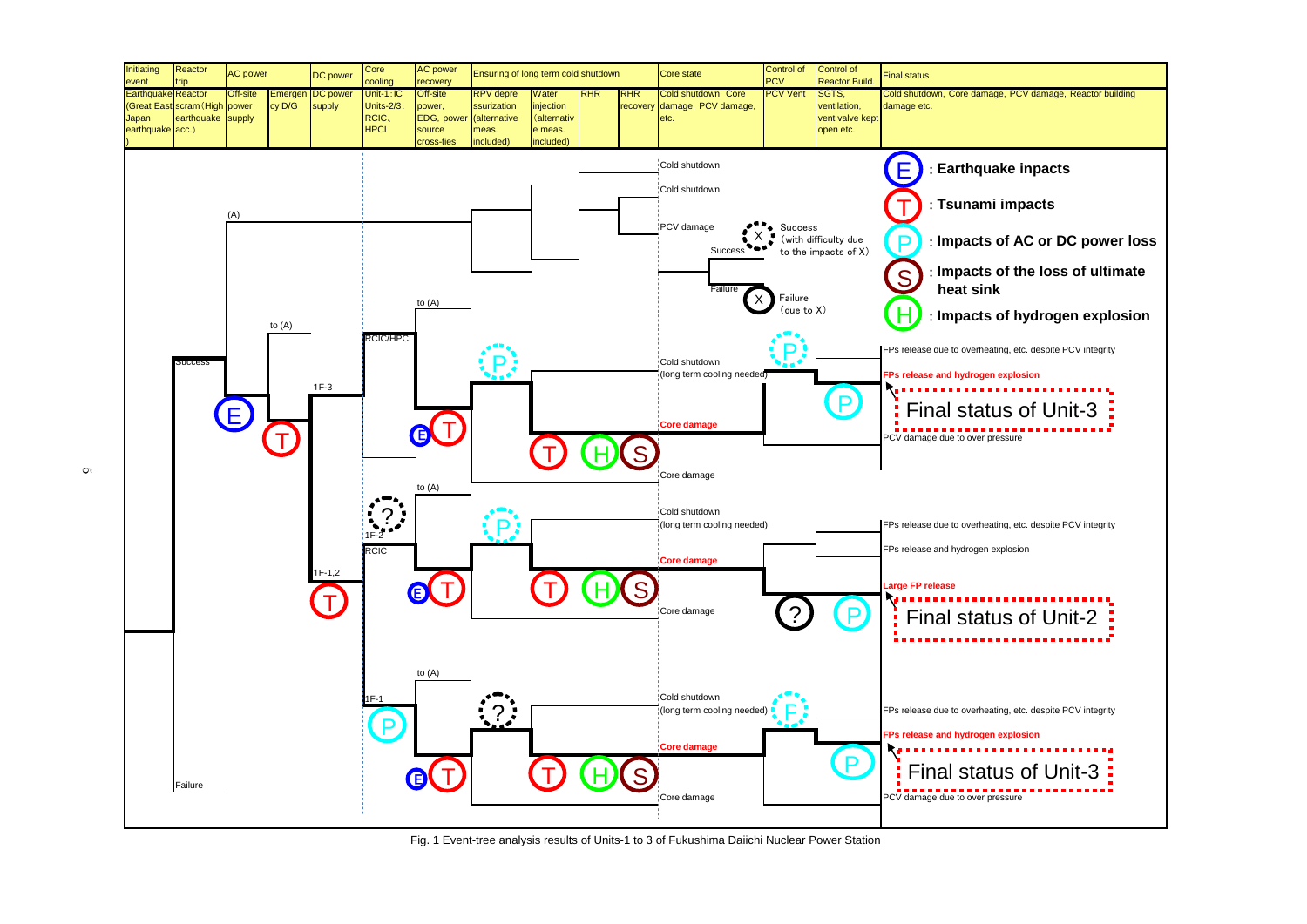| Initiating event | Reactor trip | AC power | | DC power | Core cooling | AC power recovery | Ensuring of long term cold shutdown | | | | Core state | Control of PCV | Control of Reactor Build. | Final status |
|---|---|---|---|---|---|---|---|---|---|---|---|---|---|---|
| Earthquake (Great East Japan earthquake) | Reactor scram (High earthquake acc.) | Off-site power supply | Emergency D/G | DC power supply | Unit-1: IC Units-2/3: RCIC, HPCI | Off-site power, EDG, power source cross-ties | RPV depressurization (alternative meas. included) | Water injection (alternative meas. included) | RHR | RHR recovery | Cold shutdown, Core damage, PCV damage, etc. | PCV Vent | SGTS, ventilation, vent valve kept open etc. | Cold shutdown, Core damage, PCV damage, Reactor building damage etc. |

Legend:

- E : Earthquake inpacts
- T : Tsunami impacts
- P : Impacts of AC or DC power loss
- S : Impacts of the loss of ultimate heat sink
- H : Impacts of hydrogen explosion
- X (dotted) : Success (with difficulty due to the impacts of X)
- X (solid) : Failure (due to X)

Tree branch labels: (A), Success, Failure, to (A), 1F-3, 1F-1,2, RCIC/HPCI, 1F-2, RCIC, 1F-1

Core state / Final status outcomes:

- Cold shutdown
- Cold shutdown
- PCV damage
- Cold shutdown (long term cooling needed) — FPs release due to overheating, etc. despite PCV integrity
- **Core damage** — **FPs release and hydrogen explosion** → Final status of Unit-3; PCV damage due to over pressure
- Core damage
- Cold shutdown (long term cooling needed) — FPs release due to overheating, etc. despite PCV integrity
- **Core damage** — FPs release and hydrogen explosion; **Large FP release** → Final status of Unit-2
- Core damage
- Cold shutdown (long term cooling needed) — FPs release due to overheating, etc. despite PCV integrity
- **Core damage** — **FPs release and hydrogen explosion** → Final status of Unit-3; PCV damage due to over pressure
- Core damage

Fig. 1 Event-tree analysis results of Units-1 to 3 of Fukushima Daiichi Nuclear Power Station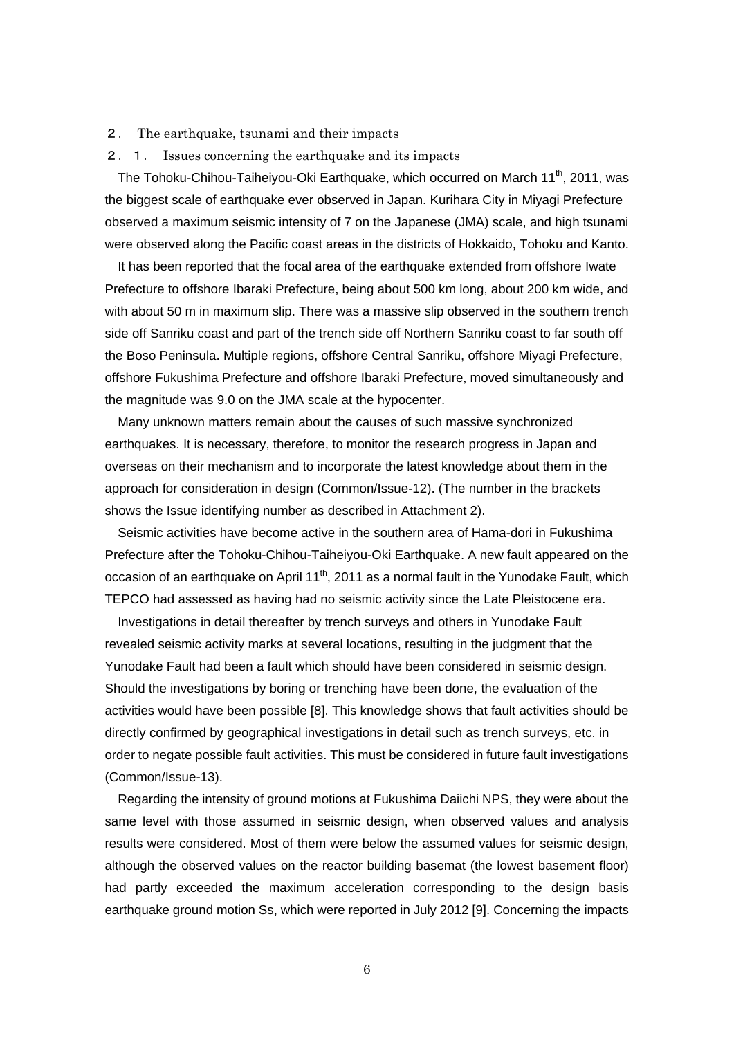## ２． The earthquake, tsunami and their impacts

### ２．１． Issues concerning the earthquake and its impacts

The Tohoku-Chihou-Taiheiyou-Oki Earthquake, which occurred on March 11th, 2011, was the biggest scale of earthquake ever observed in Japan. Kurihara City in Miyagi Prefecture observed a maximum seismic intensity of 7 on the Japanese (JMA) scale, and high tsunami were observed along the Pacific coast areas in the districts of Hokkaido, Tohoku and Kanto.

It has been reported that the focal area of the earthquake extended from offshore Iwate Prefecture to offshore Ibaraki Prefecture, being about 500 km long, about 200 km wide, and with about 50 m in maximum slip. There was a massive slip observed in the southern trench side off Sanriku coast and part of the trench side off Northern Sanriku coast to far south off the Boso Peninsula. Multiple regions, offshore Central Sanriku, offshore Miyagi Prefecture, offshore Fukushima Prefecture and offshore Ibaraki Prefecture, moved simultaneously and the magnitude was 9.0 on the JMA scale at the hypocenter.

Many unknown matters remain about the causes of such massive synchronized earthquakes. It is necessary, therefore, to monitor the research progress in Japan and overseas on their mechanism and to incorporate the latest knowledge about them in the approach for consideration in design (Common/Issue-12). (The number in the brackets shows the Issue identifying number as described in Attachment 2).

Seismic activities have become active in the southern area of Hama-dori in Fukushima Prefecture after the Tohoku-Chihou-Taiheiyou-Oki Earthquake. A new fault appeared on the occasion of an earthquake on April 11th, 2011 as a normal fault in the Yunodake Fault, which TEPCO had assessed as having had no seismic activity since the Late Pleistocene era.

Investigations in detail thereafter by trench surveys and others in Yunodake Fault revealed seismic activity marks at several locations, resulting in the judgment that the Yunodake Fault had been a fault which should have been considered in seismic design. Should the investigations by boring or trenching have been done, the evaluation of the activities would have been possible [8]. This knowledge shows that fault activities should be directly confirmed by geographical investigations in detail such as trench surveys, etc. in order to negate possible fault activities. This must be considered in future fault investigations (Common/Issue-13).

Regarding the intensity of ground motions at Fukushima Daiichi NPS, they were about the same level with those assumed in seismic design, when observed values and analysis results were considered. Most of them were below the assumed values for seismic design, although the observed values on the reactor building basemat (the lowest basement floor) had partly exceeded the maximum acceleration corresponding to the design basis earthquake ground motion Ss, which were reported in July 2012 [9]. Concerning the impacts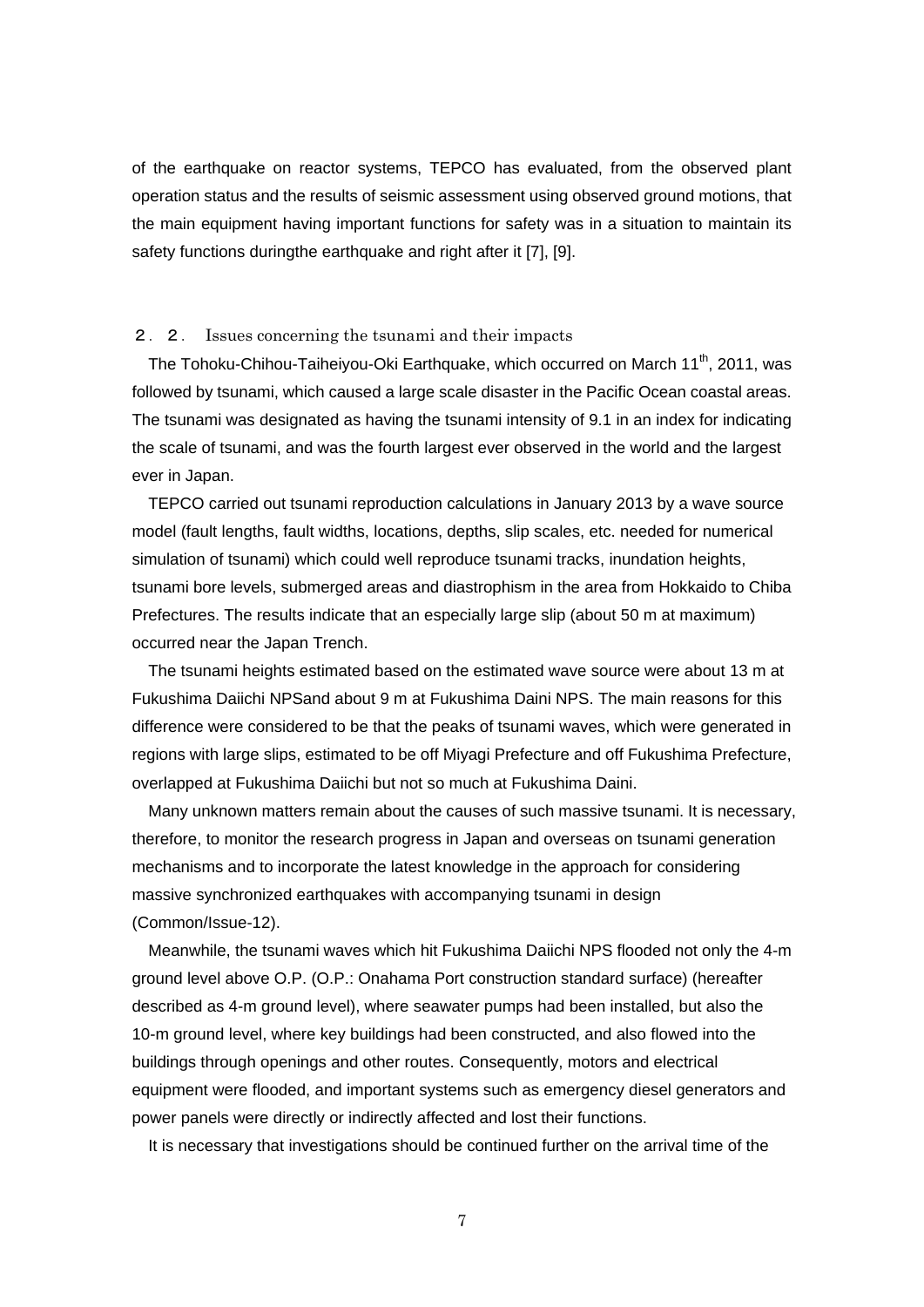of the earthquake on reactor systems, TEPCO has evaluated, from the observed plant operation status and the results of seismic assessment using observed ground motions, that the main equipment having important functions for safety was in a situation to maintain its safety functions duringthe earthquake and right after it [7], [9].

## ２．２． Issues concerning the tsunami and their impacts

The Tohoku-Chihou-Taiheiyou-Oki Earthquake, which occurred on March 11th, 2011, was followed by tsunami, which caused a large scale disaster in the Pacific Ocean coastal areas. The tsunami was designated as having the tsunami intensity of 9.1 in an index for indicating the scale of tsunami, and was the fourth largest ever observed in the world and the largest ever in Japan.

TEPCO carried out tsunami reproduction calculations in January 2013 by a wave source model (fault lengths, fault widths, locations, depths, slip scales, etc. needed for numerical simulation of tsunami) which could well reproduce tsunami tracks, inundation heights, tsunami bore levels, submerged areas and diastrophism in the area from Hokkaido to Chiba Prefectures. The results indicate that an especially large slip (about 50 m at maximum) occurred near the Japan Trench.

The tsunami heights estimated based on the estimated wave source were about 13 m at Fukushima Daiichi NPSand about 9 m at Fukushima Daini NPS. The main reasons for this difference were considered to be that the peaks of tsunami waves, which were generated in regions with large slips, estimated to be off Miyagi Prefecture and off Fukushima Prefecture, overlapped at Fukushima Daiichi but not so much at Fukushima Daini.

Many unknown matters remain about the causes of such massive tsunami. It is necessary, therefore, to monitor the research progress in Japan and overseas on tsunami generation mechanisms and to incorporate the latest knowledge in the approach for considering massive synchronized earthquakes with accompanying tsunami in design (Common/Issue-12).

Meanwhile, the tsunami waves which hit Fukushima Daiichi NPS flooded not only the 4-m ground level above O.P. (O.P.: Onahama Port construction standard surface) (hereafter described as 4-m ground level), where seawater pumps had been installed, but also the 10-m ground level, where key buildings had been constructed, and also flowed into the buildings through openings and other routes. Consequently, motors and electrical equipment were flooded, and important systems such as emergency diesel generators and power panels were directly or indirectly affected and lost their functions.

It is necessary that investigations should be continued further on the arrival time of the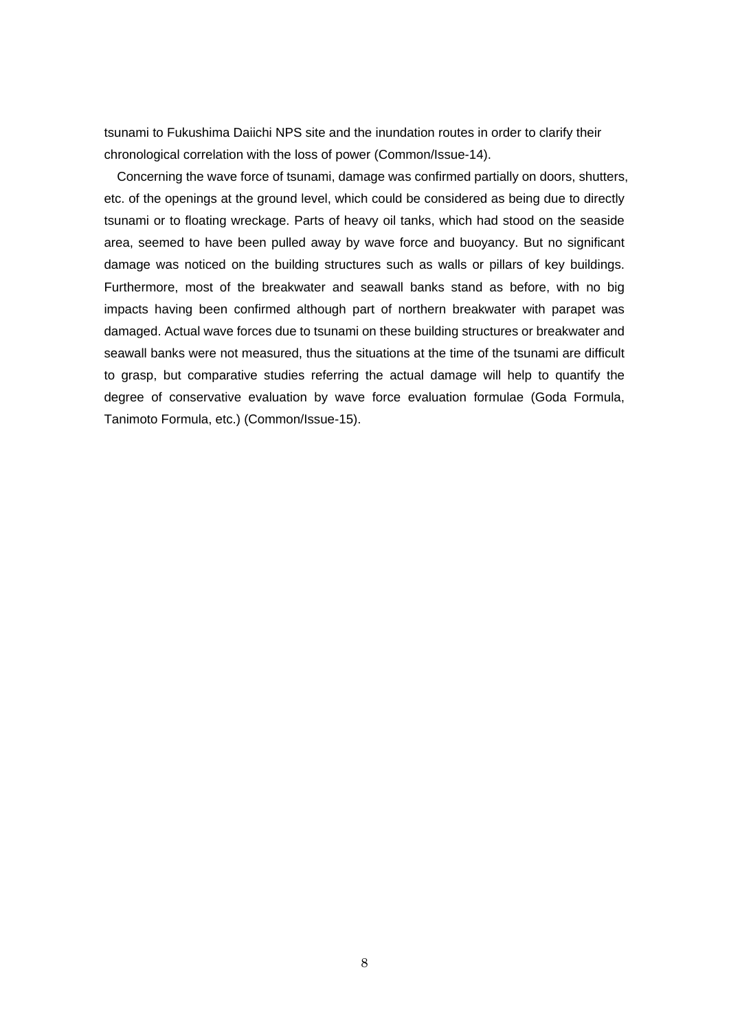tsunami to Fukushima Daiichi NPS site and the inundation routes in order to clarify their chronological correlation with the loss of power (Common/Issue-14).

Concerning the wave force of tsunami, damage was confirmed partially on doors, shutters, etc. of the openings at the ground level, which could be considered as being due to directly tsunami or to floating wreckage. Parts of heavy oil tanks, which had stood on the seaside area, seemed to have been pulled away by wave force and buoyancy. But no significant damage was noticed on the building structures such as walls or pillars of key buildings. Furthermore, most of the breakwater and seawall banks stand as before, with no big impacts having been confirmed although part of northern breakwater with parapet was damaged. Actual wave forces due to tsunami on these building structures or breakwater and seawall banks were not measured, thus the situations at the time of the tsunami are difficult to grasp, but comparative studies referring the actual damage will help to quantify the degree of conservative evaluation by wave force evaluation formulae (Goda Formula, Tanimoto Formula, etc.) (Common/Issue-15).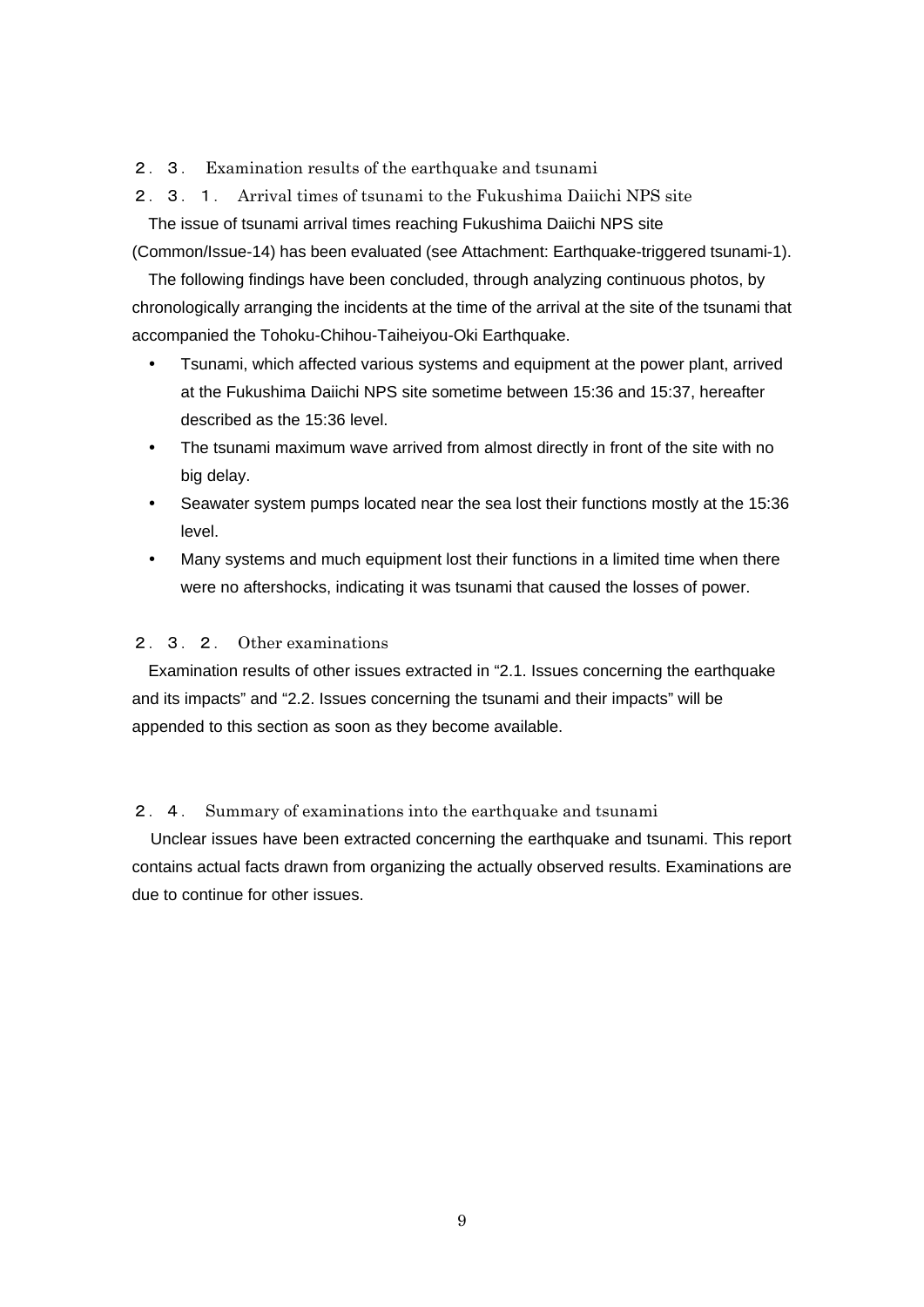## ２．３． Examination results of the earthquake and tsunami

### ２．３．１． Arrival times of tsunami to the Fukushima Daiichi NPS site

The issue of tsunami arrival times reaching Fukushima Daiichi NPS site (Common/Issue-14) has been evaluated (see Attachment: Earthquake-triggered tsunami-1).

The following findings have been concluded, through analyzing continuous photos, by chronologically arranging the incidents at the time of the arrival at the site of the tsunami that accompanied the Tohoku-Chihou-Taiheiyou-Oki Earthquake.

- Tsunami, which affected various systems and equipment at the power plant, arrived at the Fukushima Daiichi NPS site sometime between 15:36 and 15:37, hereafter described as the 15:36 level.
- The tsunami maximum wave arrived from almost directly in front of the site with no big delay.
- Seawater system pumps located near the sea lost their functions mostly at the 15:36 level.
- Many systems and much equipment lost their functions in a limited time when there were no aftershocks, indicating it was tsunami that caused the losses of power.

### ２．３．２． Other examinations

Examination results of other issues extracted in "2.1. Issues concerning the earthquake and its impacts" and "2.2. Issues concerning the tsunami and their impacts" will be appended to this section as soon as they become available.

## ２．４． Summary of examinations into the earthquake and tsunami

Unclear issues have been extracted concerning the earthquake and tsunami. This report contains actual facts drawn from organizing the actually observed results. Examinations are due to continue for other issues.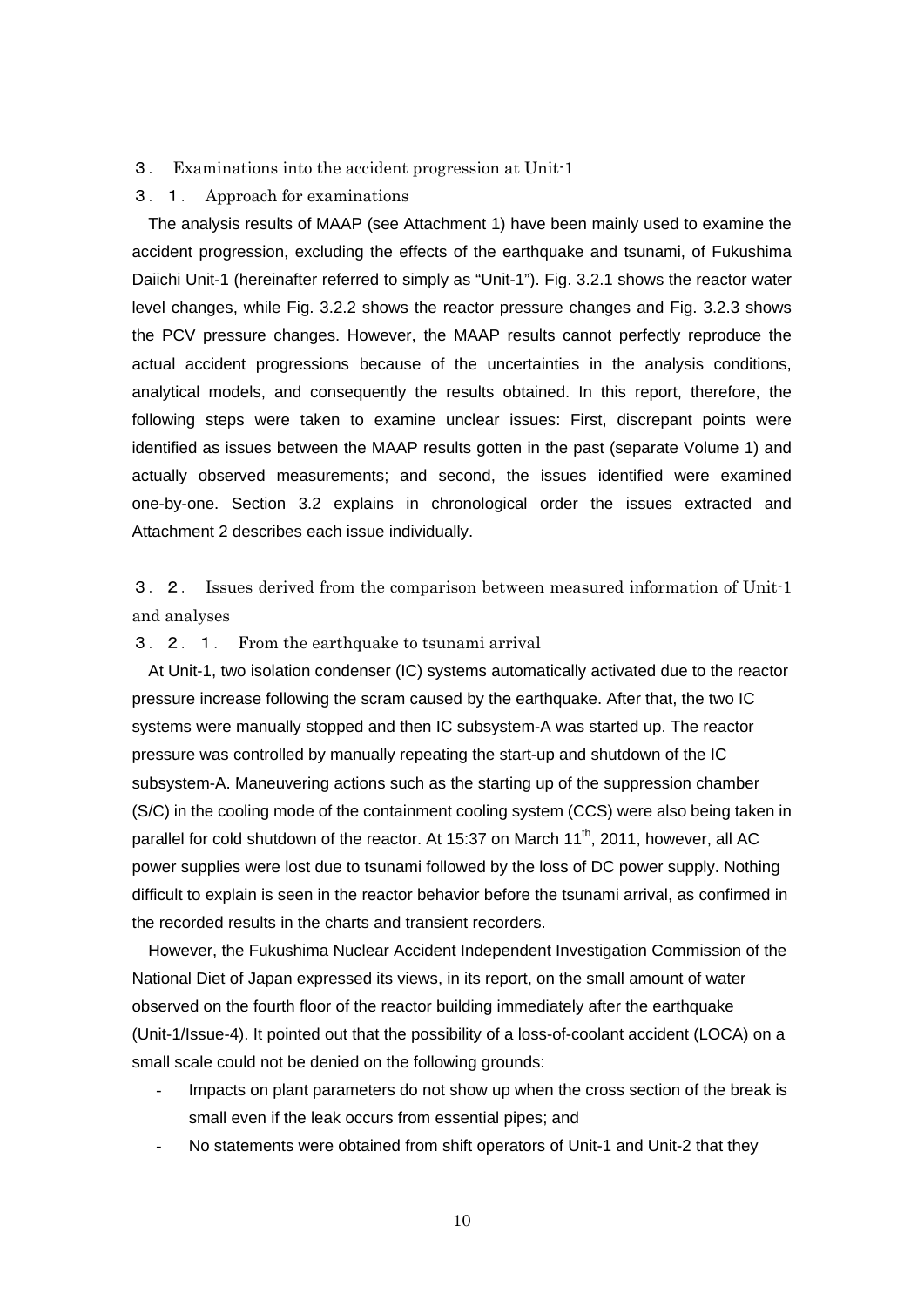## ３． Examinations into the accident progression at Unit-1

### ３．１． Approach for examinations

The analysis results of MAAP (see Attachment 1) have been mainly used to examine the accident progression, excluding the effects of the earthquake and tsunami, of Fukushima Daiichi Unit-1 (hereinafter referred to simply as “Unit-1”). Fig. 3.2.1 shows the reactor water level changes, while Fig. 3.2.2 shows the reactor pressure changes and Fig. 3.2.3 shows the PCV pressure changes. However, the MAAP results cannot perfectly reproduce the actual accident progressions because of the uncertainties in the analysis conditions, analytical models, and consequently the results obtained. In this report, therefore, the following steps were taken to examine unclear issues: First, discrepant points were identified as issues between the MAAP results gotten in the past (separate Volume 1) and actually observed measurements; and second, the issues identified were examined one-by-one. Section 3.2 explains in chronological order the issues extracted and Attachment 2 describes each issue individually.

### ３．２． Issues derived from the comparison between measured information of Unit-1 and analyses

#### ３．２．１． From the earthquake to tsunami arrival

At Unit-1, two isolation condenser (IC) systems automatically activated due to the reactor pressure increase following the scram caused by the earthquake. After that, the two IC systems were manually stopped and then IC subsystem-A was started up. The reactor pressure was controlled by manually repeating the start-up and shutdown of the IC subsystem-A. Maneuvering actions such as the starting up of the suppression chamber (S/C) in the cooling mode of the containment cooling system (CCS) were also being taken in parallel for cold shutdown of the reactor. At 15:37 on March 11th, 2011, however, all AC power supplies were lost due to tsunami followed by the loss of DC power supply. Nothing difficult to explain is seen in the reactor behavior before the tsunami arrival, as confirmed in the recorded results in the charts and transient recorders.

However, the Fukushima Nuclear Accident Independent Investigation Commission of the National Diet of Japan expressed its views, in its report, on the small amount of water observed on the fourth floor of the reactor building immediately after the earthquake (Unit-1/Issue-4). It pointed out that the possibility of a loss-of-coolant accident (LOCA) on a small scale could not be denied on the following grounds:

- Impacts on plant parameters do not show up when the cross section of the break is small even if the leak occurs from essential pipes; and
- No statements were obtained from shift operators of Unit-1 and Unit-2 that they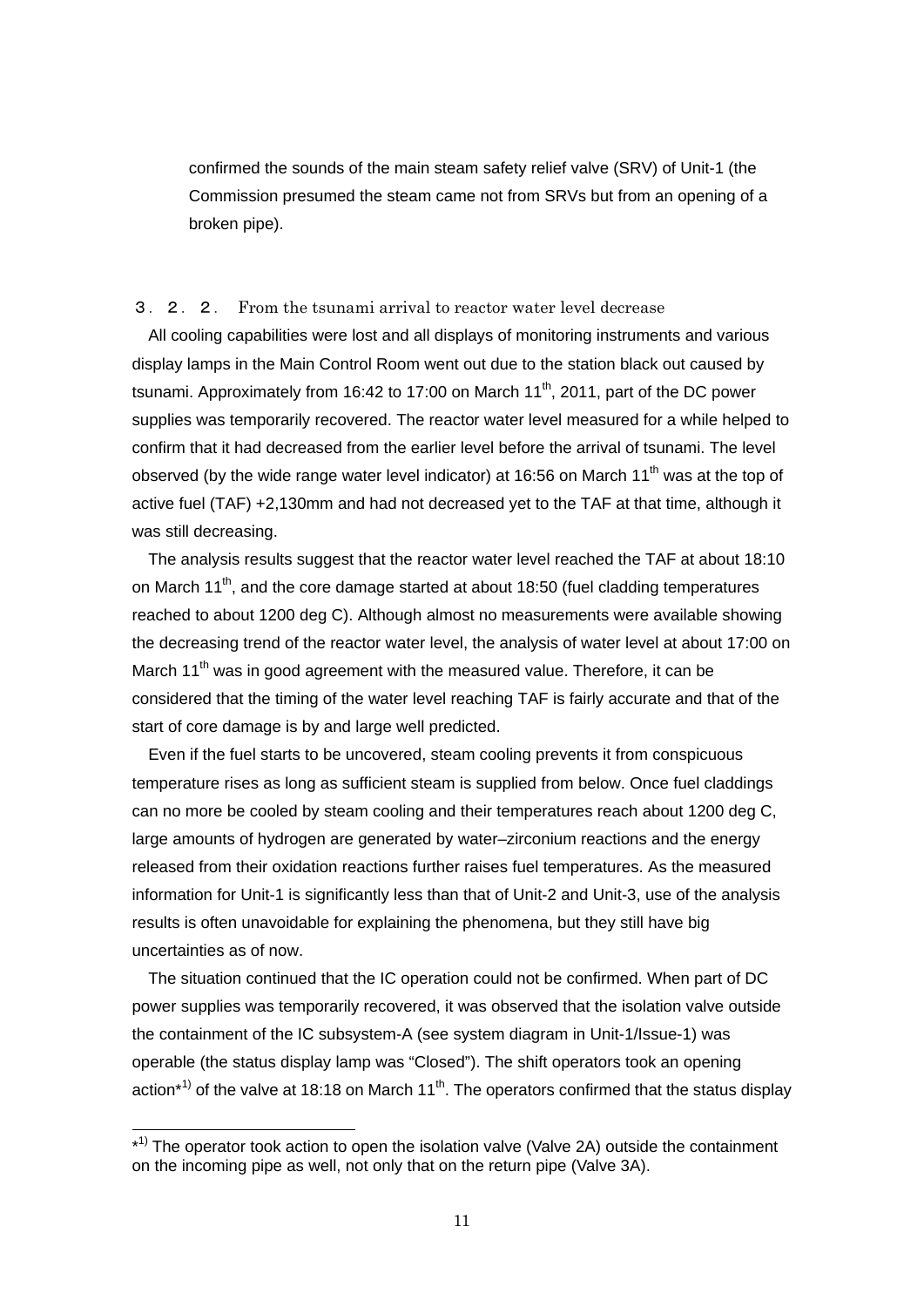confirmed the sounds of the main steam safety relief valve (SRV) of Unit-1 (the Commission presumed the steam came not from SRVs but from an opening of a broken pipe).

### ３．２．２． From the tsunami arrival to reactor water level decrease

All cooling capabilities were lost and all displays of monitoring instruments and various display lamps in the Main Control Room went out due to the station black out caused by tsunami. Approximately from 16:42 to 17:00 on March 11th, 2011, part of the DC power supplies was temporarily recovered. The reactor water level measured for a while helped to confirm that it had decreased from the earlier level before the arrival of tsunami. The level observed (by the wide range water level indicator) at 16:56 on March 11th was at the top of active fuel (TAF) +2,130mm and had not decreased yet to the TAF at that time, although it was still decreasing.

The analysis results suggest that the reactor water level reached the TAF at about 18:10 on March 11th, and the core damage started at about 18:50 (fuel cladding temperatures reached to about 1200 deg C). Although almost no measurements were available showing the decreasing trend of the reactor water level, the analysis of water level at about 17:00 on March 11th was in good agreement with the measured value. Therefore, it can be considered that the timing of the water level reaching TAF is fairly accurate and that of the start of core damage is by and large well predicted.

Even if the fuel starts to be uncovered, steam cooling prevents it from conspicuous temperature rises as long as sufficient steam is supplied from below. Once fuel claddings can no more be cooled by steam cooling and their temperatures reach about 1200 deg C, large amounts of hydrogen are generated by water–zirconium reactions and the energy released from their oxidation reactions further raises fuel temperatures. As the measured information for Unit-1 is significantly less than that of Unit-2 and Unit-3, use of the analysis results is often unavoidable for explaining the phenomena, but they still have big uncertainties as of now.

The situation continued that the IC operation could not be confirmed. When part of DC power supplies was temporarily recovered, it was observed that the isolation valve outside the containment of the IC subsystem-A (see system diagram in Unit-1/Issue-1) was operable (the status display lamp was "Closed"). The shift operators took an opening action*[1)] of the valve at 18:18 on March 11th. The operators confirmed that the status display

---

*[1)] The operator took action to open the isolation valve (Valve 2A) outside the containment on the incoming pipe as well, not only that on the return pipe (Valve 3A).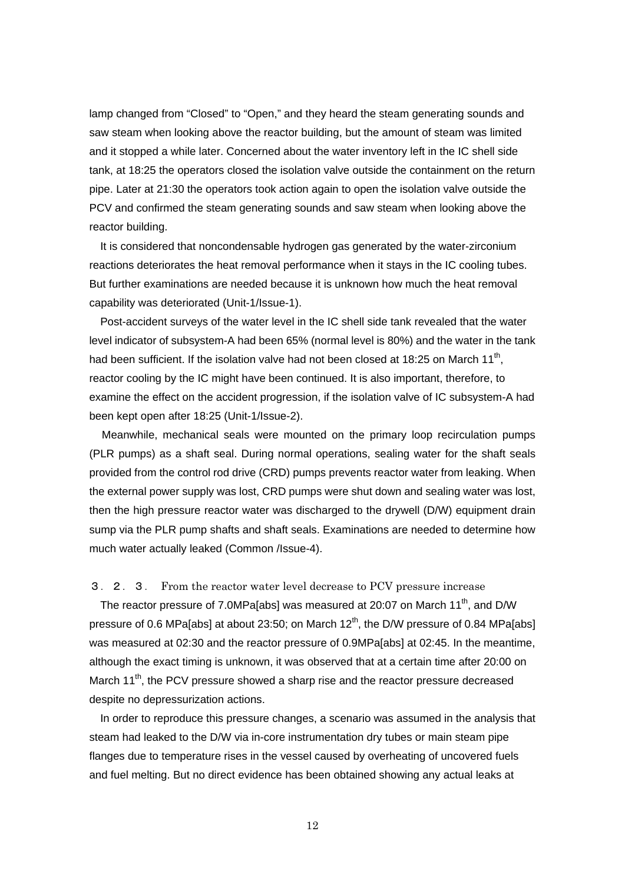lamp changed from “Closed” to “Open,” and they heard the steam generating sounds and saw steam when looking above the reactor building, but the amount of steam was limited and it stopped a while later. Concerned about the water inventory left in the IC shell side tank, at 18:25 the operators closed the isolation valve outside the containment on the return pipe. Later at 21:30 the operators took action again to open the isolation valve outside the PCV and confirmed the steam generating sounds and saw steam when looking above the reactor building.

It is considered that noncondensable hydrogen gas generated by the water-zirconium reactions deteriorates the heat removal performance when it stays in the IC cooling tubes. But further examinations are needed because it is unknown how much the heat removal capability was deteriorated (Unit-1/Issue-1).

Post-accident surveys of the water level in the IC shell side tank revealed that the water level indicator of subsystem-A had been 65% (normal level is 80%) and the water in the tank had been sufficient. If the isolation valve had not been closed at 18:25 on March 11th, reactor cooling by the IC might have been continued. It is also important, therefore, to examine the effect on the accident progression, if the isolation valve of IC subsystem-A had been kept open after 18:25 (Unit-1/Issue-2).

Meanwhile, mechanical seals were mounted on the primary loop recirculation pumps (PLR pumps) as a shaft seal. During normal operations, sealing water for the shaft seals provided from the control rod drive (CRD) pumps prevents reactor water from leaking. When the external power supply was lost, CRD pumps were shut down and sealing water was lost, then the high pressure reactor water was discharged to the drywell (D/W) equipment drain sump via the PLR pump shafts and shaft seals. Examinations are needed to determine how much water actually leaked (Common /Issue-4).

### ３．２．３． From the reactor water level decrease to PCV pressure increase

The reactor pressure of 7.0MPa[abs] was measured at 20:07 on March 11th, and D/W pressure of 0.6 MPa[abs] at about 23:50; on March 12th, the D/W pressure of 0.84 MPa[abs] was measured at 02:30 and the reactor pressure of 0.9MPa[abs] at 02:45. In the meantime, although the exact timing is unknown, it was observed that at a certain time after 20:00 on March 11th, the PCV pressure showed a sharp rise and the reactor pressure decreased despite no depressurization actions.

In order to reproduce this pressure changes, a scenario was assumed in the analysis that steam had leaked to the D/W via in-core instrumentation dry tubes or main steam pipe flanges due to temperature rises in the vessel caused by overheating of uncovered fuels and fuel melting. But no direct evidence has been obtained showing any actual leaks at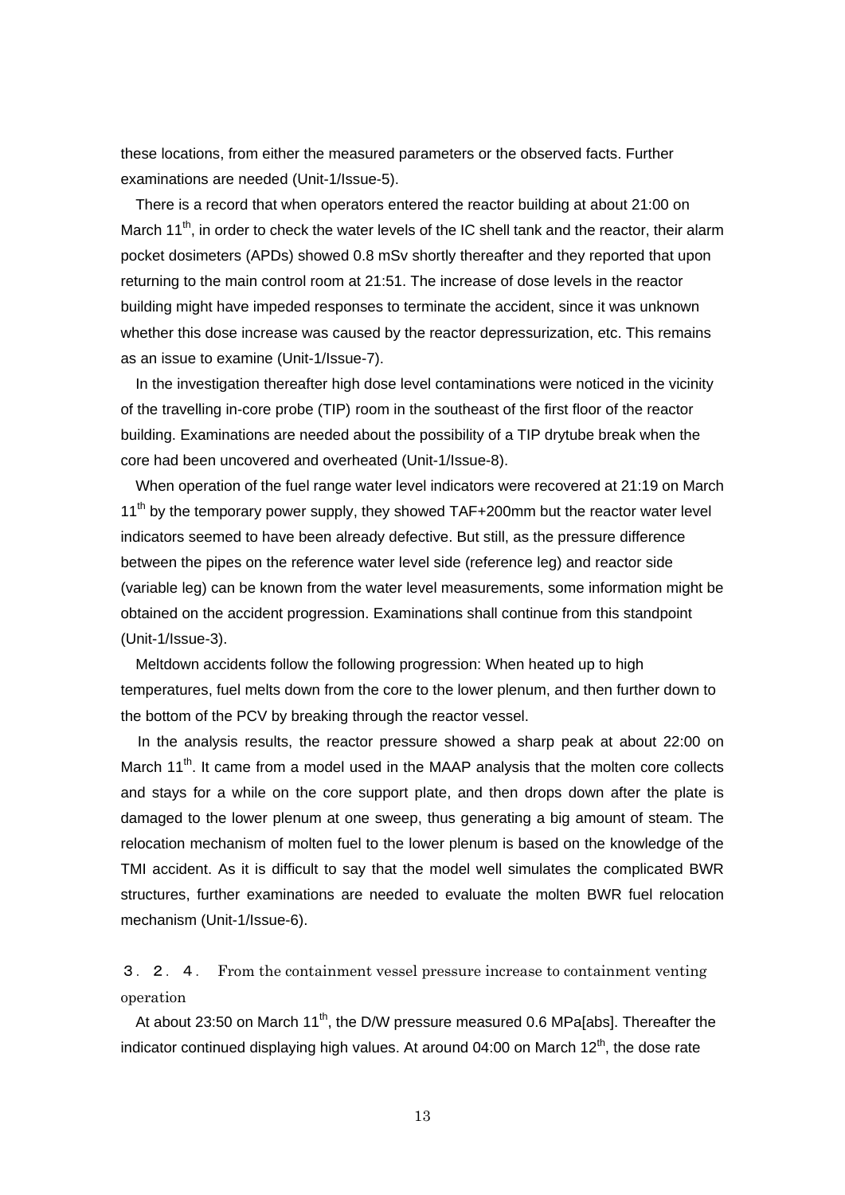these locations, from either the measured parameters or the observed facts. Further examinations are needed (Unit-1/Issue-5).

There is a record that when operators entered the reactor building at about 21:00 on March 11th, in order to check the water levels of the IC shell tank and the reactor, their alarm pocket dosimeters (APDs) showed 0.8 mSv shortly thereafter and they reported that upon returning to the main control room at 21:51. The increase of dose levels in the reactor building might have impeded responses to terminate the accident, since it was unknown whether this dose increase was caused by the reactor depressurization, etc. This remains as an issue to examine (Unit-1/Issue-7).

In the investigation thereafter high dose level contaminations were noticed in the vicinity of the travelling in-core probe (TIP) room in the southeast of the first floor of the reactor building. Examinations are needed about the possibility of a TIP drytube break when the core had been uncovered and overheated (Unit-1/Issue-8).

When operation of the fuel range water level indicators were recovered at 21:19 on March 11th by the temporary power supply, they showed TAF+200mm but the reactor water level indicators seemed to have been already defective. But still, as the pressure difference between the pipes on the reference water level side (reference leg) and reactor side (variable leg) can be known from the water level measurements, some information might be obtained on the accident progression. Examinations shall continue from this standpoint (Unit-1/Issue-3).

Meltdown accidents follow the following progression: When heated up to high temperatures, fuel melts down from the core to the lower plenum, and then further down to the bottom of the PCV by breaking through the reactor vessel.

In the analysis results, the reactor pressure showed a sharp peak at about 22:00 on March 11th. It came from a model used in the MAAP analysis that the molten core collects and stays for a while on the core support plate, and then drops down after the plate is damaged to the lower plenum at one sweep, thus generating a big amount of steam. The relocation mechanism of molten fuel to the lower plenum is based on the knowledge of the TMI accident. As it is difficult to say that the model well simulates the complicated BWR structures, further examinations are needed to evaluate the molten BWR fuel relocation mechanism (Unit-1/Issue-6).

### ３．２．４． From the containment vessel pressure increase to containment venting operation

At about 23:50 on March 11th, the D/W pressure measured 0.6 MPa[abs]. Thereafter the indicator continued displaying high values. At around 04:00 on March 12th, the dose rate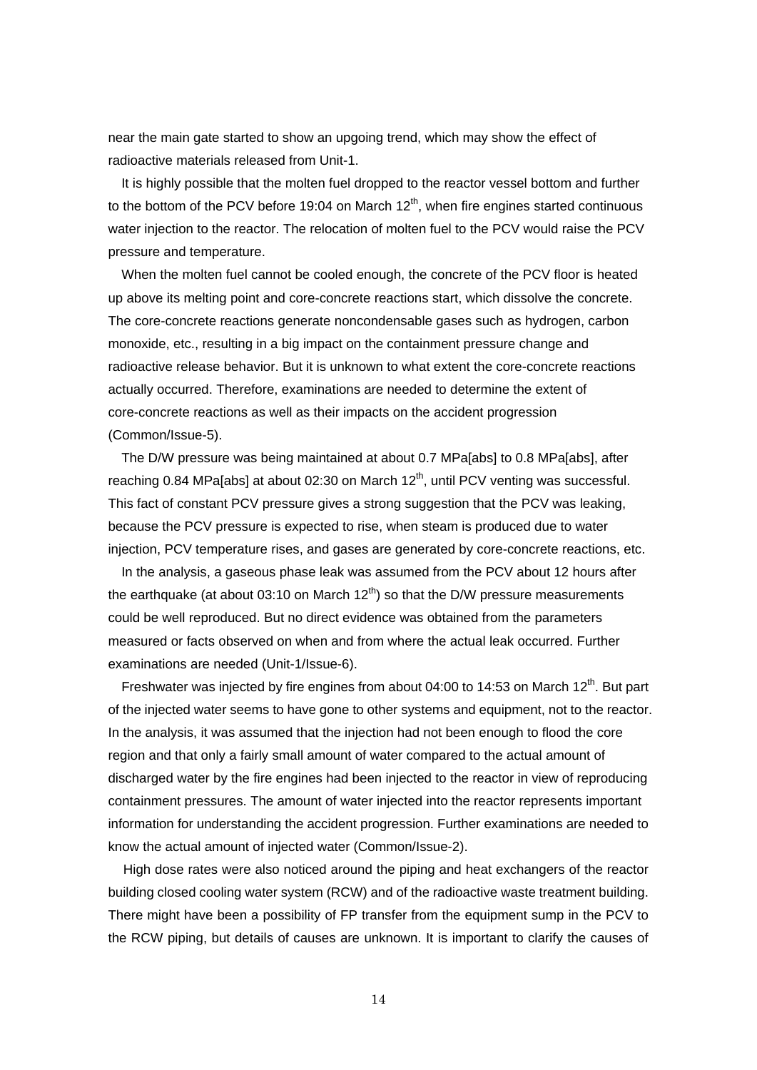near the main gate started to show an upgoing trend, which may show the effect of radioactive materials released from Unit-1.

It is highly possible that the molten fuel dropped to the reactor vessel bottom and further to the bottom of the PCV before 19:04 on March 12th, when fire engines started continuous water injection to the reactor. The relocation of molten fuel to the PCV would raise the PCV pressure and temperature.

When the molten fuel cannot be cooled enough, the concrete of the PCV floor is heated up above its melting point and core-concrete reactions start, which dissolve the concrete. The core-concrete reactions generate noncondensable gases such as hydrogen, carbon monoxide, etc., resulting in a big impact on the containment pressure change and radioactive release behavior. But it is unknown to what extent the core-concrete reactions actually occurred. Therefore, examinations are needed to determine the extent of core-concrete reactions as well as their impacts on the accident progression (Common/Issue-5).

The D/W pressure was being maintained at about 0.7 MPa[abs] to 0.8 MPa[abs], after reaching 0.84 MPa[abs] at about 02:30 on March 12th, until PCV venting was successful. This fact of constant PCV pressure gives a strong suggestion that the PCV was leaking, because the PCV pressure is expected to rise, when steam is produced due to water injection, PCV temperature rises, and gases are generated by core-concrete reactions, etc.

In the analysis, a gaseous phase leak was assumed from the PCV about 12 hours after the earthquake (at about 03:10 on March 12th) so that the D/W pressure measurements could be well reproduced. But no direct evidence was obtained from the parameters measured or facts observed on when and from where the actual leak occurred. Further examinations are needed (Unit-1/Issue-6).

Freshwater was injected by fire engines from about 04:00 to 14:53 on March 12th. But part of the injected water seems to have gone to other systems and equipment, not to the reactor. In the analysis, it was assumed that the injection had not been enough to flood the core region and that only a fairly small amount of water compared to the actual amount of discharged water by the fire engines had been injected to the reactor in view of reproducing containment pressures. The amount of water injected into the reactor represents important information for understanding the accident progression. Further examinations are needed to know the actual amount of injected water (Common/Issue-2).

High dose rates were also noticed around the piping and heat exchangers of the reactor building closed cooling water system (RCW) and of the radioactive waste treatment building. There might have been a possibility of FP transfer from the equipment sump in the PCV to the RCW piping, but details of causes are unknown. It is important to clarify the causes of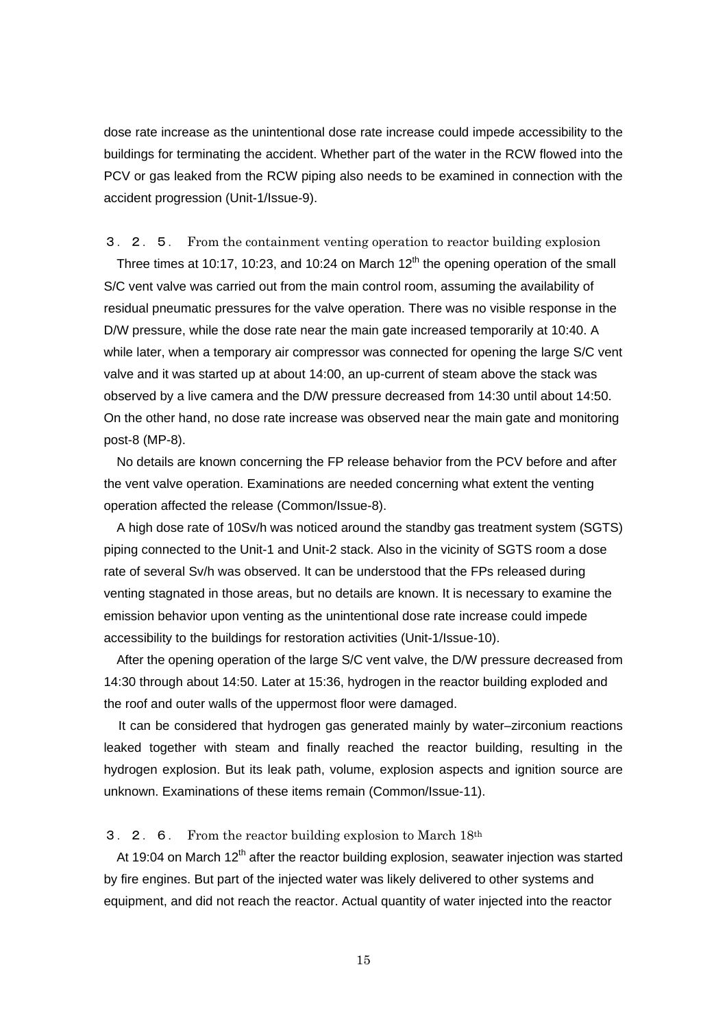dose rate increase as the unintentional dose rate increase could impede accessibility to the buildings for terminating the accident. Whether part of the water in the RCW flowed into the PCV or gas leaked from the RCW piping also needs to be examined in connection with the accident progression (Unit-1/Issue-9).

### ３．２．５． From the containment venting operation to reactor building explosion

Three times at 10:17, 10:23, and 10:24 on March 12th the opening operation of the small S/C vent valve was carried out from the main control room, assuming the availability of residual pneumatic pressures for the valve operation. There was no visible response in the D/W pressure, while the dose rate near the main gate increased temporarily at 10:40. A while later, when a temporary air compressor was connected for opening the large S/C vent valve and it was started up at about 14:00, an up-current of steam above the stack was observed by a live camera and the D/W pressure decreased from 14:30 until about 14:50. On the other hand, no dose rate increase was observed near the main gate and monitoring post-8 (MP-8).

No details are known concerning the FP release behavior from the PCV before and after the vent valve operation. Examinations are needed concerning what extent the venting operation affected the release (Common/Issue-8).

A high dose rate of 10Sv/h was noticed around the standby gas treatment system (SGTS) piping connected to the Unit-1 and Unit-2 stack. Also in the vicinity of SGTS room a dose rate of several Sv/h was observed. It can be understood that the FPs released during venting stagnated in those areas, but no details are known. It is necessary to examine the emission behavior upon venting as the unintentional dose rate increase could impede accessibility to the buildings for restoration activities (Unit-1/Issue-10).

After the opening operation of the large S/C vent valve, the D/W pressure decreased from 14:30 through about 14:50. Later at 15:36, hydrogen in the reactor building exploded and the roof and outer walls of the uppermost floor were damaged.

It can be considered that hydrogen gas generated mainly by water–zirconium reactions leaked together with steam and finally reached the reactor building, resulting in the hydrogen explosion. But its leak path, volume, explosion aspects and ignition source are unknown. Examinations of these items remain (Common/Issue-11).

### ３．２．６． From the reactor building explosion to March 18th

At 19:04 on March 12th after the reactor building explosion, seawater injection was started by fire engines. But part of the injected water was likely delivered to other systems and equipment, and did not reach the reactor. Actual quantity of water injected into the reactor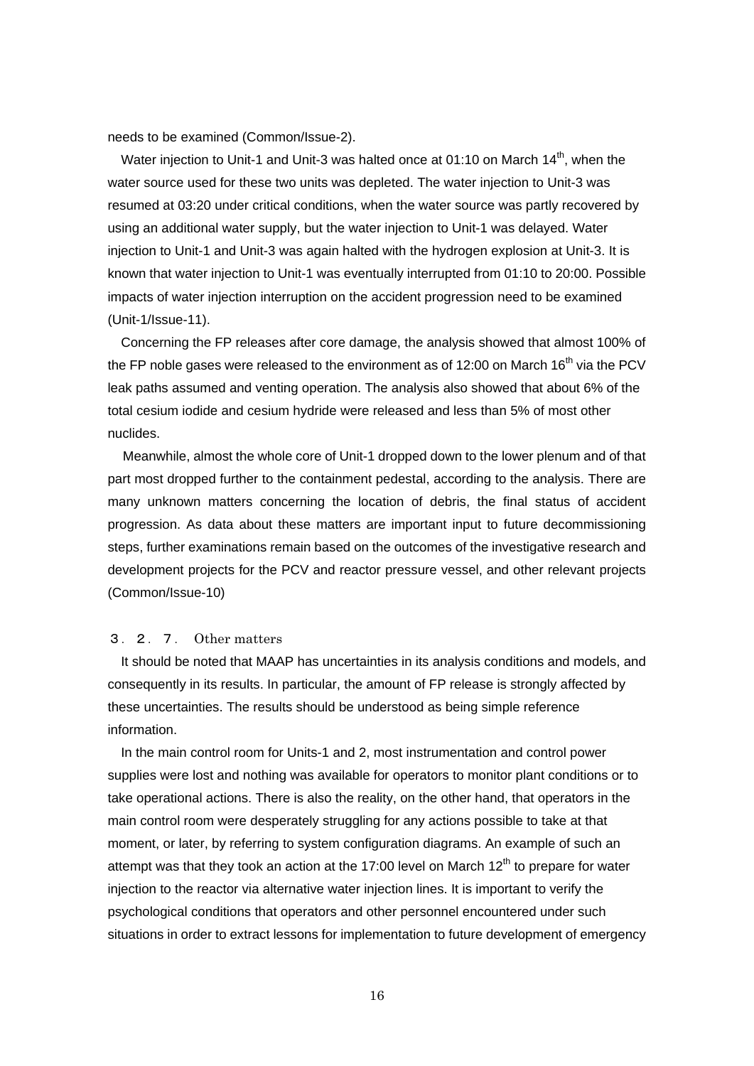needs to be examined (Common/Issue-2).

Water injection to Unit-1 and Unit-3 was halted once at 01:10 on March 14th, when the water source used for these two units was depleted. The water injection to Unit-3 was resumed at 03:20 under critical conditions, when the water source was partly recovered by using an additional water supply, but the water injection to Unit-1 was delayed. Water injection to Unit-1 and Unit-3 was again halted with the hydrogen explosion at Unit-3. It is known that water injection to Unit-1 was eventually interrupted from 01:10 to 20:00. Possible impacts of water injection interruption on the accident progression need to be examined (Unit-1/Issue-11).

Concerning the FP releases after core damage, the analysis showed that almost 100% of the FP noble gases were released to the environment as of 12:00 on March 16th via the PCV leak paths assumed and venting operation. The analysis also showed that about 6% of the total cesium iodide and cesium hydride were released and less than 5% of most other nuclides.

Meanwhile, almost the whole core of Unit-1 dropped down to the lower plenum and of that part most dropped further to the containment pedestal, according to the analysis. There are many unknown matters concerning the location of debris, the final status of accident progression. As data about these matters are important input to future decommissioning steps, further examinations remain based on the outcomes of the investigative research and development projects for the PCV and reactor pressure vessel, and other relevant projects (Common/Issue-10)

### ３．２．７． Other matters

It should be noted that MAAP has uncertainties in its analysis conditions and models, and consequently in its results. In particular, the amount of FP release is strongly affected by these uncertainties. The results should be understood as being simple reference information.

In the main control room for Units-1 and 2, most instrumentation and control power supplies were lost and nothing was available for operators to monitor plant conditions or to take operational actions. There is also the reality, on the other hand, that operators in the main control room were desperately struggling for any actions possible to take at that moment, or later, by referring to system configuration diagrams. An example of such an attempt was that they took an action at the 17:00 level on March 12th to prepare for water injection to the reactor via alternative water injection lines. It is important to verify the psychological conditions that operators and other personnel encountered under such situations in order to extract lessons for implementation to future development of emergency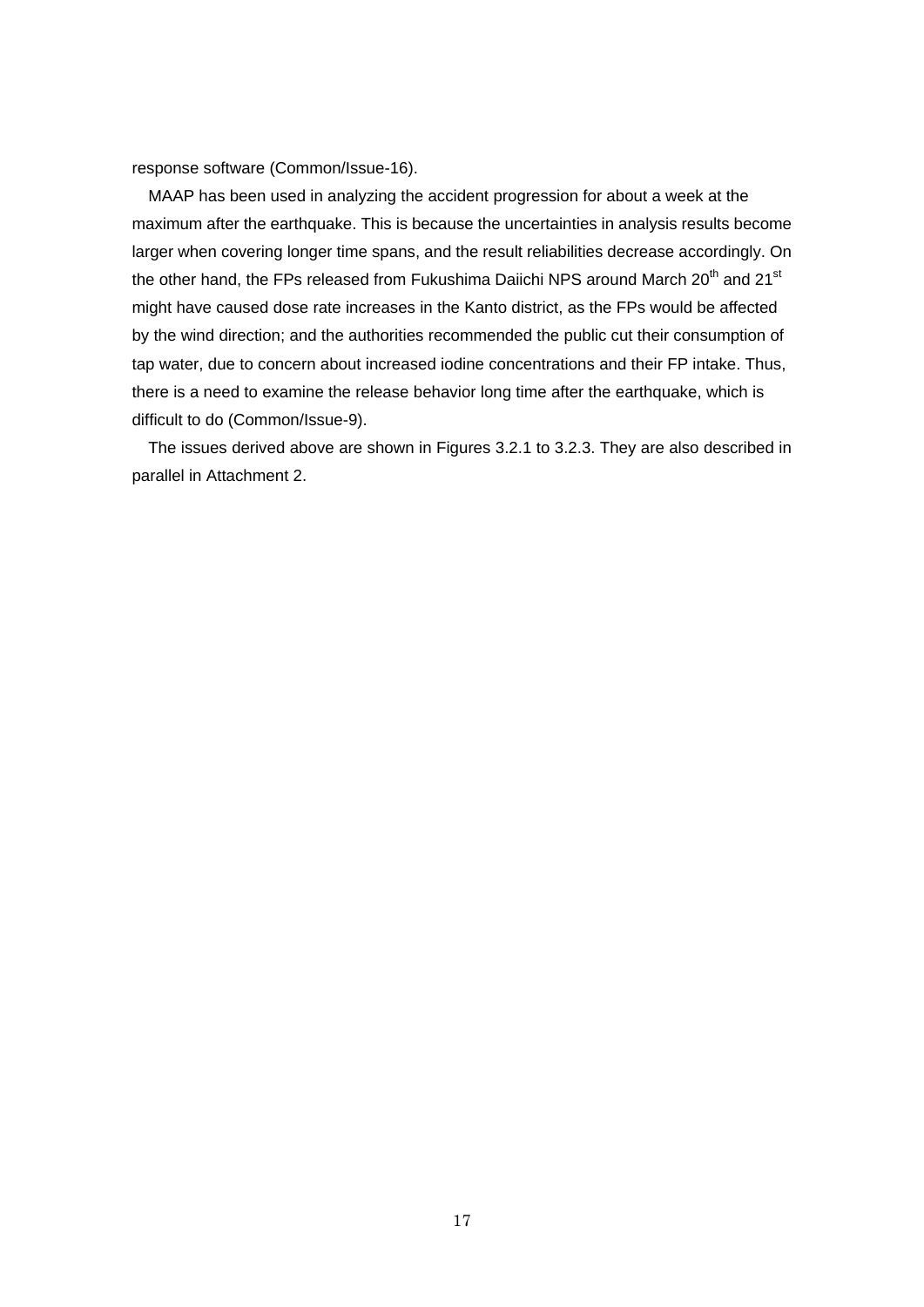response software (Common/Issue-16).

MAAP has been used in analyzing the accident progression for about a week at the maximum after the earthquake. This is because the uncertainties in analysis results become larger when covering longer time spans, and the result reliabilities decrease accordingly. On the other hand, the FPs released from Fukushima Daiichi NPS around March 20th and 21st might have caused dose rate increases in the Kanto district, as the FPs would be affected by the wind direction; and the authorities recommended the public cut their consumption of tap water, due to concern about increased iodine concentrations and their FP intake. Thus, there is a need to examine the release behavior long time after the earthquake, which is difficult to do (Common/Issue-9).

The issues derived above are shown in Figures 3.2.1 to 3.2.3. They are also described in parallel in Attachment 2.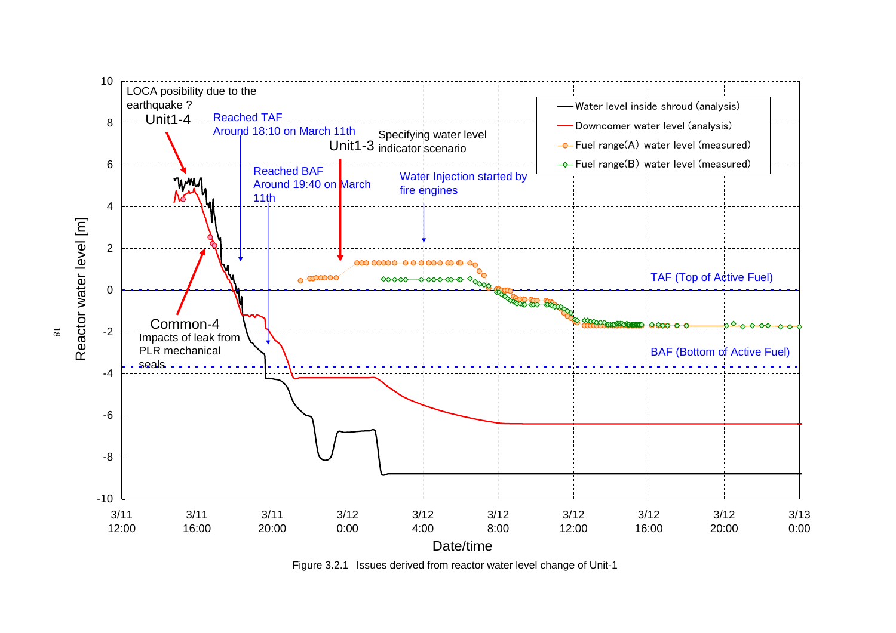Figure 3.2.1 Issues derived from reactor water level change of Unit-1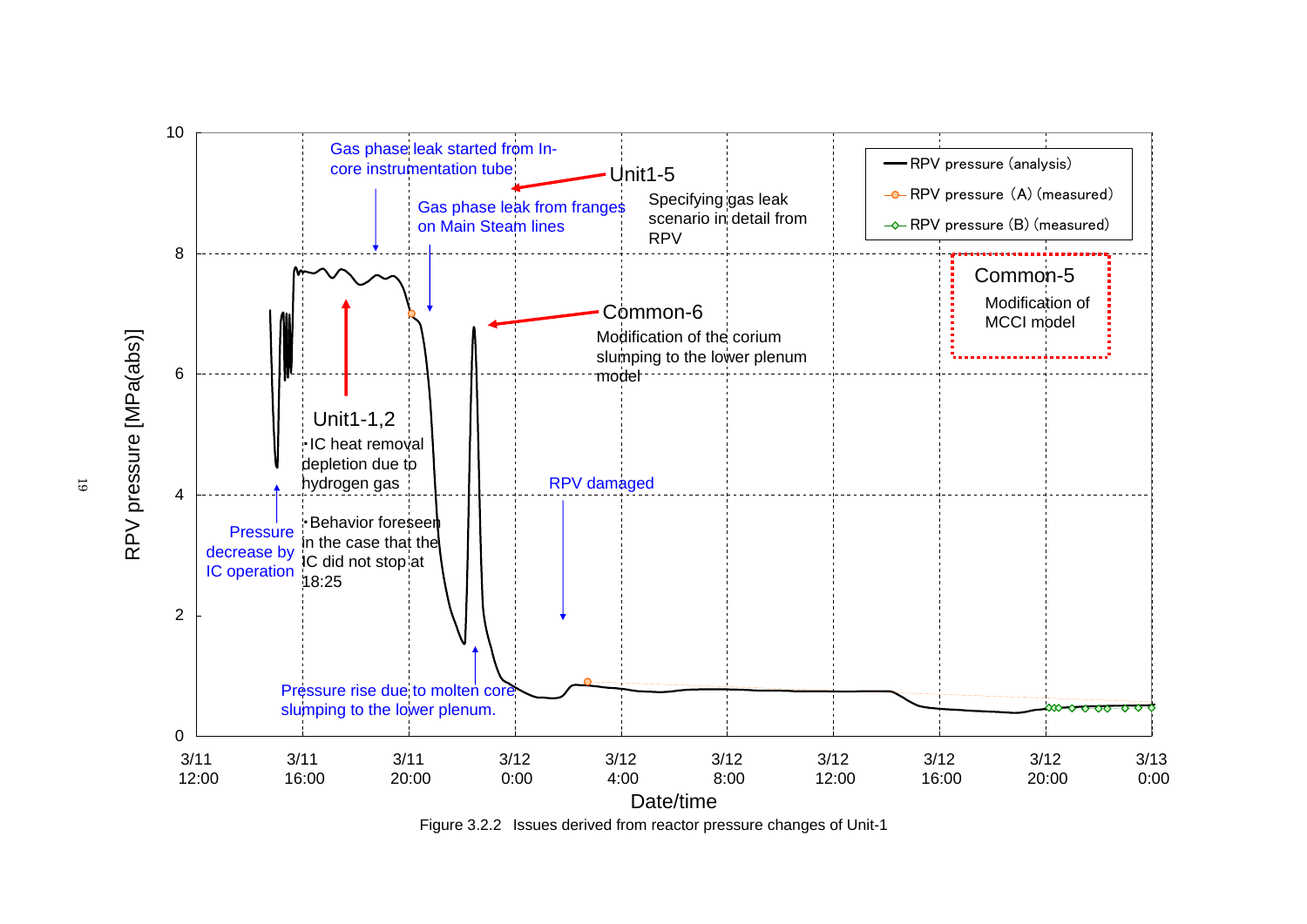Gas phase leak started from In-core instrumentation tube

Unit1-5

Specifying gas leak scenario in detail from RPV

Gas phase leak from flanges on Main Steam lines

Common-6

Modification of the corium slumping to the lower plenum model

Common-5

Modification of MCCI model

Unit1-1,2

・IC heat removal depletion due to hydrogen gas

・Behavior foreseen in the case that the IC did not stop at 18:25

Pressure decrease by IC operation

RPV damaged

Pressure rise due to molten core slumping to the lower plenum.

Legend:
- RPV pressure (analysis)
- RPV pressure (A) (measured)
- RPV pressure (B) (measured)

RPV pressure [MPa(abs)]: 0, 2, 4, 6, 8, 10

Date/time: 3/11 12:00, 3/11 16:00, 3/11 20:00, 3/12 0:00, 3/12 4:00, 3/12 8:00, 3/12 12:00, 3/12 16:00, 3/12 20:00, 3/13 0:00

Figure 3.2.2 Issues derived from reactor pressure changes of Unit-1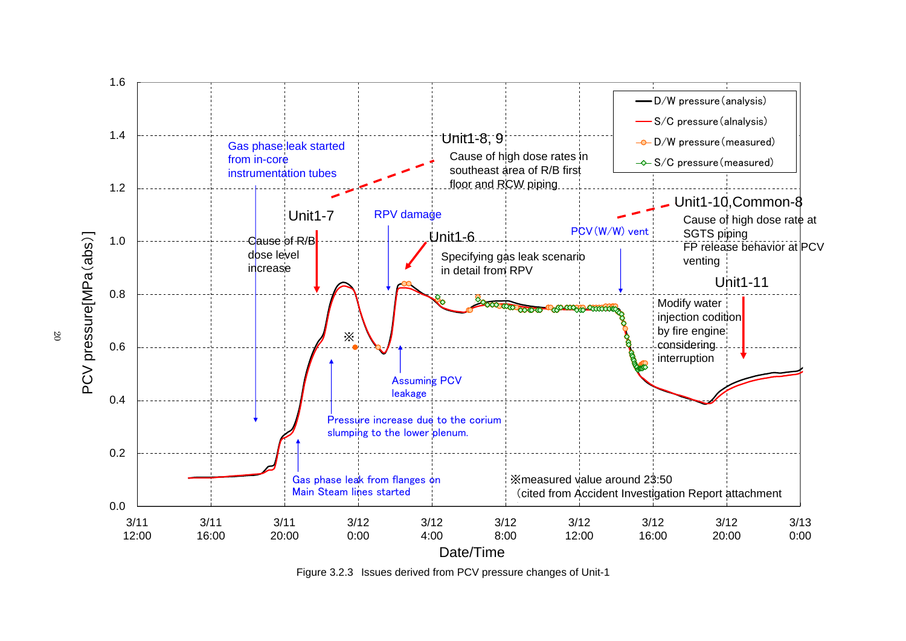Gas phase leak started from in-core instrumentation tubes

Unit1-7

Cause of R/B dose level increase

RPV damage

Unit1-8, 9

Cause of high dose rates in southeast area of R/B first floor and RCW piping

Unit1-6

Specifying gas leak scenario in detail from RPV

PCV (W/W) vent

Unit1-10,Common-8

Cause of high dose rate at SGTS piping

FP release behavior at PCV venting

Unit1-11

Modify water injection codition by fire engine considering interruption

Pressure increase due to the corium slumping to the lower plenum.

Assuming PCV leakage

Gas phase leak from flanges on Main Steam lines started

※measured value around 23:50

(cited from Accident Investigation Report attachment)

- D/W pressure (analysis)
- S/C pressure (alnalysis)
- D/W pressure (measured)
- S/C pressure (measured)

PCV pressure[MPa(abs)]: 0.0, 0.2, 0.4, 0.6, 0.8, 1.0, 1.2, 1.4, 1.6

Date/Time: 3/11 12:00, 3/11 16:00, 3/11 20:00, 3/12 0:00, 3/12 4:00, 3/12 8:00, 3/12 12:00, 3/12 16:00, 3/12 20:00, 3/13 0:00

Figure 3.2.3 Issues derived from PCV pressure changes of Unit-1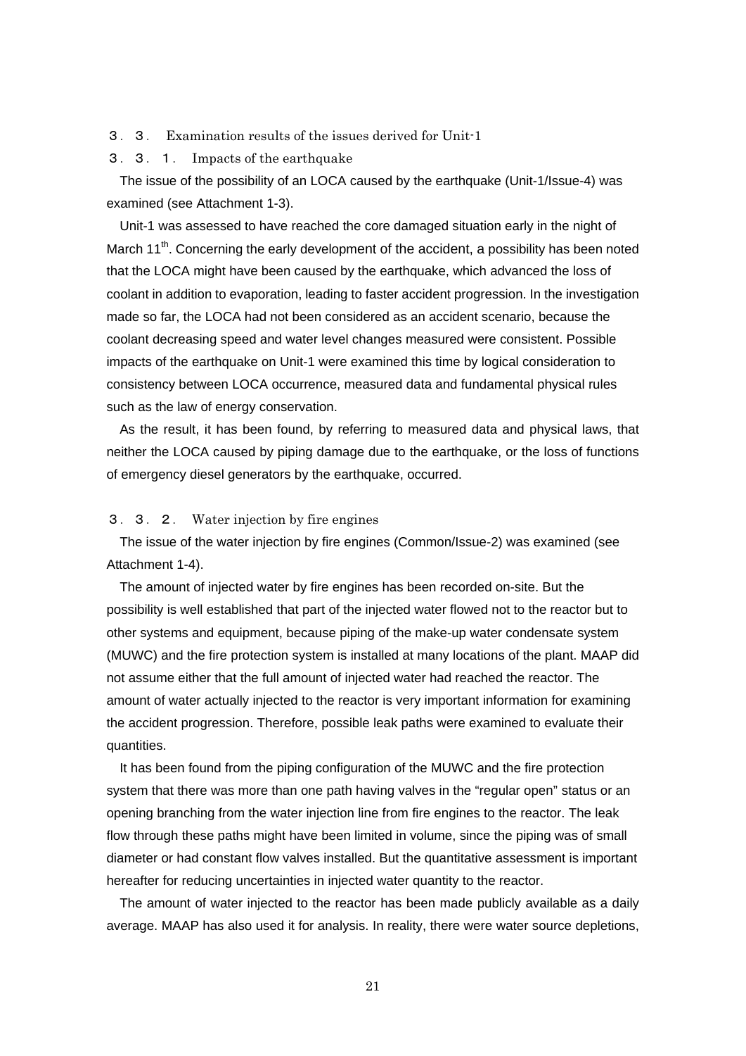## ３．３． Examination results of the issues derived for Unit-1

### ３．３．１． Impacts of the earthquake

The issue of the possibility of an LOCA caused by the earthquake (Unit-1/Issue-4) was examined (see Attachment 1-3).

Unit-1 was assessed to have reached the core damaged situation early in the night of March 11th. Concerning the early development of the accident, a possibility has been noted that the LOCA might have been caused by the earthquake, which advanced the loss of coolant in addition to evaporation, leading to faster accident progression. In the investigation made so far, the LOCA had not been considered as an accident scenario, because the coolant decreasing speed and water level changes measured were consistent. Possible impacts of the earthquake on Unit-1 were examined this time by logical consideration to consistency between LOCA occurrence, measured data and fundamental physical rules such as the law of energy conservation.

As the result, it has been found, by referring to measured data and physical laws, that neither the LOCA caused by piping damage due to the earthquake, or the loss of functions of emergency diesel generators by the earthquake, occurred.

### ３．３．２． Water injection by fire engines

The issue of the water injection by fire engines (Common/Issue-2) was examined (see Attachment 1-4).

The amount of injected water by fire engines has been recorded on-site. But the possibility is well established that part of the injected water flowed not to the reactor but to other systems and equipment, because piping of the make-up water condensate system (MUWC) and the fire protection system is installed at many locations of the plant. MAAP did not assume either that the full amount of injected water had reached the reactor. The amount of water actually injected to the reactor is very important information for examining the accident progression. Therefore, possible leak paths were examined to evaluate their quantities.

It has been found from the piping configuration of the MUWC and the fire protection system that there was more than one path having valves in the "regular open" status or an opening branching from the water injection line from fire engines to the reactor. The leak flow through these paths might have been limited in volume, since the piping was of small diameter or had constant flow valves installed. But the quantitative assessment is important hereafter for reducing uncertainties in injected water quantity to the reactor.

The amount of water injected to the reactor has been made publicly available as a daily average. MAAP has also used it for analysis. In reality, there were water source depletions,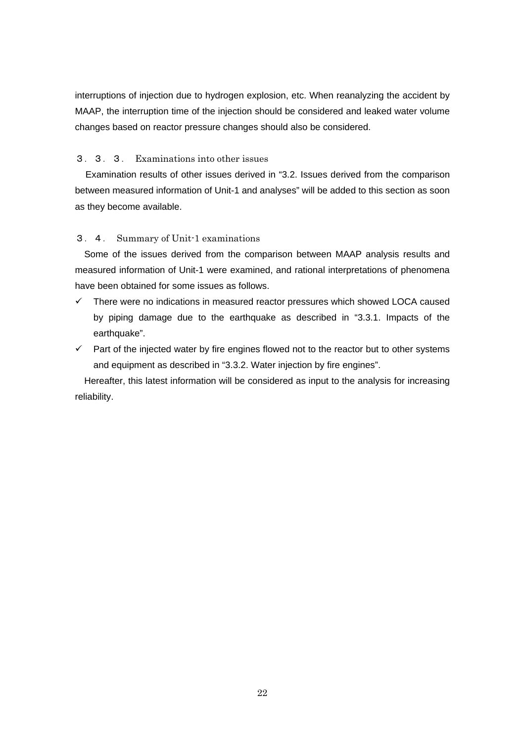interruptions of injection due to hydrogen explosion, etc. When reanalyzing the accident by MAAP, the interruption time of the injection should be considered and leaked water volume changes based on reactor pressure changes should also be considered.

### ３．３．３． Examinations into other issues

Examination results of other issues derived in “3.2. Issues derived from the comparison between measured information of Unit-1 and analyses” will be added to this section as soon as they become available.

## ３．４． Summary of Unit-1 examinations

Some of the issues derived from the comparison between MAAP analysis results and measured information of Unit-1 were examined, and rational interpretations of phenomena have been obtained for some issues as follows.

- ✓ There were no indications in measured reactor pressures which showed LOCA caused by piping damage due to the earthquake as described in “3.3.1. Impacts of the earthquake”.
- ✓ Part of the injected water by fire engines flowed not to the reactor but to other systems and equipment as described in “3.3.2. Water injection by fire engines”.

Hereafter, this latest information will be considered as input to the analysis for increasing reliability.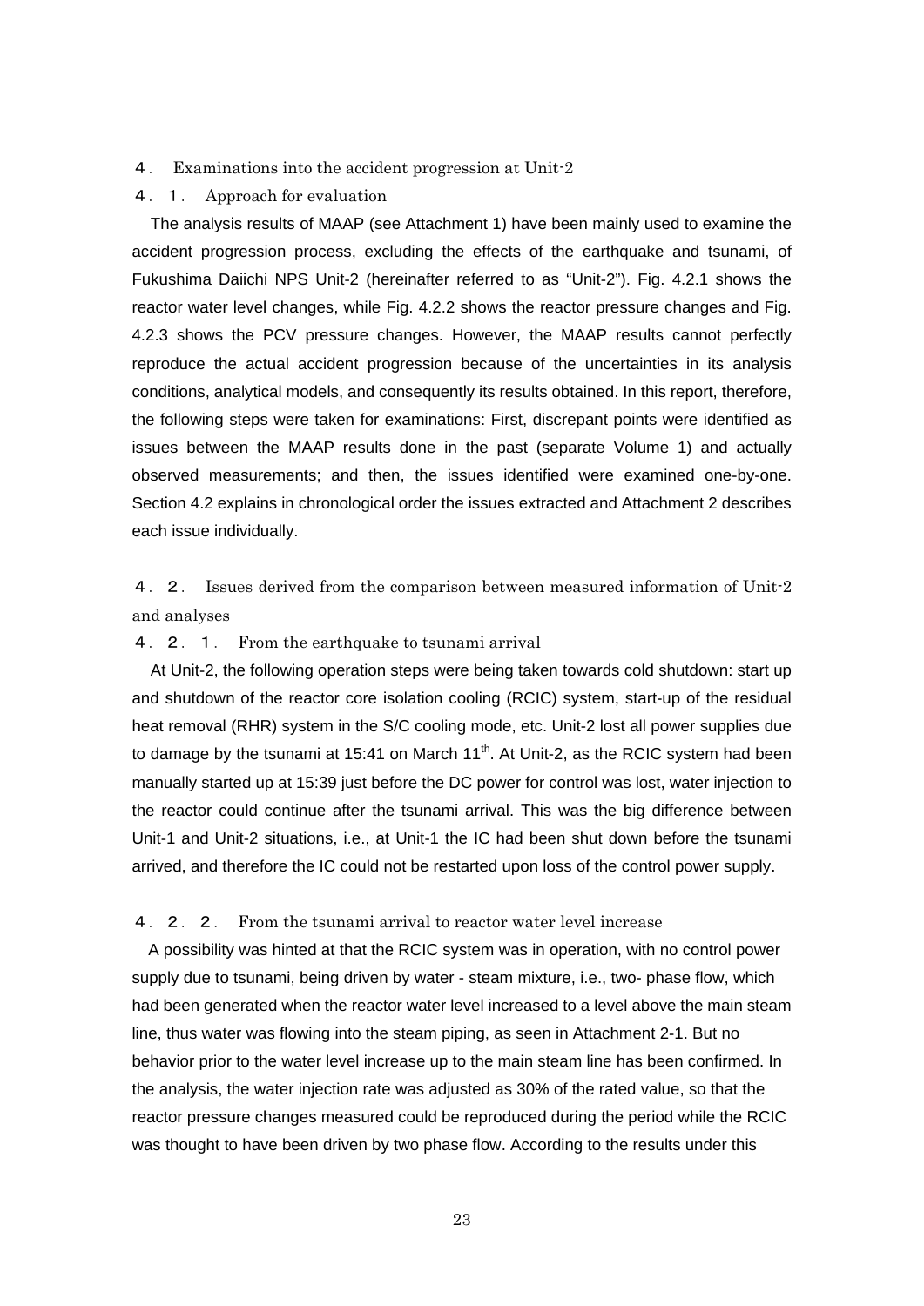# ４． Examinations into the accident progression at Unit-2

## ４．１． Approach for evaluation

The analysis results of MAAP (see Attachment 1) have been mainly used to examine the accident progression process, excluding the effects of the earthquake and tsunami, of Fukushima Daiichi NPS Unit-2 (hereinafter referred to as "Unit-2"). Fig. 4.2.1 shows the reactor water level changes, while Fig. 4.2.2 shows the reactor pressure changes and Fig. 4.2.3 shows the PCV pressure changes. However, the MAAP results cannot perfectly reproduce the actual accident progression because of the uncertainties in its analysis conditions, analytical models, and consequently its results obtained. In this report, therefore, the following steps were taken for examinations: First, discrepant points were identified as issues between the MAAP results done in the past (separate Volume 1) and actually observed measurements; and then, the issues identified were examined one-by-one. Section 4.2 explains in chronological order the issues extracted and Attachment 2 describes each issue individually.

## ４．２． Issues derived from the comparison between measured information of Unit-2 and analyses

### ４．２．１． From the earthquake to tsunami arrival

At Unit-2, the following operation steps were being taken towards cold shutdown: start up and shutdown of the reactor core isolation cooling (RCIC) system, start-up of the residual heat removal (RHR) system in the S/C cooling mode, etc. Unit-2 lost all power supplies due to damage by the tsunami at 15:41 on March 11th. At Unit-2, as the RCIC system had been manually started up at 15:39 just before the DC power for control was lost, water injection to the reactor could continue after the tsunami arrival. This was the big difference between Unit-1 and Unit-2 situations, i.e., at Unit-1 the IC had been shut down before the tsunami arrived, and therefore the IC could not be restarted upon loss of the control power supply.

### ４．２．２． From the tsunami arrival to reactor water level increase

A possibility was hinted at that the RCIC system was in operation, with no control power supply due to tsunami, being driven by water - steam mixture, i.e., two- phase flow, which had been generated when the reactor water level increased to a level above the main steam line, thus water was flowing into the steam piping, as seen in Attachment 2-1. But no behavior prior to the water level increase up to the main steam line has been confirmed. In the analysis, the water injection rate was adjusted as 30% of the rated value, so that the reactor pressure changes measured could be reproduced during the period while the RCIC was thought to have been driven by two phase flow. According to the results under this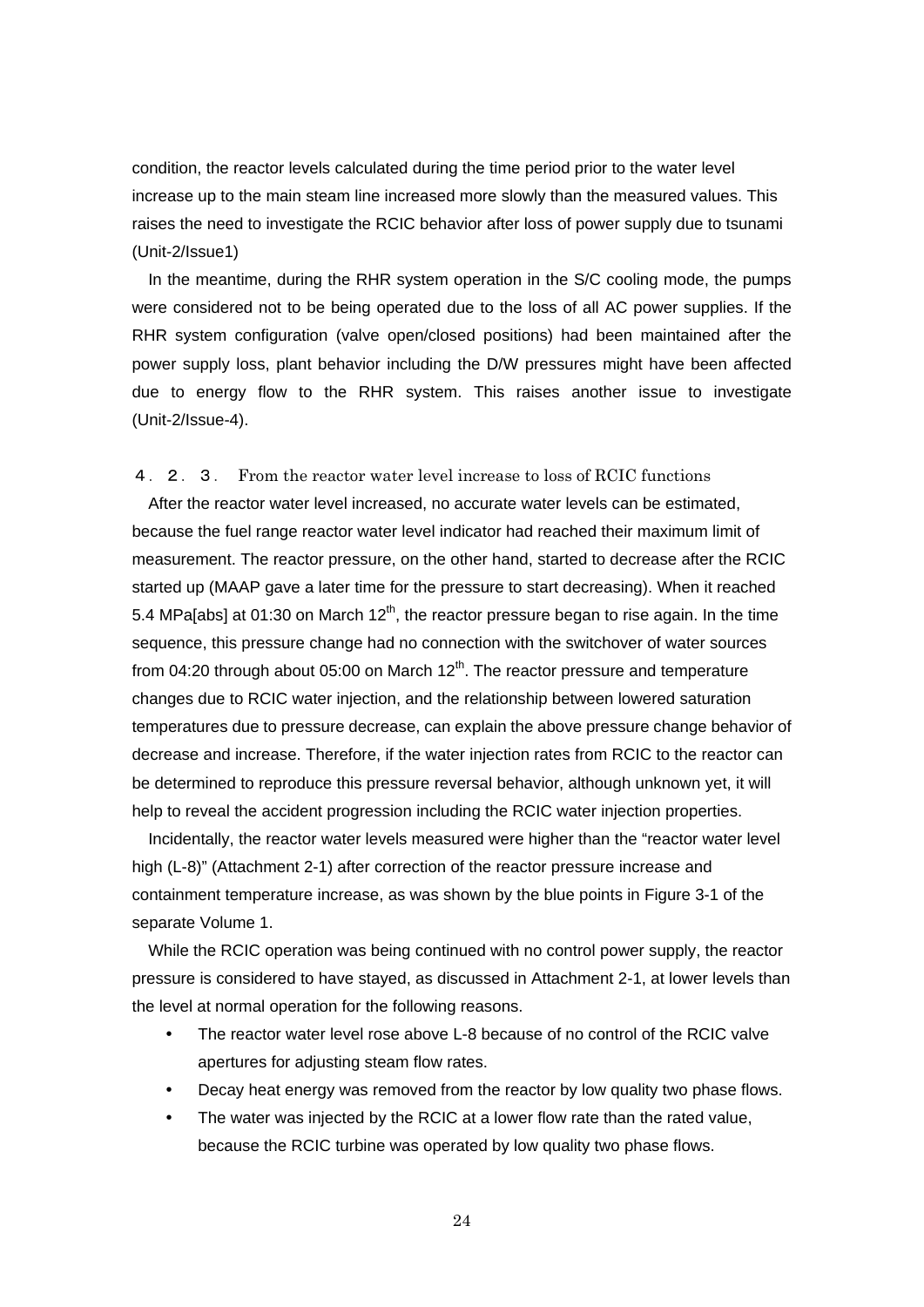condition, the reactor levels calculated during the time period prior to the water level increase up to the main steam line increased more slowly than the measured values. This raises the need to investigate the RCIC behavior after loss of power supply due to tsunami (Unit-2/Issue1)

In the meantime, during the RHR system operation in the S/C cooling mode, the pumps were considered not to be being operated due to the loss of all AC power supplies. If the RHR system configuration (valve open/closed positions) had been maintained after the power supply loss, plant behavior including the D/W pressures might have been affected due to energy flow to the RHR system. This raises another issue to investigate (Unit-2/Issue-4).

### ４．２．３． From the reactor water level increase to loss of RCIC functions

After the reactor water level increased, no accurate water levels can be estimated, because the fuel range reactor water level indicator had reached their maximum limit of measurement. The reactor pressure, on the other hand, started to decrease after the RCIC started up (MAAP gave a later time for the pressure to start decreasing). When it reached 5.4 MPa[abs] at 01:30 on March 12th, the reactor pressure began to rise again. In the time sequence, this pressure change had no connection with the switchover of water sources from 04:20 through about 05:00 on March 12th. The reactor pressure and temperature changes due to RCIC water injection, and the relationship between lowered saturation temperatures due to pressure decrease, can explain the above pressure change behavior of decrease and increase. Therefore, if the water injection rates from RCIC to the reactor can be determined to reproduce this pressure reversal behavior, although unknown yet, it will help to reveal the accident progression including the RCIC water injection properties.

Incidentally, the reactor water levels measured were higher than the "reactor water level high (L-8)" (Attachment 2-1) after correction of the reactor pressure increase and containment temperature increase, as was shown by the blue points in Figure 3-1 of the separate Volume 1.

While the RCIC operation was being continued with no control power supply, the reactor pressure is considered to have stayed, as discussed in Attachment 2-1, at lower levels than the level at normal operation for the following reasons.

- The reactor water level rose above L-8 because of no control of the RCIC valve apertures for adjusting steam flow rates.
- Decay heat energy was removed from the reactor by low quality two phase flows.
- The water was injected by the RCIC at a lower flow rate than the rated value, because the RCIC turbine was operated by low quality two phase flows.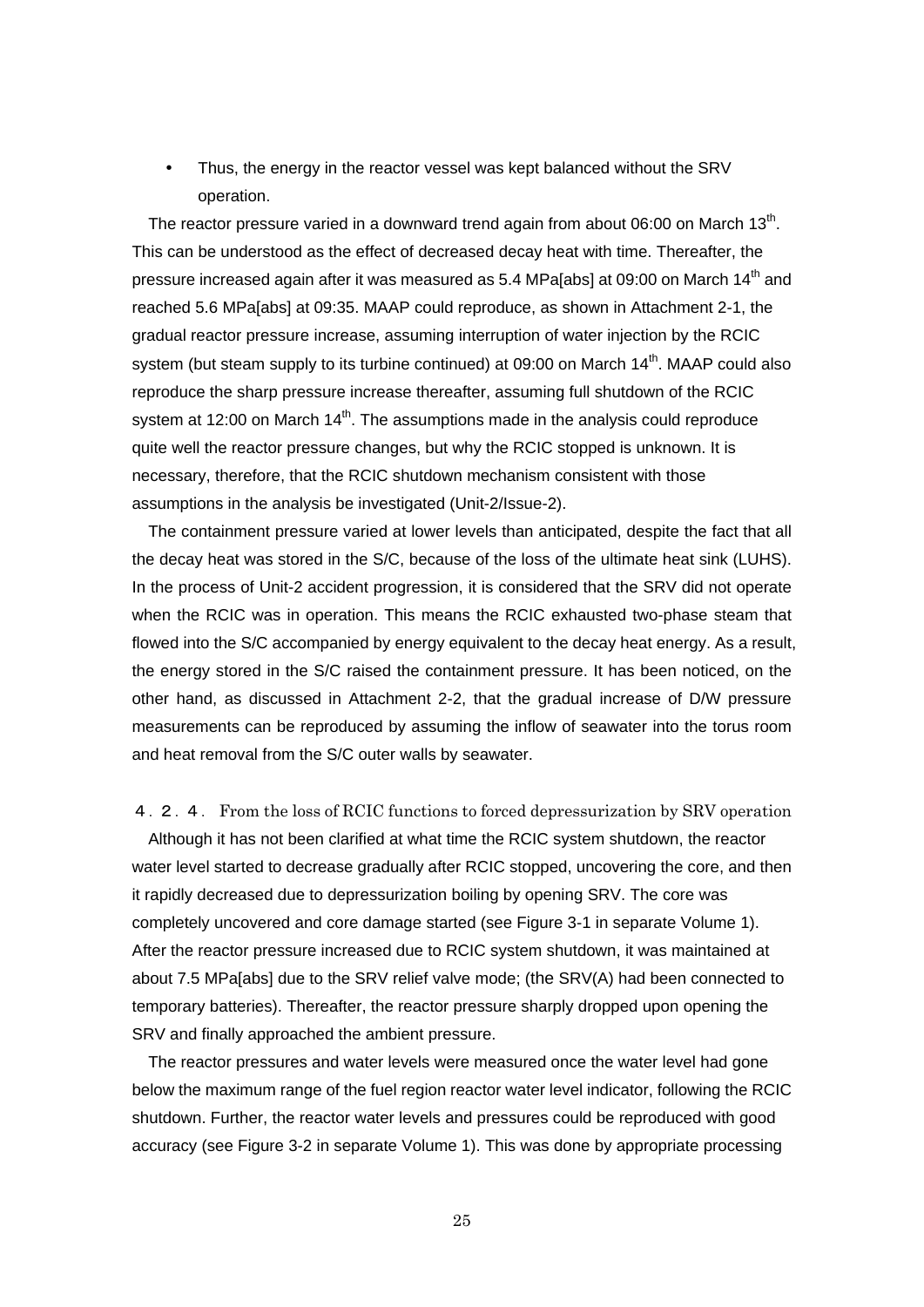- Thus, the energy in the reactor vessel was kept balanced without the SRV operation.

The reactor pressure varied in a downward trend again from about 06:00 on March 13$^{th}$. This can be understood as the effect of decreased decay heat with time. Thereafter, the pressure increased again after it was measured as 5.4 MPa[abs] at 09:00 on March 14$^{th}$ and reached 5.6 MPa[abs] at 09:35. MAAP could reproduce, as shown in Attachment 2-1, the gradual reactor pressure increase, assuming interruption of water injection by the RCIC system (but steam supply to its turbine continued) at 09:00 on March 14$^{th}$. MAAP could also reproduce the sharp pressure increase thereafter, assuming full shutdown of the RCIC system at 12:00 on March 14$^{th}$. The assumptions made in the analysis could reproduce quite well the reactor pressure changes, but why the RCIC stopped is unknown. It is necessary, therefore, that the RCIC shutdown mechanism consistent with those assumptions in the analysis be investigated (Unit-2/Issue-2).

The containment pressure varied at lower levels than anticipated, despite the fact that all the decay heat was stored in the S/C, because of the loss of the ultimate heat sink (LUHS). In the process of Unit-2 accident progression, it is considered that the SRV did not operate when the RCIC was in operation. This means the RCIC exhausted two-phase steam that flowed into the S/C accompanied by energy equivalent to the decay heat energy. As a result, the energy stored in the S/C raised the containment pressure. It has been noticed, on the other hand, as discussed in Attachment 2-2, that the gradual increase of D/W pressure measurements can be reproduced by assuming the inflow of seawater into the torus room and heat removal from the S/C outer walls by seawater.

### ４．２．４． From the loss of RCIC functions to forced depressurization by SRV operation

Although it has not been clarified at what time the RCIC system shutdown, the reactor water level started to decrease gradually after RCIC stopped, uncovering the core, and then it rapidly decreased due to depressurization boiling by opening SRV. The core was completely uncovered and core damage started (see Figure 3-1 in separate Volume 1). After the reactor pressure increased due to RCIC system shutdown, it was maintained at about 7.5 MPa[abs] due to the SRV relief valve mode; (the SRV(A) had been connected to temporary batteries). Thereafter, the reactor pressure sharply dropped upon opening the SRV and finally approached the ambient pressure.

The reactor pressures and water levels were measured once the water level had gone below the maximum range of the fuel region reactor water level indicator, following the RCIC shutdown. Further, the reactor water levels and pressures could be reproduced with good accuracy (see Figure 3-2 in separate Volume 1). This was done by appropriate processing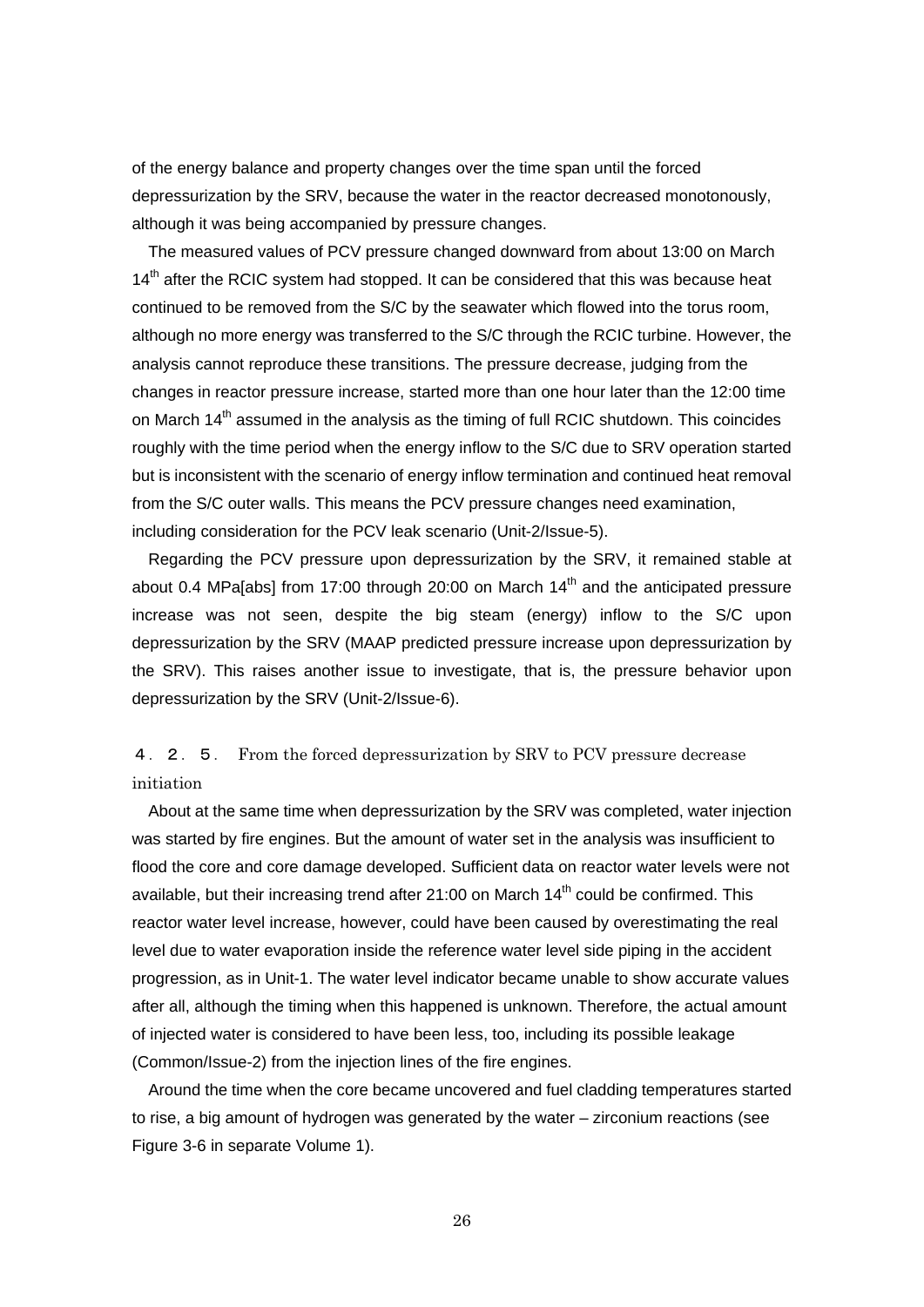of the energy balance and property changes over the time span until the forced depressurization by the SRV, because the water in the reactor decreased monotonously, although it was being accompanied by pressure changes.

The measured values of PCV pressure changed downward from about 13:00 on March 14th after the RCIC system had stopped. It can be considered that this was because heat continued to be removed from the S/C by the seawater which flowed into the torus room, although no more energy was transferred to the S/C through the RCIC turbine. However, the analysis cannot reproduce these transitions. The pressure decrease, judging from the changes in reactor pressure increase, started more than one hour later than the 12:00 time on March 14th assumed in the analysis as the timing of full RCIC shutdown. This coincides roughly with the time period when the energy inflow to the S/C due to SRV operation started but is inconsistent with the scenario of energy inflow termination and continued heat removal from the S/C outer walls. This means the PCV pressure changes need examination, including consideration for the PCV leak scenario (Unit-2/Issue-5).

Regarding the PCV pressure upon depressurization by the SRV, it remained stable at about 0.4 MPa[abs] from 17:00 through 20:00 on March 14th and the anticipated pressure increase was not seen, despite the big steam (energy) inflow to the S/C upon depressurization by the SRV (MAAP predicted pressure increase upon depressurization by the SRV). This raises another issue to investigate, that is, the pressure behavior upon depressurization by the SRV (Unit-2/Issue-6).

### ４．２．５． From the forced depressurization by SRV to PCV pressure decrease initiation

About at the same time when depressurization by the SRV was completed, water injection was started by fire engines. But the amount of water set in the analysis was insufficient to flood the core and core damage developed. Sufficient data on reactor water levels were not available, but their increasing trend after 21:00 on March 14th could be confirmed. This reactor water level increase, however, could have been caused by overestimating the real level due to water evaporation inside the reference water level side piping in the accident progression, as in Unit-1. The water level indicator became unable to show accurate values after all, although the timing when this happened is unknown. Therefore, the actual amount of injected water is considered to have been less, too, including its possible leakage (Common/Issue-2) from the injection lines of the fire engines.

Around the time when the core became uncovered and fuel cladding temperatures started to rise, a big amount of hydrogen was generated by the water – zirconium reactions (see Figure 3-6 in separate Volume 1).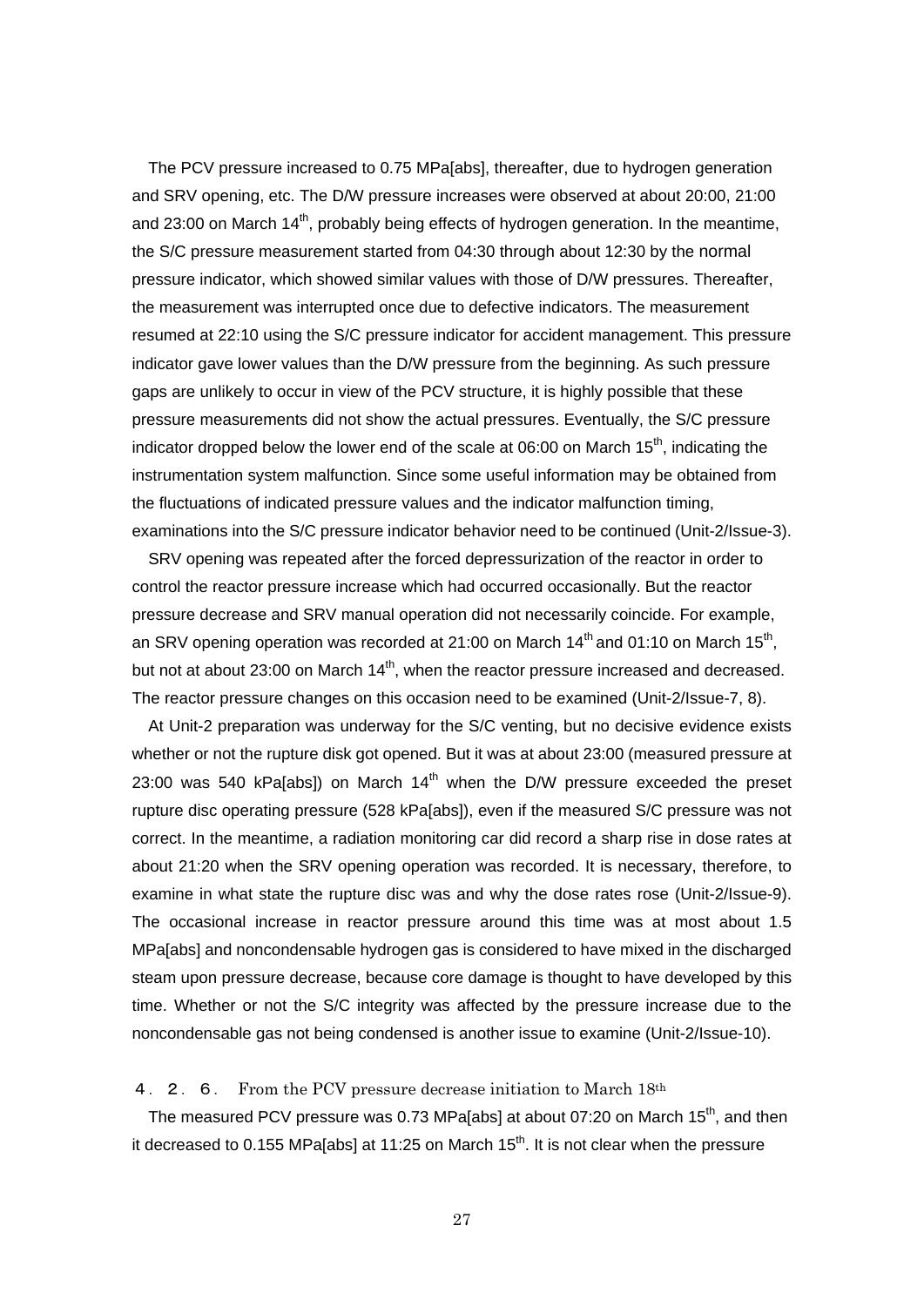The PCV pressure increased to 0.75 MPa[abs], thereafter, due to hydrogen generation and SRV opening, etc. The D/W pressure increases were observed at about 20:00, 21:00 and 23:00 on March 14th, probably being effects of hydrogen generation. In the meantime, the S/C pressure measurement started from 04:30 through about 12:30 by the normal pressure indicator, which showed similar values with those of D/W pressures. Thereafter, the measurement was interrupted once due to defective indicators. The measurement resumed at 22:10 using the S/C pressure indicator for accident management. This pressure indicator gave lower values than the D/W pressure from the beginning. As such pressure gaps are unlikely to occur in view of the PCV structure, it is highly possible that these pressure measurements did not show the actual pressures. Eventually, the S/C pressure indicator dropped below the lower end of the scale at 06:00 on March 15th, indicating the instrumentation system malfunction. Since some useful information may be obtained from the fluctuations of indicated pressure values and the indicator malfunction timing, examinations into the S/C pressure indicator behavior need to be continued (Unit-2/Issue-3).

SRV opening was repeated after the forced depressurization of the reactor in order to control the reactor pressure increase which had occurred occasionally. But the reactor pressure decrease and SRV manual operation did not necessarily coincide. For example, an SRV opening operation was recorded at 21:00 on March 14th and 01:10 on March 15th, but not at about 23:00 on March 14th, when the reactor pressure increased and decreased. The reactor pressure changes on this occasion need to be examined (Unit-2/Issue-7, 8).

At Unit-2 preparation was underway for the S/C venting, but no decisive evidence exists whether or not the rupture disk got opened. But it was at about 23:00 (measured pressure at 23:00 was 540 kPa[abs]) on March 14th when the D/W pressure exceeded the preset rupture disc operating pressure (528 kPa[abs]), even if the measured S/C pressure was not correct. In the meantime, a radiation monitoring car did record a sharp rise in dose rates at about 21:20 when the SRV opening operation was recorded. It is necessary, therefore, to examine in what state the rupture disc was and why the dose rates rose (Unit-2/Issue-9). The occasional increase in reactor pressure around this time was at most about 1.5 MPa[abs] and noncondensable hydrogen gas is considered to have mixed in the discharged steam upon pressure decrease, because core damage is thought to have developed by this time. Whether or not the S/C integrity was affected by the pressure increase due to the noncondensable gas not being condensed is another issue to examine (Unit-2/Issue-10).

### ４．２．６． From the PCV pressure decrease initiation to March 18th

The measured PCV pressure was 0.73 MPa[abs] at about 07:20 on March 15th, and then it decreased to 0.155 MPa[abs] at 11:25 on March 15th. It is not clear when the pressure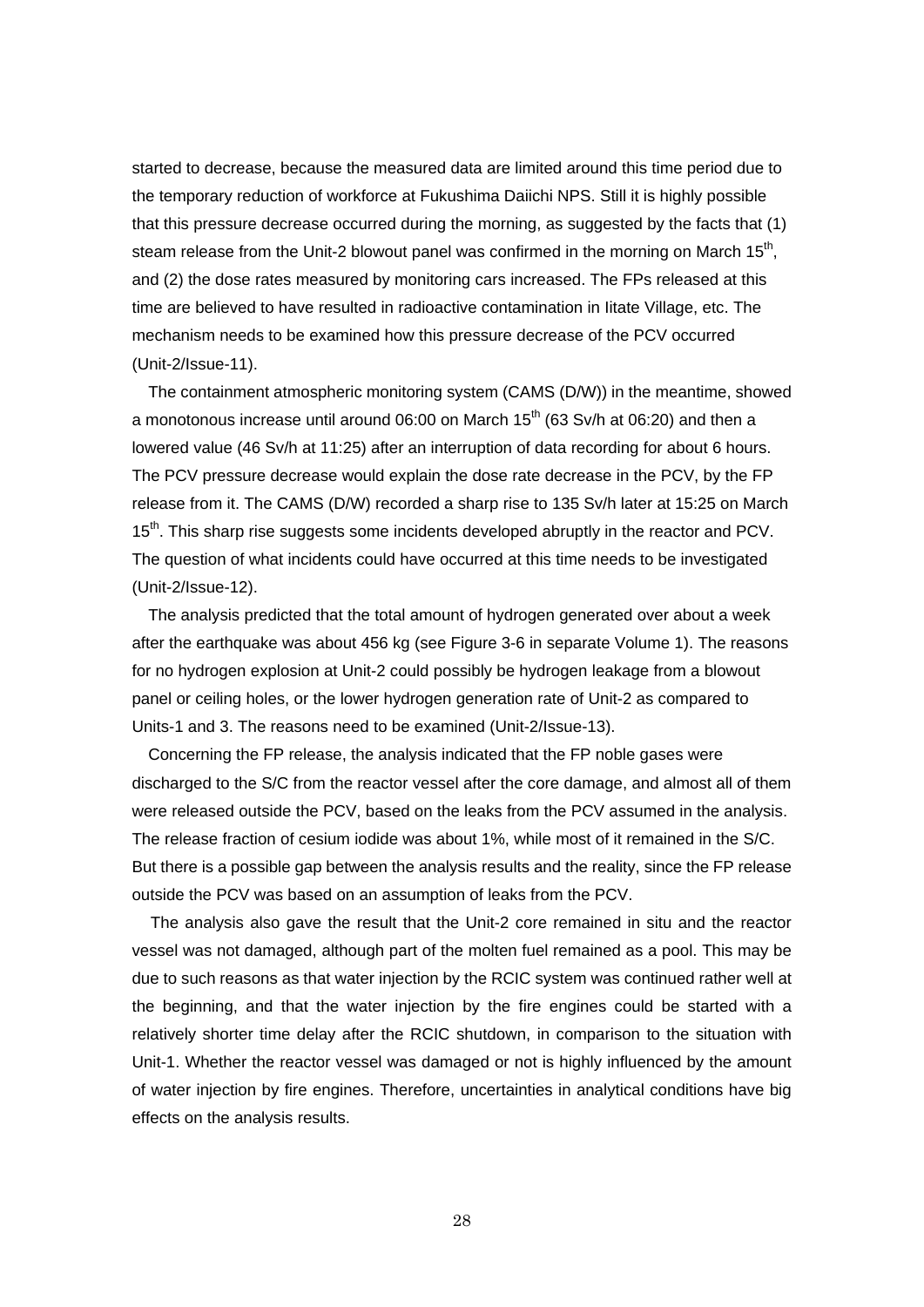started to decrease, because the measured data are limited around this time period due to the temporary reduction of workforce at Fukushima Daiichi NPS. Still it is highly possible that this pressure decrease occurred during the morning, as suggested by the facts that (1) steam release from the Unit-2 blowout panel was confirmed in the morning on March 15$^{th}$, and (2) the dose rates measured by monitoring cars increased. The FPs released at this time are believed to have resulted in radioactive contamination in Iitate Village, etc. The mechanism needs to be examined how this pressure decrease of the PCV occurred (Unit-2/Issue-11).

The containment atmospheric monitoring system (CAMS (D/W)) in the meantime, showed a monotonous increase until around 06:00 on March 15$^{th}$ (63 Sv/h at 06:20) and then a lowered value (46 Sv/h at 11:25) after an interruption of data recording for about 6 hours. The PCV pressure decrease would explain the dose rate decrease in the PCV, by the FP release from it. The CAMS (D/W) recorded a sharp rise to 135 Sv/h later at 15:25 on March 15$^{th}$. This sharp rise suggests some incidents developed abruptly in the reactor and PCV. The question of what incidents could have occurred at this time needs to be investigated (Unit-2/Issue-12).

The analysis predicted that the total amount of hydrogen generated over about a week after the earthquake was about 456 kg (see Figure 3-6 in separate Volume 1). The reasons for no hydrogen explosion at Unit-2 could possibly be hydrogen leakage from a blowout panel or ceiling holes, or the lower hydrogen generation rate of Unit-2 as compared to Units-1 and 3. The reasons need to be examined (Unit-2/Issue-13).

Concerning the FP release, the analysis indicated that the FP noble gases were discharged to the S/C from the reactor vessel after the core damage, and almost all of them were released outside the PCV, based on the leaks from the PCV assumed in the analysis. The release fraction of cesium iodide was about 1%, while most of it remained in the S/C. But there is a possible gap between the analysis results and the reality, since the FP release outside the PCV was based on an assumption of leaks from the PCV.

The analysis also gave the result that the Unit-2 core remained in situ and the reactor vessel was not damaged, although part of the molten fuel remained as a pool. This may be due to such reasons as that water injection by the RCIC system was continued rather well at the beginning, and that the water injection by the fire engines could be started with a relatively shorter time delay after the RCIC shutdown, in comparison to the situation with Unit-1. Whether the reactor vessel was damaged or not is highly influenced by the amount of water injection by fire engines. Therefore, uncertainties in analytical conditions have big effects on the analysis results.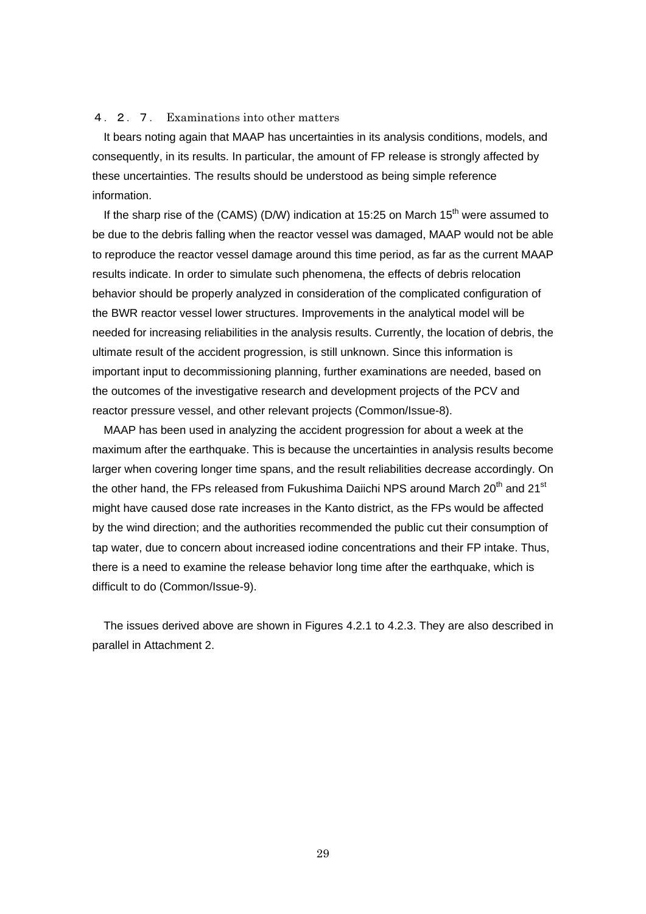### ４．２．７． Examinations into other matters

It bears noting again that MAAP has uncertainties in its analysis conditions, models, and consequently, in its results. In particular, the amount of FP release is strongly affected by these uncertainties. The results should be understood as being simple reference information.

If the sharp rise of the (CAMS) (D/W) indication at 15:25 on March 15th were assumed to be due to the debris falling when the reactor vessel was damaged, MAAP would not be able to reproduce the reactor vessel damage around this time period, as far as the current MAAP results indicate. In order to simulate such phenomena, the effects of debris relocation behavior should be properly analyzed in consideration of the complicated configuration of the BWR reactor vessel lower structures. Improvements in the analytical model will be needed for increasing reliabilities in the analysis results. Currently, the location of debris, the ultimate result of the accident progression, is still unknown. Since this information is important input to decommissioning planning, further examinations are needed, based on the outcomes of the investigative research and development projects of the PCV and reactor pressure vessel, and other relevant projects (Common/Issue-8).

MAAP has been used in analyzing the accident progression for about a week at the maximum after the earthquake. This is because the uncertainties in analysis results become larger when covering longer time spans, and the result reliabilities decrease accordingly. On the other hand, the FPs released from Fukushima Daiichi NPS around March 20th and 21st might have caused dose rate increases in the Kanto district, as the FPs would be affected by the wind direction; and the authorities recommended the public cut their consumption of tap water, due to concern about increased iodine concentrations and their FP intake. Thus, there is a need to examine the release behavior long time after the earthquake, which is difficult to do (Common/Issue-9).

The issues derived above are shown in Figures 4.2.1 to 4.2.3. They are also described in parallel in Attachment 2.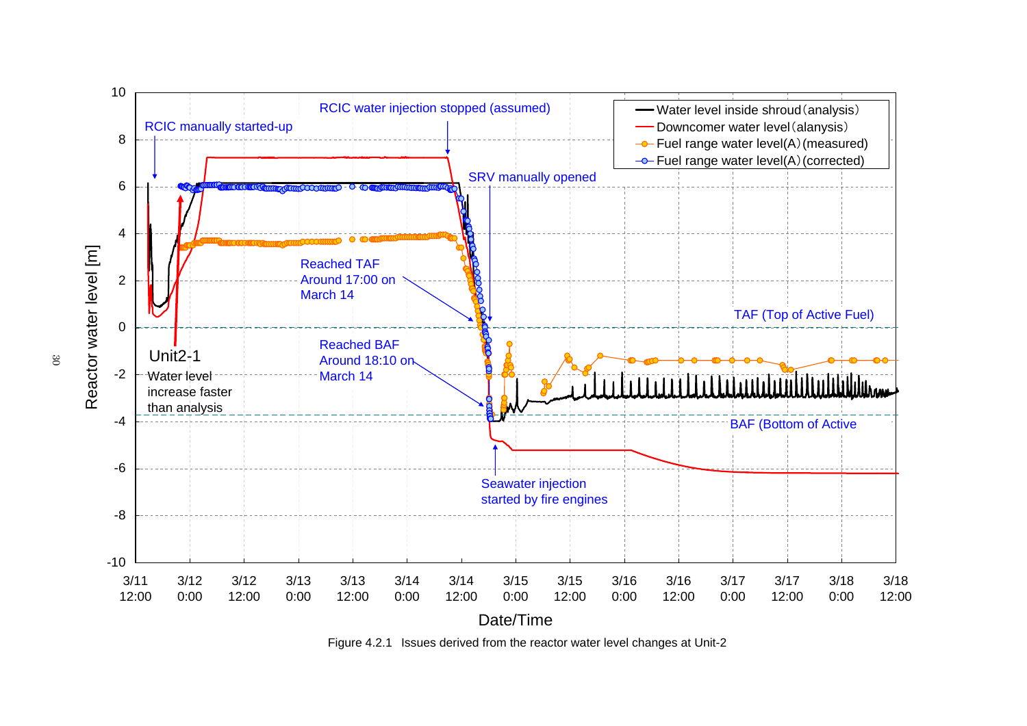Reactor water level [m]

- Water level inside shroud（analysis）
- Downcomer water level（alanysis）
- Fuel range water level(A)（measured）
- Fuel range water level(A)（corrected）

RCIC manually started-up

RCIC water injection stopped (assumed)

SRV manually opened

Reached TAF Around 17:00 on March 14

Reached BAF Around 18:10 on March 14

TAF (Top of Active Fuel)

BAF (Bottom of Active

Seawater injection started by fire engines

Unit2-1
Water level increase faster than analysis

Date/Time

Figure 4.2.1 Issues derived from the reactor water level changes at Unit-2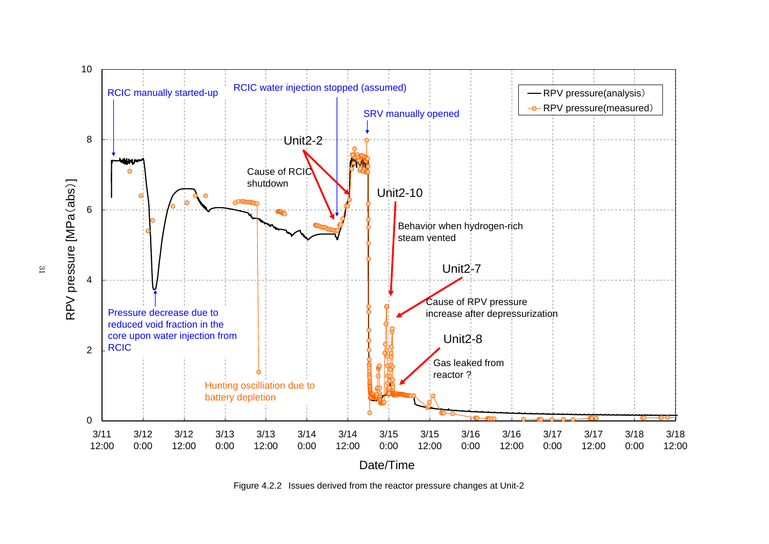RCIC manually started-up

RCIC water injection stopped (assumed)

SRV manually opened

Unit2-2

Cause of RCIC shutdown

Unit2-10

Behavior when hydrogen-rich steam vented

Unit2-7

Cause of RPV pressure increase after depressurization

Unit2-8

Gas leaked from reactor ?

Pressure decrease due to reduced void fraction in the core upon water injection from RCIC

Hunting oscilliation due to battery depletion

RPV pressure(analysis)

RPV pressure(measured)

RPV pressure [MPa(abs)]

Date/Time

Figure 4.2.2 Issues derived from the reactor pressure changes at Unit-2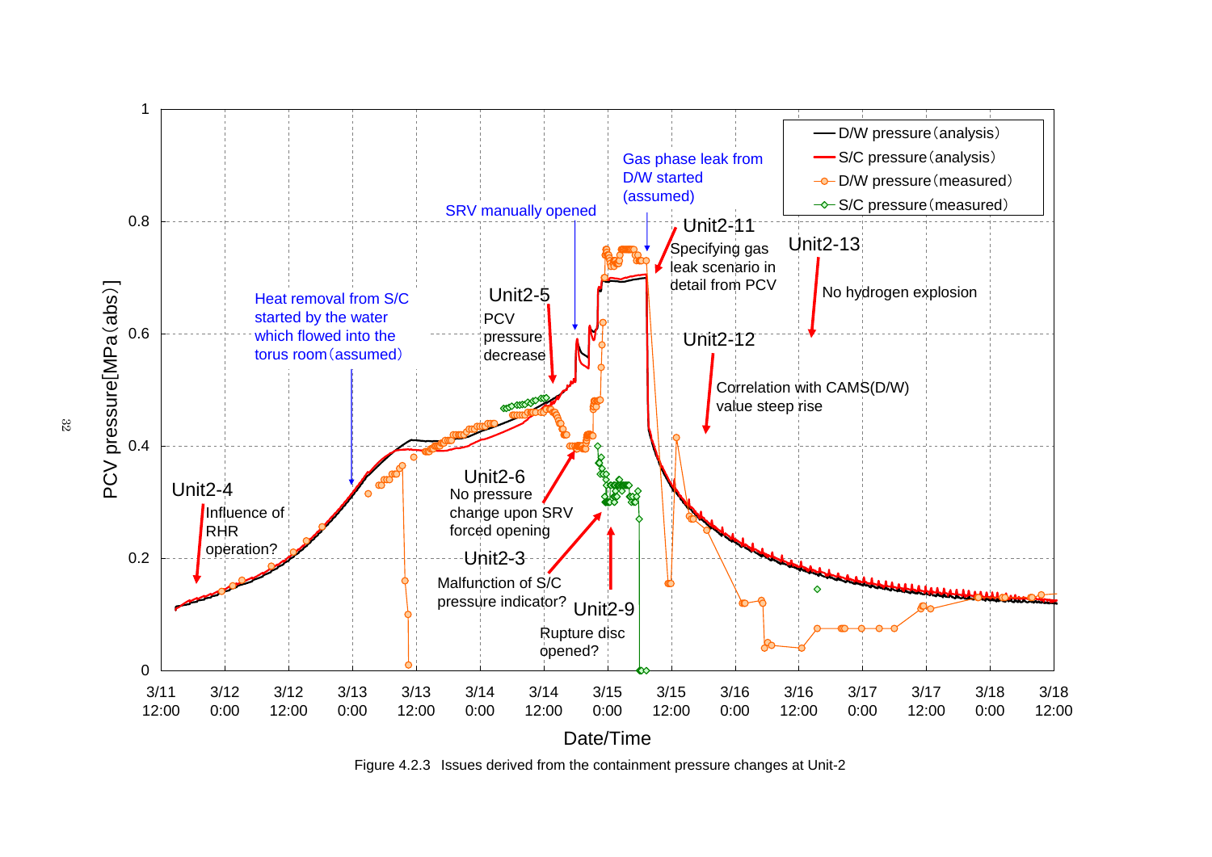Figure 4.2.3 Issues derived from the containment pressure changes at Unit-2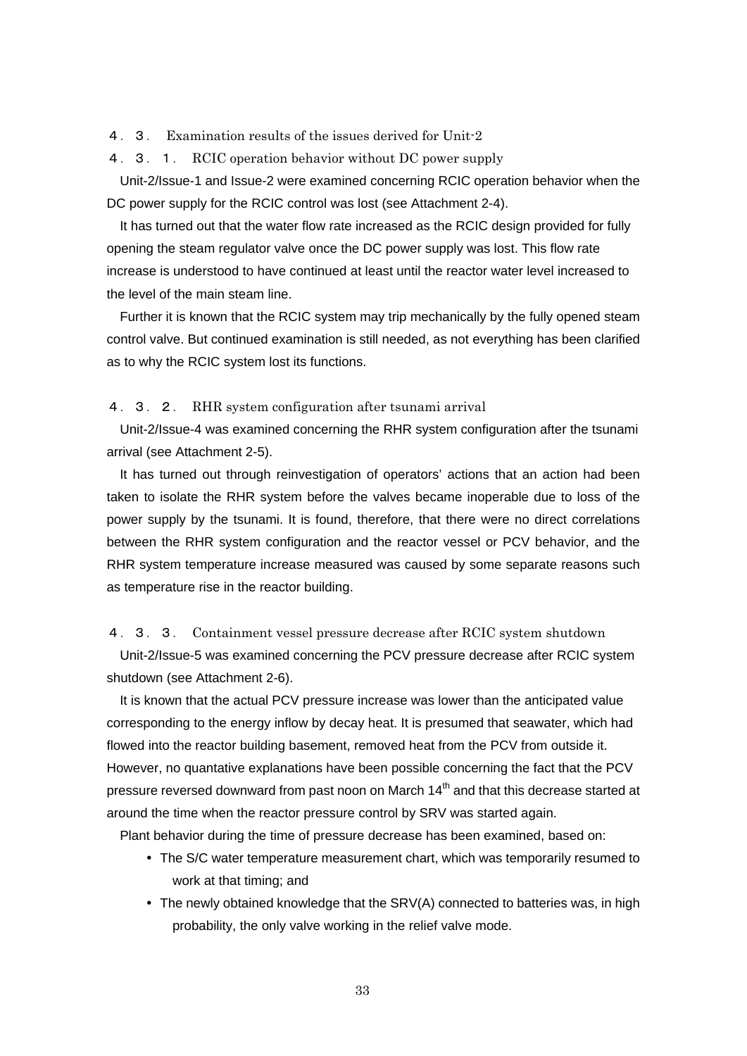## ４．３． Examination results of the issues derived for Unit-2

### ４．３．１． RCIC operation behavior without DC power supply

Unit-2/Issue-1 and Issue-2 were examined concerning RCIC operation behavior when the DC power supply for the RCIC control was lost (see Attachment 2-4).

It has turned out that the water flow rate increased as the RCIC design provided for fully opening the steam regulator valve once the DC power supply was lost. This flow rate increase is understood to have continued at least until the reactor water level increased to the level of the main steam line.

Further it is known that the RCIC system may trip mechanically by the fully opened steam control valve. But continued examination is still needed, as not everything has been clarified as to why the RCIC system lost its functions.

### ４．３．２． RHR system configuration after tsunami arrival

Unit-2/Issue-4 was examined concerning the RHR system configuration after the tsunami arrival (see Attachment 2-5).

It has turned out through reinvestigation of operators' actions that an action had been taken to isolate the RHR system before the valves became inoperable due to loss of the power supply by the tsunami. It is found, therefore, that there were no direct correlations between the RHR system configuration and the reactor vessel or PCV behavior, and the RHR system temperature increase measured was caused by some separate reasons such as temperature rise in the reactor building.

### ４．３．３． Containment vessel pressure decrease after RCIC system shutdown

Unit-2/Issue-5 was examined concerning the PCV pressure decrease after RCIC system shutdown (see Attachment 2-6).

It is known that the actual PCV pressure increase was lower than the anticipated value corresponding to the energy inflow by decay heat. It is presumed that seawater, which had flowed into the reactor building basement, removed heat from the PCV from outside it. However, no quantative explanations have been possible concerning the fact that the PCV pressure reversed downward from past noon on March 14th and that this decrease started at around the time when the reactor pressure control by SRV was started again.

Plant behavior during the time of pressure decrease has been examined, based on:

- The S/C water temperature measurement chart, which was temporarily resumed to work at that timing; and
- The newly obtained knowledge that the SRV(A) connected to batteries was, in high probability, the only valve working in the relief valve mode.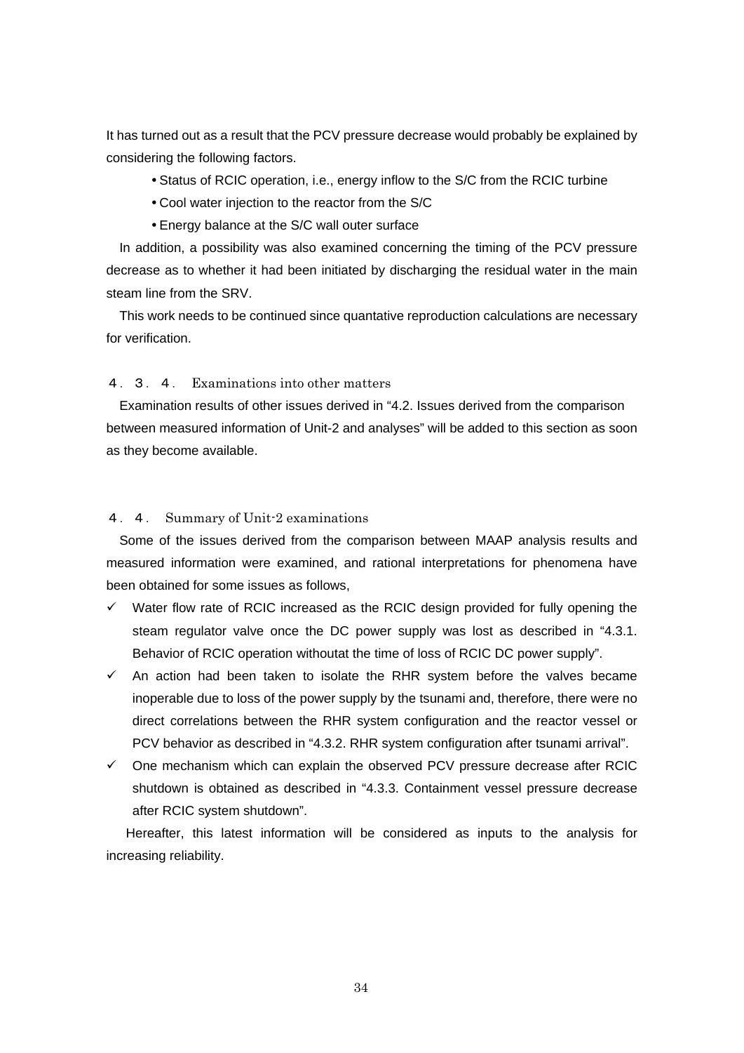It has turned out as a result that the PCV pressure decrease would probably be explained by considering the following factors.

- Status of RCIC operation, i.e., energy inflow to the S/C from the RCIC turbine
- Cool water injection to the reactor from the S/C
- Energy balance at the S/C wall outer surface

In addition, a possibility was also examined concerning the timing of the PCV pressure decrease as to whether it had been initiated by discharging the residual water in the main steam line from the SRV.

This work needs to be continued since quantative reproduction calculations are necessary for verification.

### ４．３．４． Examinations into other matters

Examination results of other issues derived in “4.2. Issues derived from the comparison between measured information of Unit-2 and analyses” will be added to this section as soon as they become available.

## ４．４． Summary of Unit-2 examinations

Some of the issues derived from the comparison between MAAP analysis results and measured information were examined, and rational interpretations for phenomena have been obtained for some issues as follows,

- ✓ Water flow rate of RCIC increased as the RCIC design provided for fully opening the steam regulator valve once the DC power supply was lost as described in “4.3.1. Behavior of RCIC operation withoutat the time of loss of RCIC DC power supply”.
- ✓ An action had been taken to isolate the RHR system before the valves became inoperable due to loss of the power supply by the tsunami and, therefore, there were no direct correlations between the RHR system configuration and the reactor vessel or PCV behavior as described in “4.3.2. RHR system configuration after tsunami arrival”.
- ✓ One mechanism which can explain the observed PCV pressure decrease after RCIC shutdown is obtained as described in “4.3.3. Containment vessel pressure decrease after RCIC system shutdown”.

Hereafter, this latest information will be considered as inputs to the analysis for increasing reliability.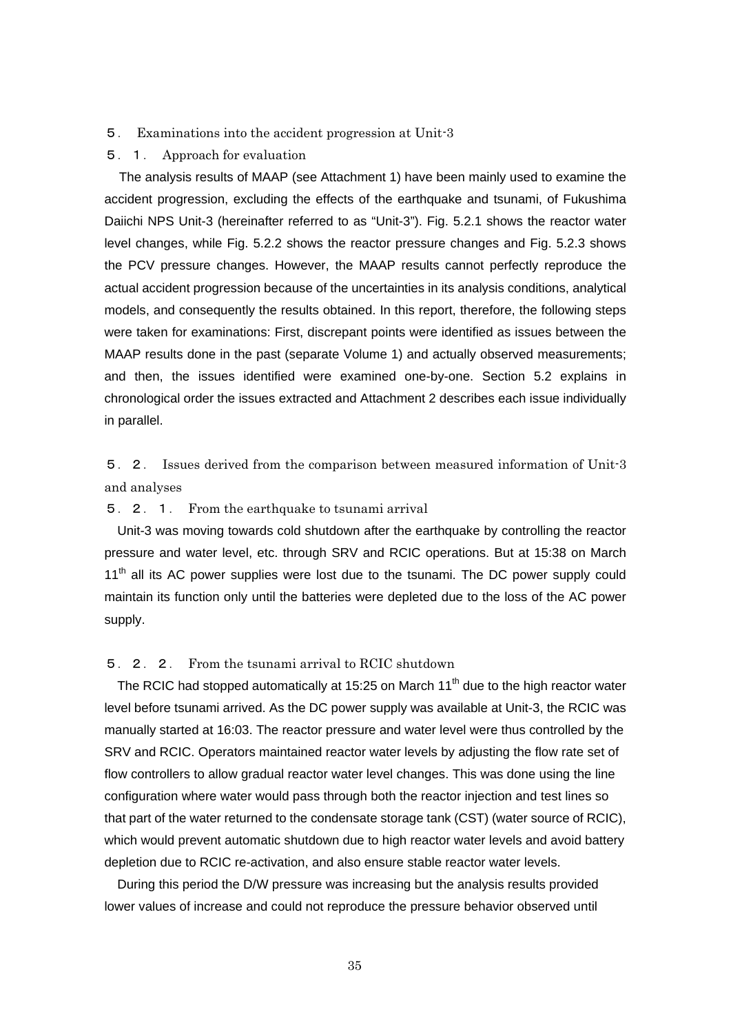# ５． Examinations into the accident progression at Unit-3

## ５．１． Approach for evaluation

The analysis results of MAAP (see Attachment 1) have been mainly used to examine the accident progression, excluding the effects of the earthquake and tsunami, of Fukushima Daiichi NPS Unit-3 (hereinafter referred to as "Unit-3"). Fig. 5.2.1 shows the reactor water level changes, while Fig. 5.2.2 shows the reactor pressure changes and Fig. 5.2.3 shows the PCV pressure changes. However, the MAAP results cannot perfectly reproduce the actual accident progression because of the uncertainties in its analysis conditions, analytical models, and consequently the results obtained. In this report, therefore, the following steps were taken for examinations: First, discrepant points were identified as issues between the MAAP results done in the past (separate Volume 1) and actually observed measurements; and then, the issues identified were examined one-by-one. Section 5.2 explains in chronological order the issues extracted and Attachment 2 describes each issue individually in parallel.

## ５．２． Issues derived from the comparison between measured information of Unit-3 and analyses

### ５．２．１． From the earthquake to tsunami arrival

Unit-3 was moving towards cold shutdown after the earthquake by controlling the reactor pressure and water level, etc. through SRV and RCIC operations. But at 15:38 on March 11th all its AC power supplies were lost due to the tsunami. The DC power supply could maintain its function only until the batteries were depleted due to the loss of the AC power supply.

### ５．２．２． From the tsunami arrival to RCIC shutdown

The RCIC had stopped automatically at 15:25 on March 11th due to the high reactor water level before tsunami arrived. As the DC power supply was available at Unit-3, the RCIC was manually started at 16:03. The reactor pressure and water level were thus controlled by the SRV and RCIC. Operators maintained reactor water levels by adjusting the flow rate set of flow controllers to allow gradual reactor water level changes. This was done using the line configuration where water would pass through both the reactor injection and test lines so that part of the water returned to the condensate storage tank (CST) (water source of RCIC), which would prevent automatic shutdown due to high reactor water levels and avoid battery depletion due to RCIC re-activation, and also ensure stable reactor water levels.

During this period the D/W pressure was increasing but the analysis results provided lower values of increase and could not reproduce the pressure behavior observed until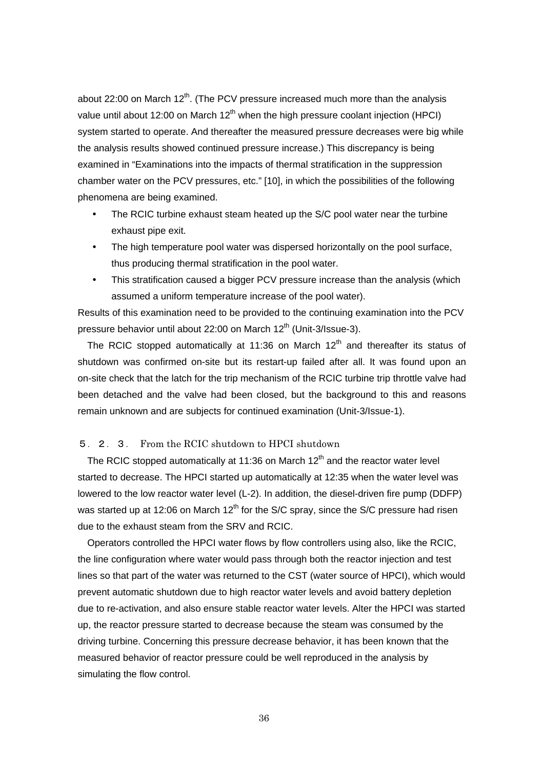about 22:00 on March 12th. (The PCV pressure increased much more than the analysis value until about 12:00 on March 12th when the high pressure coolant injection (HPCI) system started to operate. And thereafter the measured pressure decreases were big while the analysis results showed continued pressure increase.) This discrepancy is being examined in "Examinations into the impacts of thermal stratification in the suppression chamber water on the PCV pressures, etc." [10], in which the possibilities of the following phenomena are being examined.

- The RCIC turbine exhaust steam heated up the S/C pool water near the turbine exhaust pipe exit.
- The high temperature pool water was dispersed horizontally on the pool surface, thus producing thermal stratification in the pool water.
- This stratification caused a bigger PCV pressure increase than the analysis (which assumed a uniform temperature increase of the pool water).

Results of this examination need to be provided to the continuing examination into the PCV pressure behavior until about 22:00 on March 12th (Unit-3/Issue-3).

The RCIC stopped automatically at 11:36 on March 12th and thereafter its status of shutdown was confirmed on-site but its restart-up failed after all. It was found upon an on-site check that the latch for the trip mechanism of the RCIC turbine trip throttle valve had been detached and the valve had been closed, but the background to this and reasons remain unknown and are subjects for continued examination (Unit-3/Issue-1).

### ５．２．３． From the RCIC shutdown to HPCI shutdown

The RCIC stopped automatically at 11:36 on March 12th and the reactor water level started to decrease. The HPCI started up automatically at 12:35 when the water level was lowered to the low reactor water level (L-2). In addition, the diesel-driven fire pump (DDFP) was started up at 12:06 on March 12th for the S/C spray, since the S/C pressure had risen due to the exhaust steam from the SRV and RCIC.

Operators controlled the HPCI water flows by flow controllers using also, like the RCIC, the line configuration where water would pass through both the reactor injection and test lines so that part of the water was returned to the CST (water source of HPCI), which would prevent automatic shutdown due to high reactor water levels and avoid battery depletion due to re-activation, and also ensure stable reactor water levels. Alter the HPCI was started up, the reactor pressure started to decrease because the steam was consumed by the driving turbine. Concerning this pressure decrease behavior, it has been known that the measured behavior of reactor pressure could be well reproduced in the analysis by simulating the flow control.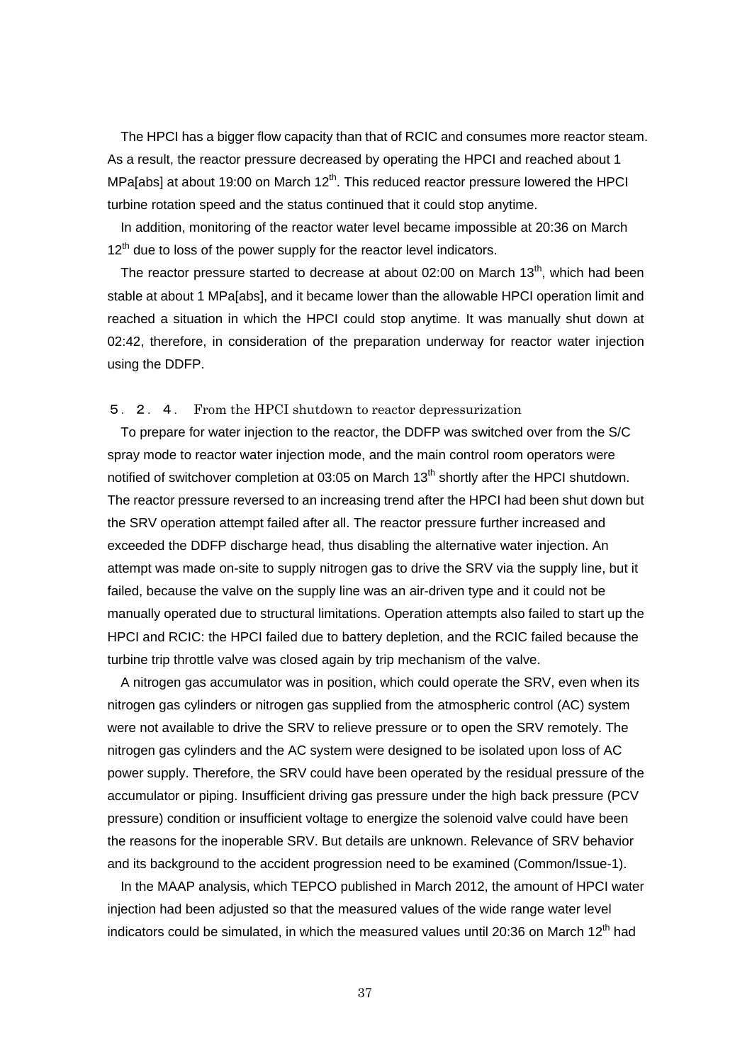The HPCI has a bigger flow capacity than that of RCIC and consumes more reactor steam. As a result, the reactor pressure decreased by operating the HPCI and reached about 1 MPa[abs] at about 19:00 on March 12th. This reduced reactor pressure lowered the HPCI turbine rotation speed and the status continued that it could stop anytime.

In addition, monitoring of the reactor water level became impossible at 20:36 on March 12th due to loss of the power supply for the reactor level indicators.

The reactor pressure started to decrease at about 02:00 on March 13th, which had been stable at about 1 MPa[abs], and it became lower than the allowable HPCI operation limit and reached a situation in which the HPCI could stop anytime. It was manually shut down at 02:42, therefore, in consideration of the preparation underway for reactor water injection using the DDFP.

### ５．２．４． From the HPCI shutdown to reactor depressurization

To prepare for water injection to the reactor, the DDFP was switched over from the S/C spray mode to reactor water injection mode, and the main control room operators were notified of switchover completion at 03:05 on March 13th shortly after the HPCI shutdown. The reactor pressure reversed to an increasing trend after the HPCI had been shut down but the SRV operation attempt failed after all. The reactor pressure further increased and exceeded the DDFP discharge head, thus disabling the alternative water injection. An attempt was made on-site to supply nitrogen gas to drive the SRV via the supply line, but it failed, because the valve on the supply line was an air-driven type and it could not be manually operated due to structural limitations. Operation attempts also failed to start up the HPCI and RCIC: the HPCI failed due to battery depletion, and the RCIC failed because the turbine trip throttle valve was closed again by trip mechanism of the valve.

A nitrogen gas accumulator was in position, which could operate the SRV, even when its nitrogen gas cylinders or nitrogen gas supplied from the atmospheric control (AC) system were not available to drive the SRV to relieve pressure or to open the SRV remotely. The nitrogen gas cylinders and the AC system were designed to be isolated upon loss of AC power supply. Therefore, the SRV could have been operated by the residual pressure of the accumulator or piping. Insufficient driving gas pressure under the high back pressure (PCV pressure) condition or insufficient voltage to energize the solenoid valve could have been the reasons for the inoperable SRV. But details are unknown. Relevance of SRV behavior and its background to the accident progression need to be examined (Common/Issue-1).

In the MAAP analysis, which TEPCO published in March 2012, the amount of HPCI water injection had been adjusted so that the measured values of the wide range water level indicators could be simulated, in which the measured values until 20:36 on March 12th had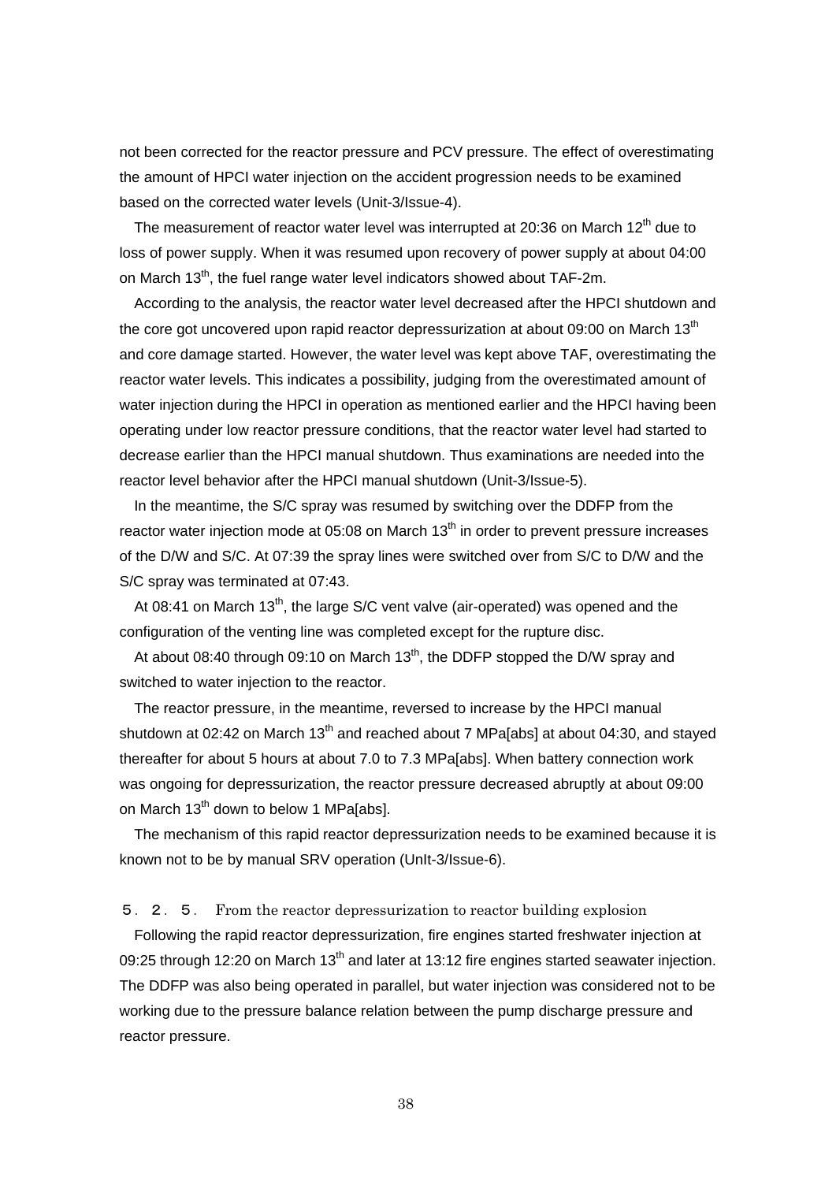not been corrected for the reactor pressure and PCV pressure. The effect of overestimating the amount of HPCI water injection on the accident progression needs to be examined based on the corrected water levels (Unit-3/Issue-4).

The measurement of reactor water level was interrupted at 20:36 on March 12th due to loss of power supply. When it was resumed upon recovery of power supply at about 04:00 on March 13th, the fuel range water level indicators showed about TAF-2m.

According to the analysis, the reactor water level decreased after the HPCI shutdown and the core got uncovered upon rapid reactor depressurization at about 09:00 on March 13th and core damage started. However, the water level was kept above TAF, overestimating the reactor water levels. This indicates a possibility, judging from the overestimated amount of water injection during the HPCI in operation as mentioned earlier and the HPCI having been operating under low reactor pressure conditions, that the reactor water level had started to decrease earlier than the HPCI manual shutdown. Thus examinations are needed into the reactor level behavior after the HPCI manual shutdown (Unit-3/Issue-5).

In the meantime, the S/C spray was resumed by switching over the DDFP from the reactor water injection mode at 05:08 on March 13th in order to prevent pressure increases of the D/W and S/C. At 07:39 the spray lines were switched over from S/C to D/W and the S/C spray was terminated at 07:43.

At 08:41 on March 13th, the large S/C vent valve (air-operated) was opened and the configuration of the venting line was completed except for the rupture disc.

At about 08:40 through 09:10 on March 13th, the DDFP stopped the D/W spray and switched to water injection to the reactor.

The reactor pressure, in the meantime, reversed to increase by the HPCI manual shutdown at 02:42 on March 13th and reached about 7 MPa[abs] at about 04:30, and stayed thereafter for about 5 hours at about 7.0 to 7.3 MPa[abs]. When battery connection work was ongoing for depressurization, the reactor pressure decreased abruptly at about 09:00 on March 13th down to below 1 MPa[abs].

The mechanism of this rapid reactor depressurization needs to be examined because it is known not to be by manual SRV operation (UnIt-3/Issue-6).

### ５．２．５． From the reactor depressurization to reactor building explosion

Following the rapid reactor depressurization, fire engines started freshwater injection at 09:25 through 12:20 on March 13th and later at 13:12 fire engines started seawater injection. The DDFP was also being operated in parallel, but water injection was considered not to be working due to the pressure balance relation between the pump discharge pressure and reactor pressure.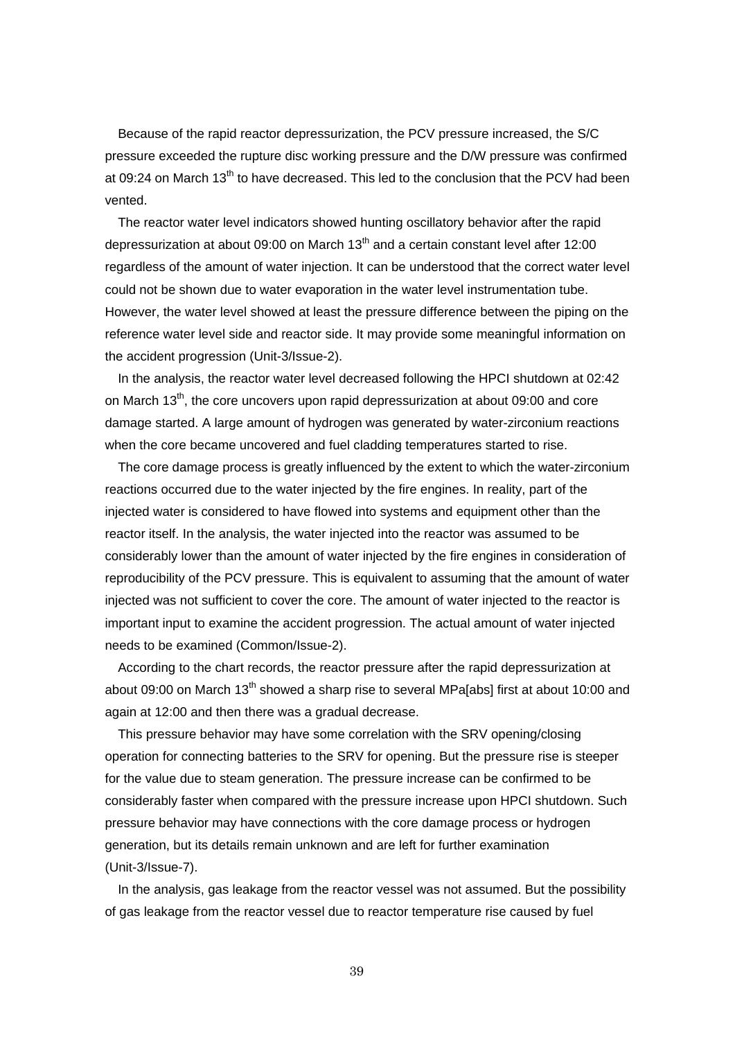Because of the rapid reactor depressurization, the PCV pressure increased, the S/C pressure exceeded the rupture disc working pressure and the D/W pressure was confirmed at 09:24 on March 13th to have decreased. This led to the conclusion that the PCV had been vented.

The reactor water level indicators showed hunting oscillatory behavior after the rapid depressurization at about 09:00 on March 13th and a certain constant level after 12:00 regardless of the amount of water injection. It can be understood that the correct water level could not be shown due to water evaporation in the water level instrumentation tube. However, the water level showed at least the pressure difference between the piping on the reference water level side and reactor side. It may provide some meaningful information on the accident progression (Unit-3/Issue-2).

In the analysis, the reactor water level decreased following the HPCI shutdown at 02:42 on March 13th, the core uncovers upon rapid depressurization at about 09:00 and core damage started. A large amount of hydrogen was generated by water-zirconium reactions when the core became uncovered and fuel cladding temperatures started to rise.

The core damage process is greatly influenced by the extent to which the water-zirconium reactions occurred due to the water injected by the fire engines. In reality, part of the injected water is considered to have flowed into systems and equipment other than the reactor itself. In the analysis, the water injected into the reactor was assumed to be considerably lower than the amount of water injected by the fire engines in consideration of reproducibility of the PCV pressure. This is equivalent to assuming that the amount of water injected was not sufficient to cover the core. The amount of water injected to the reactor is important input to examine the accident progression. The actual amount of water injected needs to be examined (Common/Issue-2).

According to the chart records, the reactor pressure after the rapid depressurization at about 09:00 on March 13th showed a sharp rise to several MPa[abs] first at about 10:00 and again at 12:00 and then there was a gradual decrease.

This pressure behavior may have some correlation with the SRV opening/closing operation for connecting batteries to the SRV for opening. But the pressure rise is steeper for the value due to steam generation. The pressure increase can be confirmed to be considerably faster when compared with the pressure increase upon HPCI shutdown. Such pressure behavior may have connections with the core damage process or hydrogen generation, but its details remain unknown and are left for further examination (Unit-3/Issue-7).

In the analysis, gas leakage from the reactor vessel was not assumed. But the possibility of gas leakage from the reactor vessel due to reactor temperature rise caused by fuel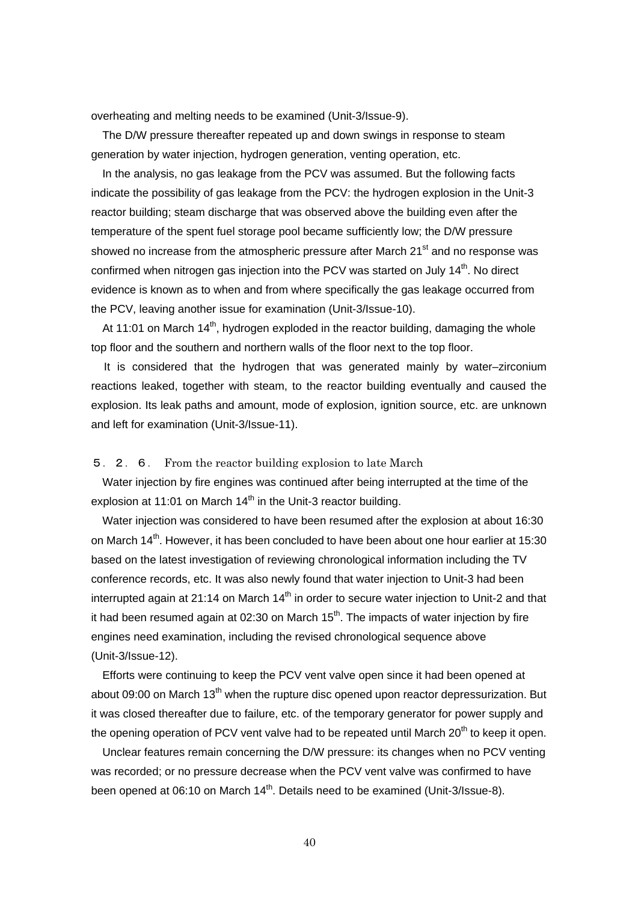overheating and melting needs to be examined (Unit-3/Issue-9).

The D/W pressure thereafter repeated up and down swings in response to steam generation by water injection, hydrogen generation, venting operation, etc.

In the analysis, no gas leakage from the PCV was assumed. But the following facts indicate the possibility of gas leakage from the PCV: the hydrogen explosion in the Unit-3 reactor building; steam discharge that was observed above the building even after the temperature of the spent fuel storage pool became sufficiently low; the D/W pressure showed no increase from the atmospheric pressure after March 21st and no response was confirmed when nitrogen gas injection into the PCV was started on July 14th. No direct evidence is known as to when and from where specifically the gas leakage occurred from the PCV, leaving another issue for examination (Unit-3/Issue-10).

At 11:01 on March 14th, hydrogen exploded in the reactor building, damaging the whole top floor and the southern and northern walls of the floor next to the top floor.

It is considered that the hydrogen that was generated mainly by water–zirconium reactions leaked, together with steam, to the reactor building eventually and caused the explosion. Its leak paths and amount, mode of explosion, ignition source, etc. are unknown and left for examination (Unit-3/Issue-11).

### ５．２．６． From the reactor building explosion to late March

Water injection by fire engines was continued after being interrupted at the time of the explosion at 11:01 on March 14th in the Unit-3 reactor building.

Water injection was considered to have been resumed after the explosion at about 16:30 on March 14th. However, it has been concluded to have been about one hour earlier at 15:30 based on the latest investigation of reviewing chronological information including the TV conference records, etc. It was also newly found that water injection to Unit-3 had been interrupted again at 21:14 on March 14th in order to secure water injection to Unit-2 and that it had been resumed again at 02:30 on March 15th. The impacts of water injection by fire engines need examination, including the revised chronological sequence above (Unit-3/Issue-12).

Efforts were continuing to keep the PCV vent valve open since it had been opened at about 09:00 on March 13th when the rupture disc opened upon reactor depressurization. But it was closed thereafter due to failure, etc. of the temporary generator for power supply and the opening operation of PCV vent valve had to be repeated until March 20th to keep it open.

Unclear features remain concerning the D/W pressure: its changes when no PCV venting was recorded; or no pressure decrease when the PCV vent valve was confirmed to have been opened at 06:10 on March 14th. Details need to be examined (Unit-3/Issue-8).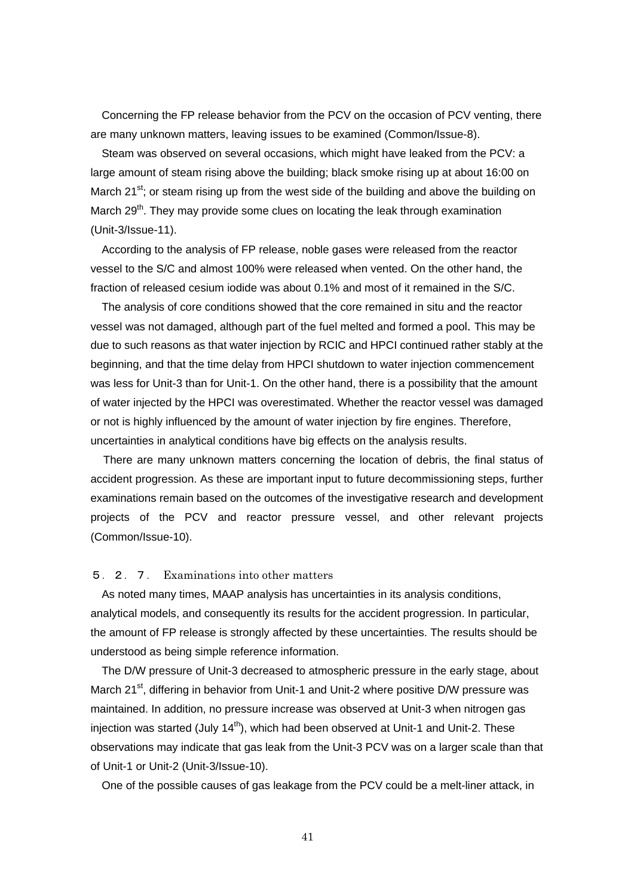Concerning the FP release behavior from the PCV on the occasion of PCV venting, there are many unknown matters, leaving issues to be examined (Common/Issue-8).

Steam was observed on several occasions, which might have leaked from the PCV: a large amount of steam rising above the building; black smoke rising up at about 16:00 on March 21st; or steam rising up from the west side of the building and above the building on March 29th. They may provide some clues on locating the leak through examination (Unit-3/Issue-11).

According to the analysis of FP release, noble gases were released from the reactor vessel to the S/C and almost 100% were released when vented. On the other hand, the fraction of released cesium iodide was about 0.1% and most of it remained in the S/C.

The analysis of core conditions showed that the core remained in situ and the reactor vessel was not damaged, although part of the fuel melted and formed a pool. This may be due to such reasons as that water injection by RCIC and HPCI continued rather stably at the beginning, and that the time delay from HPCI shutdown to water injection commencement was less for Unit-3 than for Unit-1. On the other hand, there is a possibility that the amount of water injected by the HPCI was overestimated. Whether the reactor vessel was damaged or not is highly influenced by the amount of water injection by fire engines. Therefore, uncertainties in analytical conditions have big effects on the analysis results.

There are many unknown matters concerning the location of debris, the final status of accident progression. As these are important input to future decommissioning steps, further examinations remain based on the outcomes of the investigative research and development projects of the PCV and reactor pressure vessel, and other relevant projects (Common/Issue-10).

### ５．２．７． Examinations into other matters

As noted many times, MAAP analysis has uncertainties in its analysis conditions, analytical models, and consequently its results for the accident progression. In particular, the amount of FP release is strongly affected by these uncertainties. The results should be understood as being simple reference information.

The D/W pressure of Unit-3 decreased to atmospheric pressure in the early stage, about March 21st, differing in behavior from Unit-1 and Unit-2 where positive D/W pressure was maintained. In addition, no pressure increase was observed at Unit-3 when nitrogen gas injection was started (July 14th), which had been observed at Unit-1 and Unit-2. These observations may indicate that gas leak from the Unit-3 PCV was on a larger scale than that of Unit-1 or Unit-2 (Unit-3/Issue-10).

One of the possible causes of gas leakage from the PCV could be a melt-liner attack, in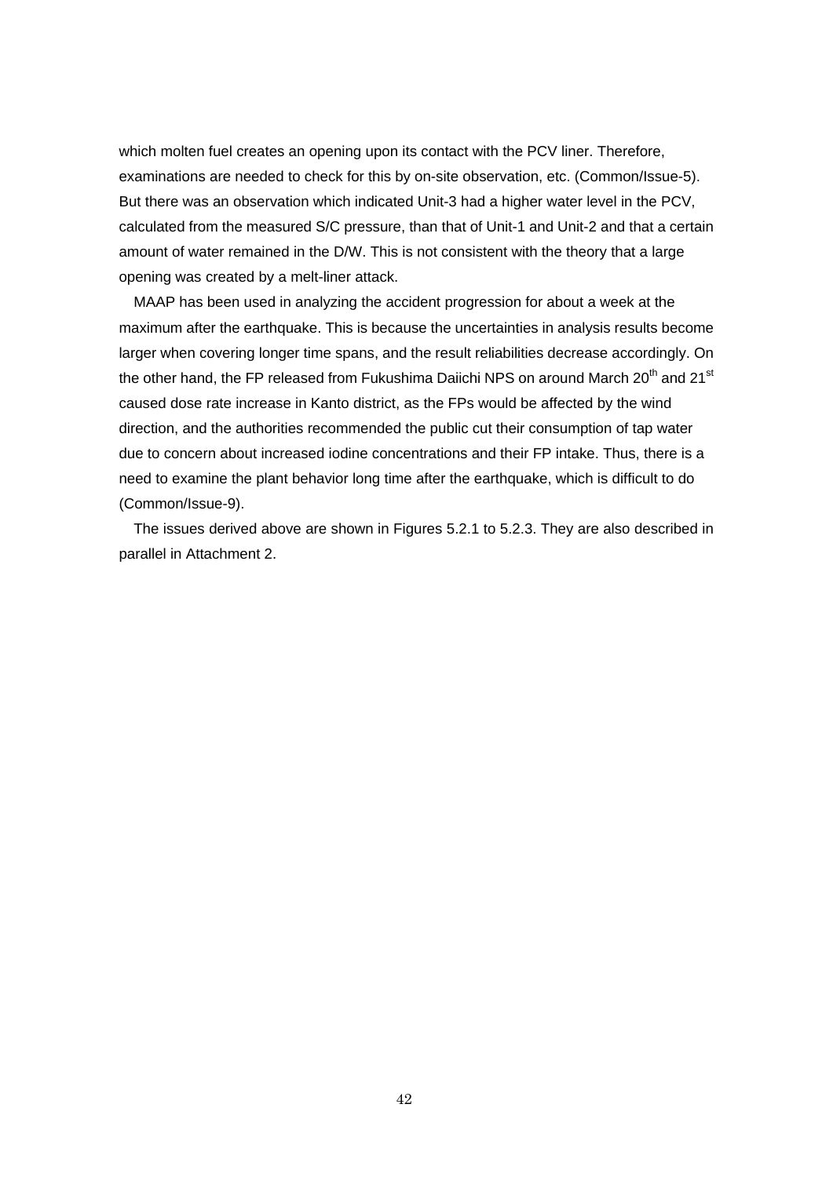which molten fuel creates an opening upon its contact with the PCV liner. Therefore, examinations are needed to check for this by on-site observation, etc. (Common/Issue-5). But there was an observation which indicated Unit-3 had a higher water level in the PCV, calculated from the measured S/C pressure, than that of Unit-1 and Unit-2 and that a certain amount of water remained in the D/W. This is not consistent with the theory that a large opening was created by a melt-liner attack.

MAAP has been used in analyzing the accident progression for about a week at the maximum after the earthquake. This is because the uncertainties in analysis results become larger when covering longer time spans, and the result reliabilities decrease accordingly. On the other hand, the FP released from Fukushima Daiichi NPS on around March 20th and 21st caused dose rate increase in Kanto district, as the FPs would be affected by the wind direction, and the authorities recommended the public cut their consumption of tap water due to concern about increased iodine concentrations and their FP intake. Thus, there is a need to examine the plant behavior long time after the earthquake, which is difficult to do (Common/Issue-9).

The issues derived above are shown in Figures 5.2.1 to 5.2.3. They are also described in parallel in Attachment 2.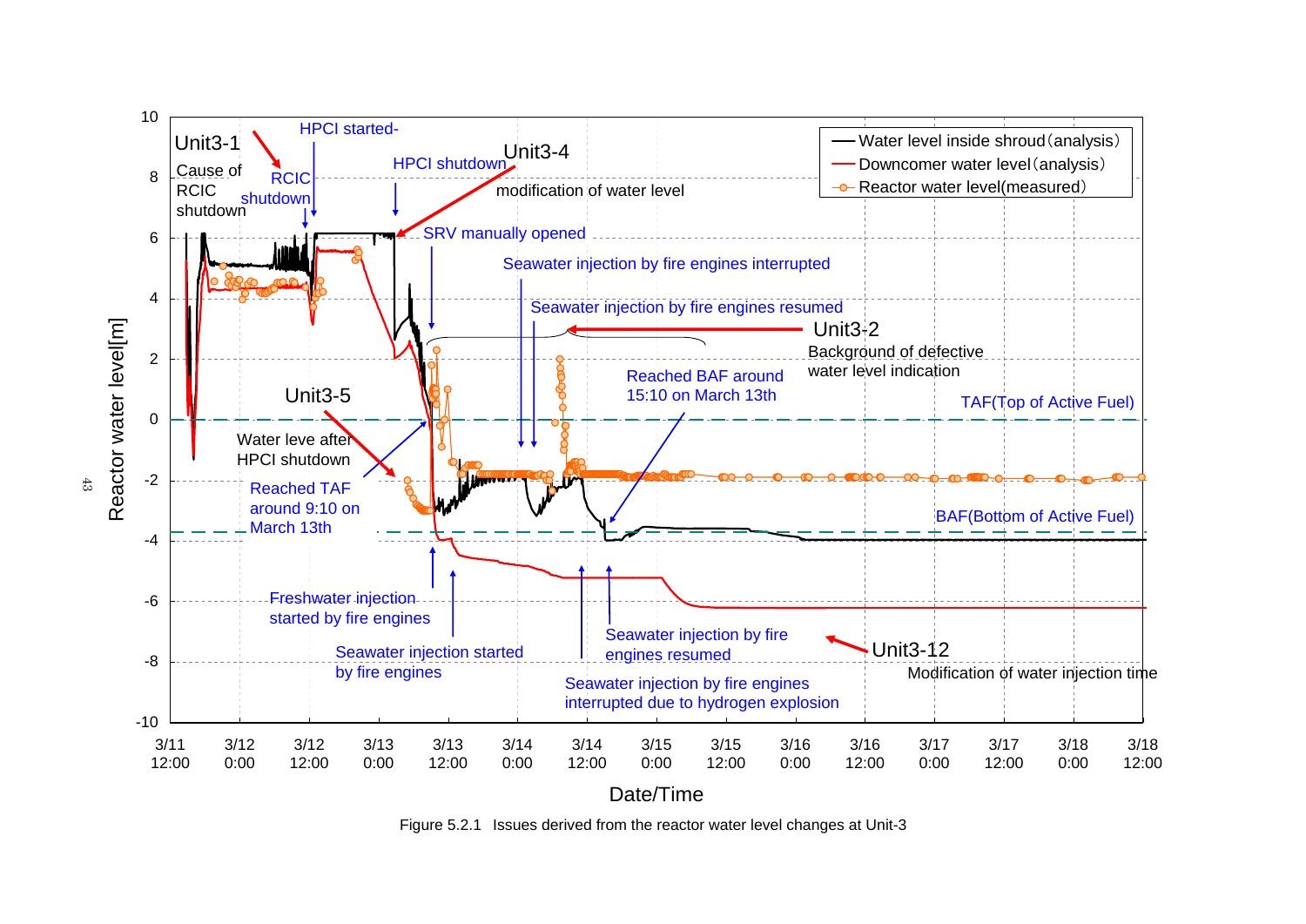Unit3-1

Cause of RCIC shutdown

RCIC shutdown

HPCI started-

HPCI shutdown

Unit3-4

modification of water level

SRV manually opened

Seawater injection by fire engines interrupted

Seawater injection by fire engines resumed

Unit3-2

Background of defective water level indication

Reached BAF around 15:10 on March 13th

TAF(Top of Active Fuel)

BAF(Bottom of Active Fuel)

Unit3-5

Water leve after HPCI shutdown

Reached TAF around 9:10 on March 13th

Freshwater injection started by fire engines

Seawater injection started by fire engines

Seawater injection by fire engines resumed

Seawater injection by fire engines interrupted due to hydrogen explosion

Unit3-12

Modification of water injection time

— Water level inside shroud（analysis）

— Downcomer water level（analysis）

-o- Reactor water level(measured）

Reactor water level[m]: 10, 8, 6, 4, 2, 0, -2, -4, -6, -8, -10

Date/Time: 3/11 12:00, 3/12 0:00, 3/12 12:00, 3/13 0:00, 3/13 12:00, 3/14 0:00, 3/14 12:00, 3/15 0:00, 3/15 12:00, 3/16 0:00, 3/16 12:00, 3/17 0:00, 3/17 12:00, 3/18 0:00, 3/18 12:00

Figure 5.2.1 Issues derived from the reactor water level changes at Unit-3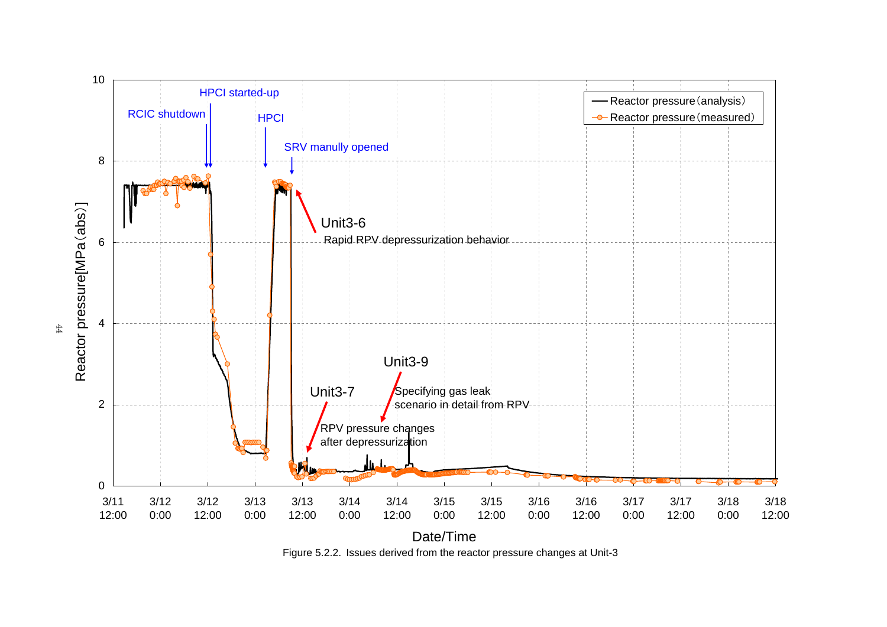Figure 5.2.2. Issues derived from the reactor pressure changes at Unit-3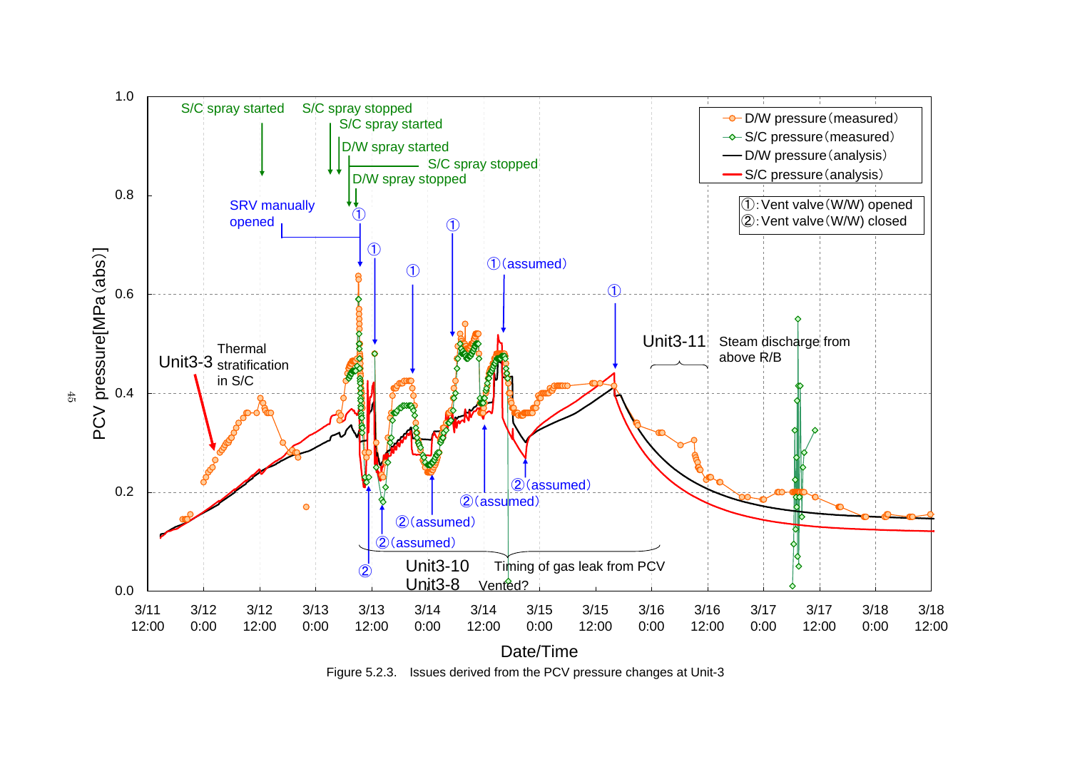Figure 5.2.3. Issues derived from the PCV pressure changes at Unit-3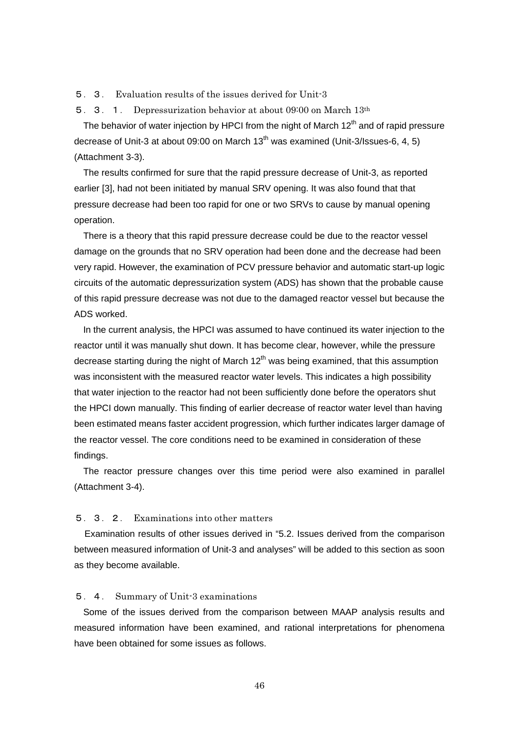## ５．３． Evaluation results of the issues derived for Unit-3

### ５．３．１． Depressurization behavior at about 09:00 on March 13th

The behavior of water injection by HPCI from the night of March 12th and of rapid pressure decrease of Unit-3 at about 09:00 on March 13th was examined (Unit-3/Issues-6, 4, 5) (Attachment 3-3).

The results confirmed for sure that the rapid pressure decrease of Unit-3, as reported earlier [3], had not been initiated by manual SRV opening. It was also found that that pressure decrease had been too rapid for one or two SRVs to cause by manual opening operation.

There is a theory that this rapid pressure decrease could be due to the reactor vessel damage on the grounds that no SRV operation had been done and the decrease had been very rapid. However, the examination of PCV pressure behavior and automatic start-up logic circuits of the automatic depressurization system (ADS) has shown that the probable cause of this rapid pressure decrease was not due to the damaged reactor vessel but because the ADS worked.

In the current analysis, the HPCI was assumed to have continued its water injection to the reactor until it was manually shut down. It has become clear, however, while the pressure decrease starting during the night of March 12th was being examined, that this assumption was inconsistent with the measured reactor water levels. This indicates a high possibility that water injection to the reactor had not been sufficiently done before the operators shut the HPCI down manually. This finding of earlier decrease of reactor water level than having been estimated means faster accident progression, which further indicates larger damage of the reactor vessel. The core conditions need to be examined in consideration of these findings.

The reactor pressure changes over this time period were also examined in parallel (Attachment 3-4).

### ５．３．２． Examinations into other matters

Examination results of other issues derived in "5.2. Issues derived from the comparison between measured information of Unit-3 and analyses" will be added to this section as soon as they become available.

## ５．４． Summary of Unit-3 examinations

Some of the issues derived from the comparison between MAAP analysis results and measured information have been examined, and rational interpretations for phenomena have been obtained for some issues as follows.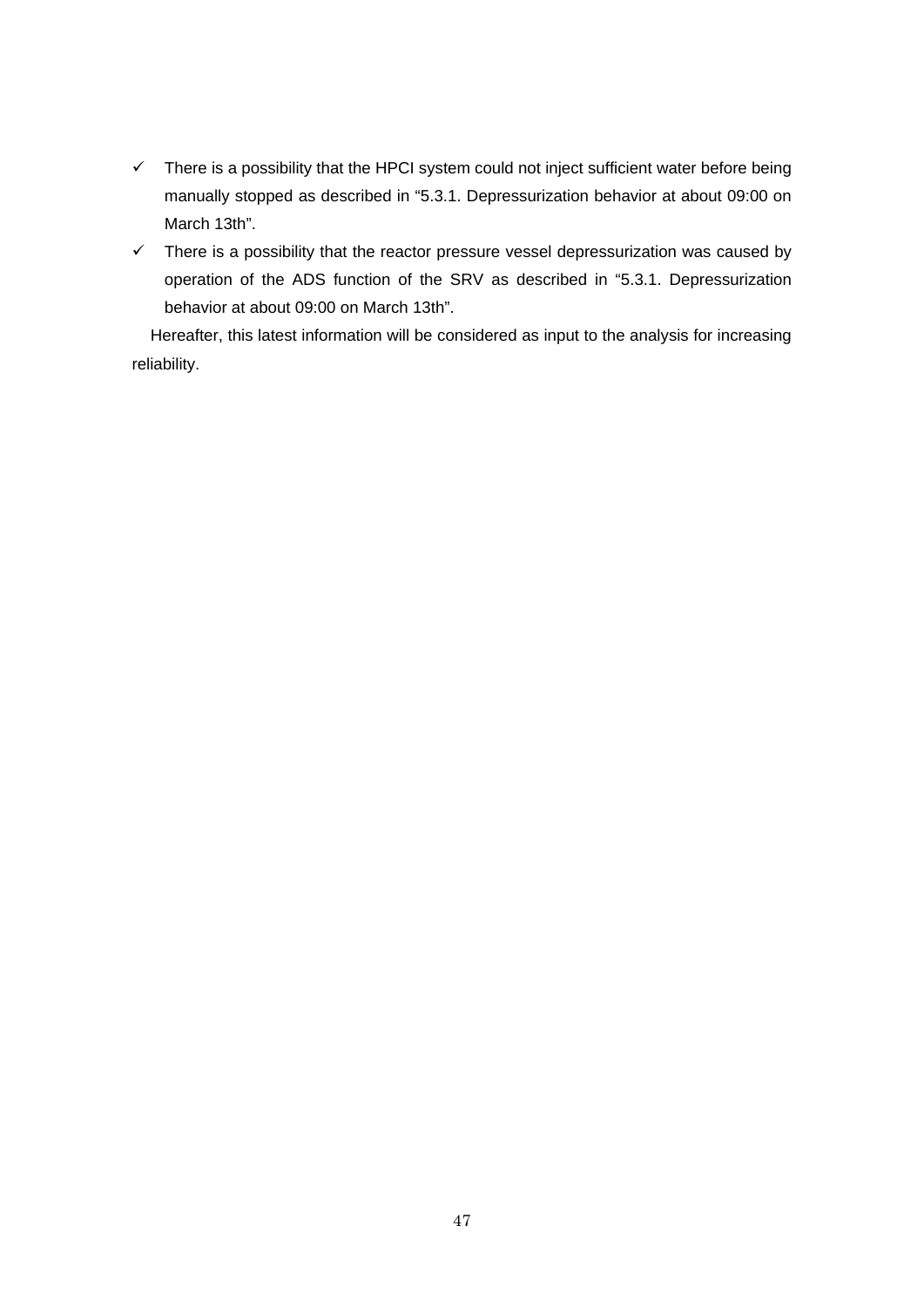- There is a possibility that the HPCI system could not inject sufficient water before being manually stopped as described in "5.3.1. Depressurization behavior at about 09:00 on March 13th".
- There is a possibility that the reactor pressure vessel depressurization was caused by operation of the ADS function of the SRV as described in "5.3.1. Depressurization behavior at about 09:00 on March 13th".

Hereafter, this latest information will be considered as input to the analysis for increasing reliability.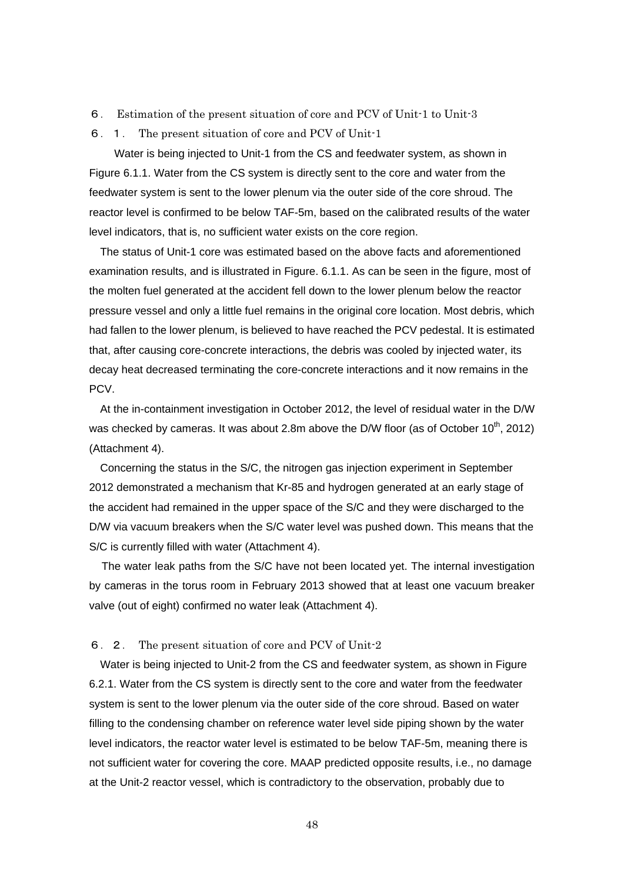# ６． Estimation of the present situation of core and PCV of Unit-1 to Unit-3

## ６．１． The present situation of core and PCV of Unit-1

Water is being injected to Unit-1 from the CS and feedwater system, as shown in Figure 6.1.1. Water from the CS system is directly sent to the core and water from the feedwater system is sent to the lower plenum via the outer side of the core shroud. The reactor level is confirmed to be below TAF-5m, based on the calibrated results of the water level indicators, that is, no sufficient water exists on the core region.

The status of Unit-1 core was estimated based on the above facts and aforementioned examination results, and is illustrated in Figure. 6.1.1. As can be seen in the figure, most of the molten fuel generated at the accident fell down to the lower plenum below the reactor pressure vessel and only a little fuel remains in the original core location. Most debris, which had fallen to the lower plenum, is believed to have reached the PCV pedestal. It is estimated that, after causing core-concrete interactions, the debris was cooled by injected water, its decay heat decreased terminating the core-concrete interactions and it now remains in the PCV.

At the in-containment investigation in October 2012, the level of residual water in the D/W was checked by cameras. It was about 2.8m above the D/W floor (as of October 10th, 2012) (Attachment 4).

Concerning the status in the S/C, the nitrogen gas injection experiment in September 2012 demonstrated a mechanism that Kr-85 and hydrogen generated at an early stage of the accident had remained in the upper space of the S/C and they were discharged to the D/W via vacuum breakers when the S/C water level was pushed down. This means that the S/C is currently filled with water (Attachment 4).

The water leak paths from the S/C have not been located yet. The internal investigation by cameras in the torus room in February 2013 showed that at least one vacuum breaker valve (out of eight) confirmed no water leak (Attachment 4).

## ６．２． The present situation of core and PCV of Unit-2

Water is being injected to Unit-2 from the CS and feedwater system, as shown in Figure 6.2.1. Water from the CS system is directly sent to the core and water from the feedwater system is sent to the lower plenum via the outer side of the core shroud. Based on water filling to the condensing chamber on reference water level side piping shown by the water level indicators, the reactor water level is estimated to be below TAF-5m, meaning there is not sufficient water for covering the core. MAAP predicted opposite results, i.e., no damage at the Unit-2 reactor vessel, which is contradictory to the observation, probably due to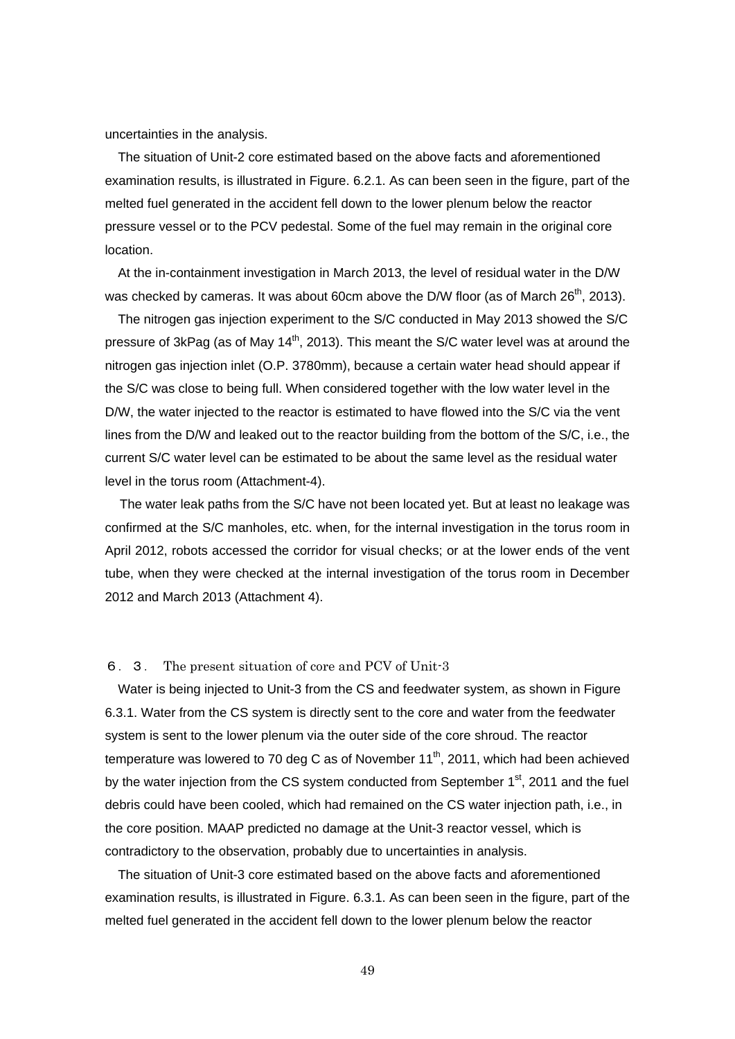uncertainties in the analysis.

The situation of Unit-2 core estimated based on the above facts and aforementioned examination results, is illustrated in Figure. 6.2.1. As can been seen in the figure, part of the melted fuel generated in the accident fell down to the lower plenum below the reactor pressure vessel or to the PCV pedestal. Some of the fuel may remain in the original core location.

At the in-containment investigation in March 2013, the level of residual water in the D/W was checked by cameras. It was about 60cm above the D/W floor (as of March 26th, 2013).

The nitrogen gas injection experiment to the S/C conducted in May 2013 showed the S/C pressure of 3kPag (as of May 14th, 2013). This meant the S/C water level was at around the nitrogen gas injection inlet (O.P. 3780mm), because a certain water head should appear if the S/C was close to being full. When considered together with the low water level in the D/W, the water injected to the reactor is estimated to have flowed into the S/C via the vent lines from the D/W and leaked out to the reactor building from the bottom of the S/C, i.e., the current S/C water level can be estimated to be about the same level as the residual water level in the torus room (Attachment-4).

The water leak paths from the S/C have not been located yet. But at least no leakage was confirmed at the S/C manholes, etc. when, for the internal investigation in the torus room in April 2012, robots accessed the corridor for visual checks; or at the lower ends of the vent tube, when they were checked at the internal investigation of the torus room in December 2012 and March 2013 (Attachment 4).

## ６．３． The present situation of core and PCV of Unit-3

Water is being injected to Unit-3 from the CS and feedwater system, as shown in Figure 6.3.1. Water from the CS system is directly sent to the core and water from the feedwater system is sent to the lower plenum via the outer side of the core shroud. The reactor temperature was lowered to 70 deg C as of November 11th, 2011, which had been achieved by the water injection from the CS system conducted from September 1st, 2011 and the fuel debris could have been cooled, which had remained on the CS water injection path, i.e., in the core position. MAAP predicted no damage at the Unit-3 reactor vessel, which is contradictory to the observation, probably due to uncertainties in analysis.

The situation of Unit-3 core estimated based on the above facts and aforementioned examination results, is illustrated in Figure. 6.3.1. As can been seen in the figure, part of the melted fuel generated in the accident fell down to the lower plenum below the reactor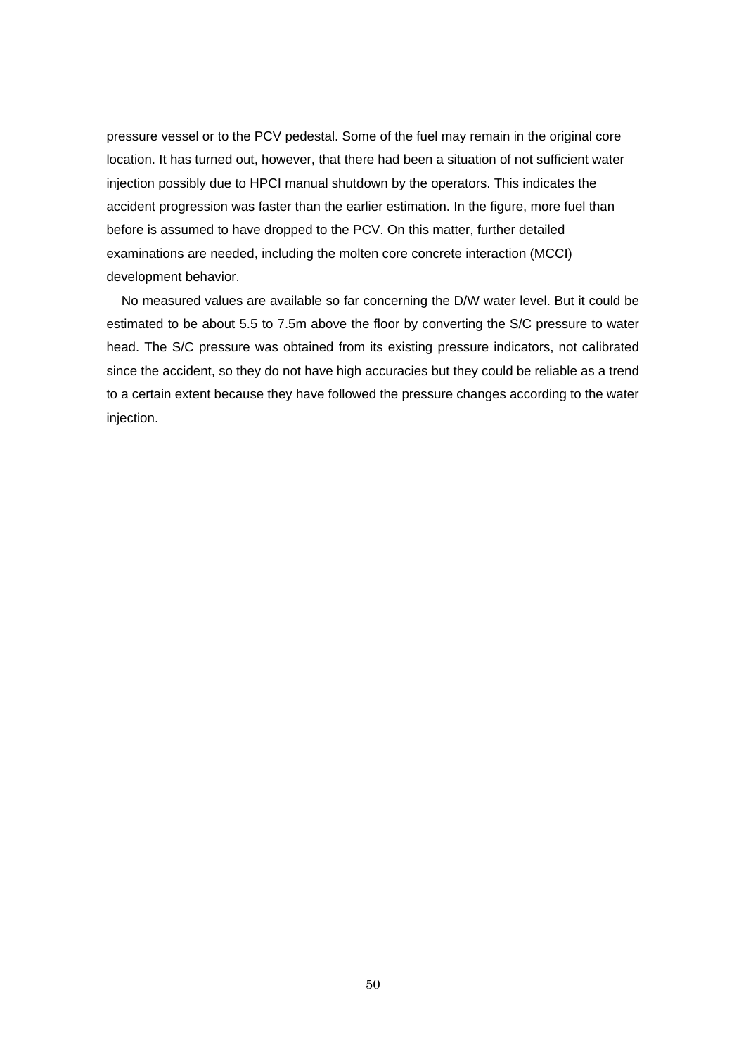pressure vessel or to the PCV pedestal. Some of the fuel may remain in the original core location. It has turned out, however, that there had been a situation of not sufficient water injection possibly due to HPCI manual shutdown by the operators. This indicates the accident progression was faster than the earlier estimation. In the figure, more fuel than before is assumed to have dropped to the PCV. On this matter, further detailed examinations are needed, including the molten core concrete interaction (MCCI) development behavior.

No measured values are available so far concerning the D/W water level. But it could be estimated to be about 5.5 to 7.5m above the floor by converting the S/C pressure to water head. The S/C pressure was obtained from its existing pressure indicators, not calibrated since the accident, so they do not have high accuracies but they could be reliable as a trend to a certain extent because they have followed the pressure changes according to the water injection.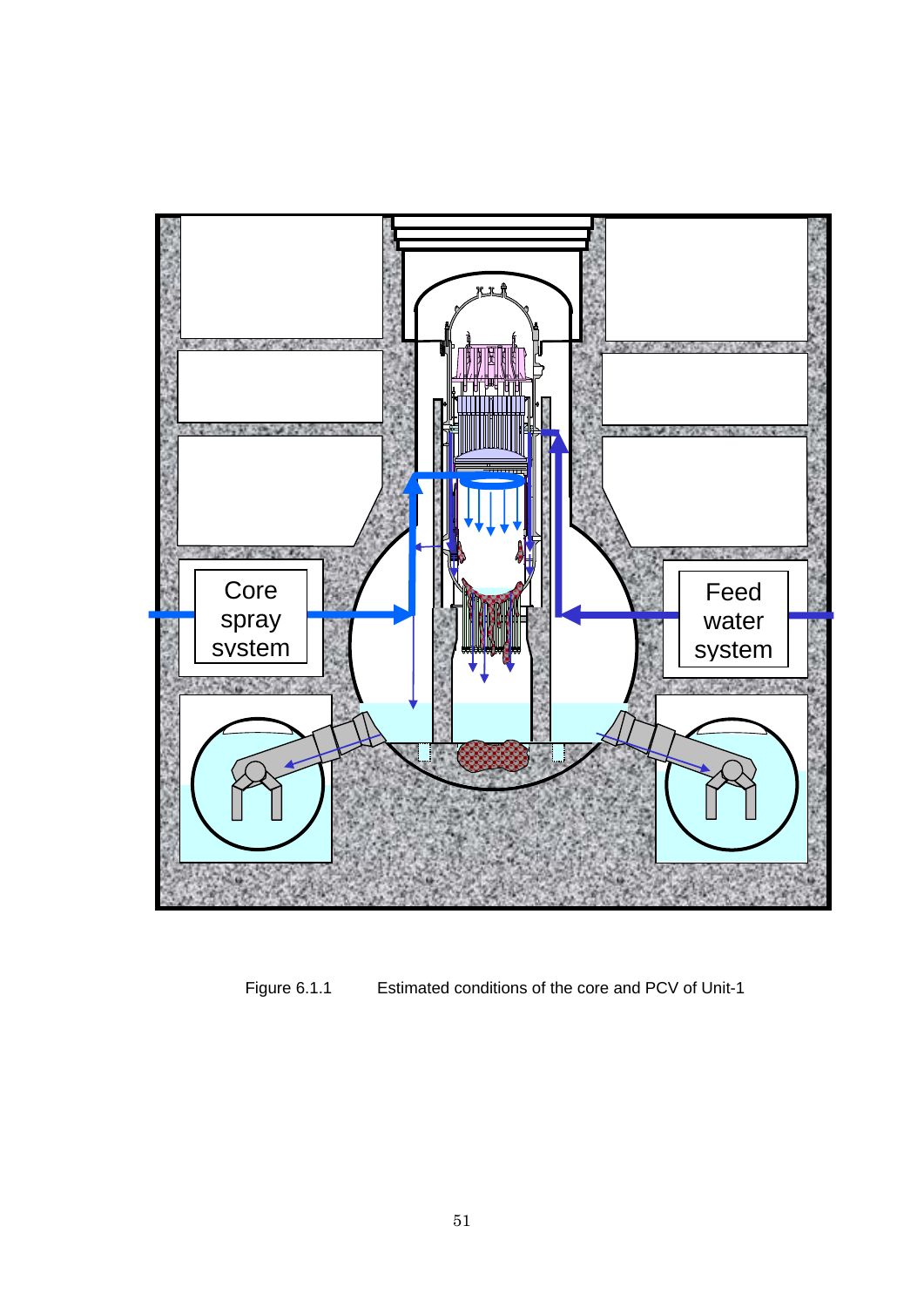Core spray system

Feed water system

Figure 6.1.1 Estimated conditions of the core and PCV of Unit-1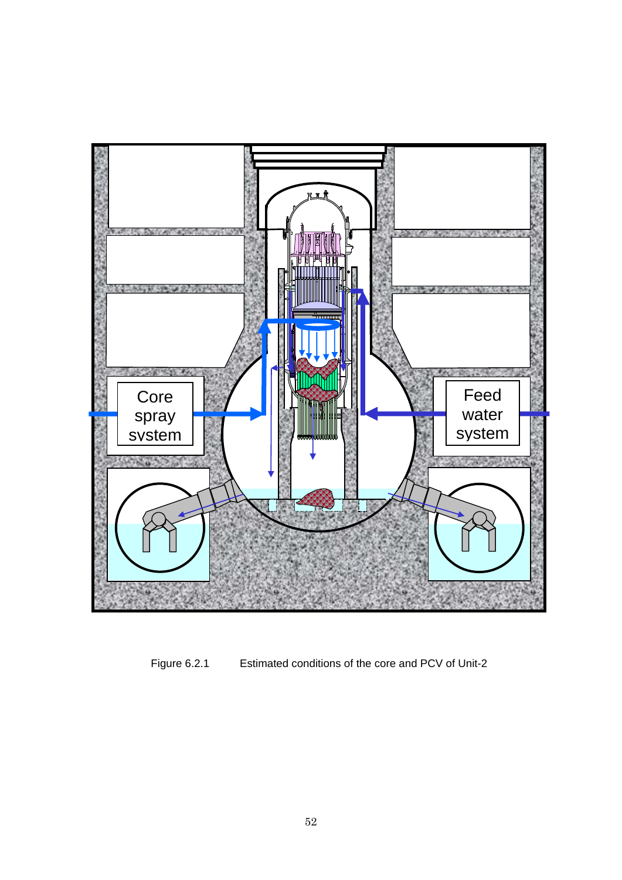Core spray system

Feed water system

Figure 6.2.1 Estimated conditions of the core and PCV of Unit-2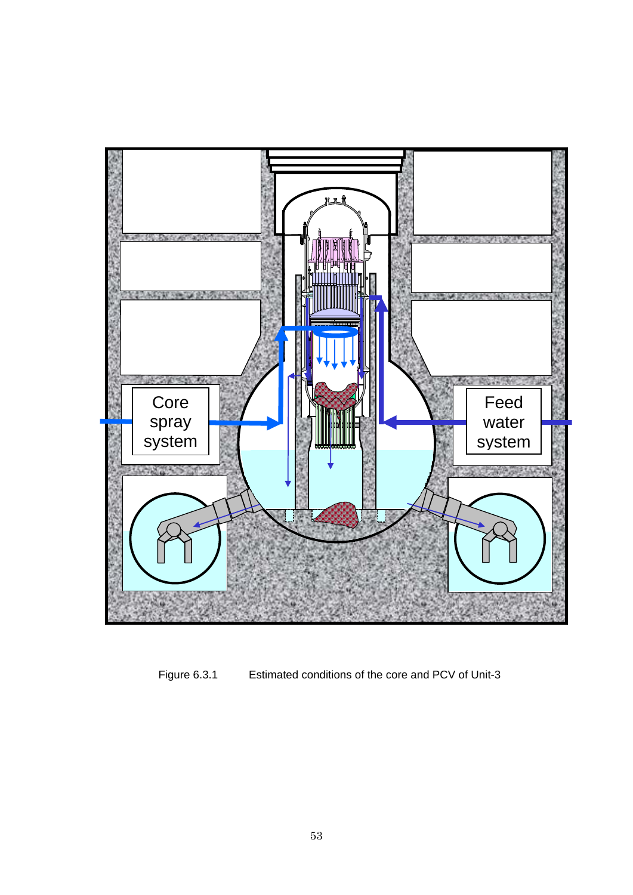Figure 6.3.1 Estimated conditions of the core and PCV of Unit-3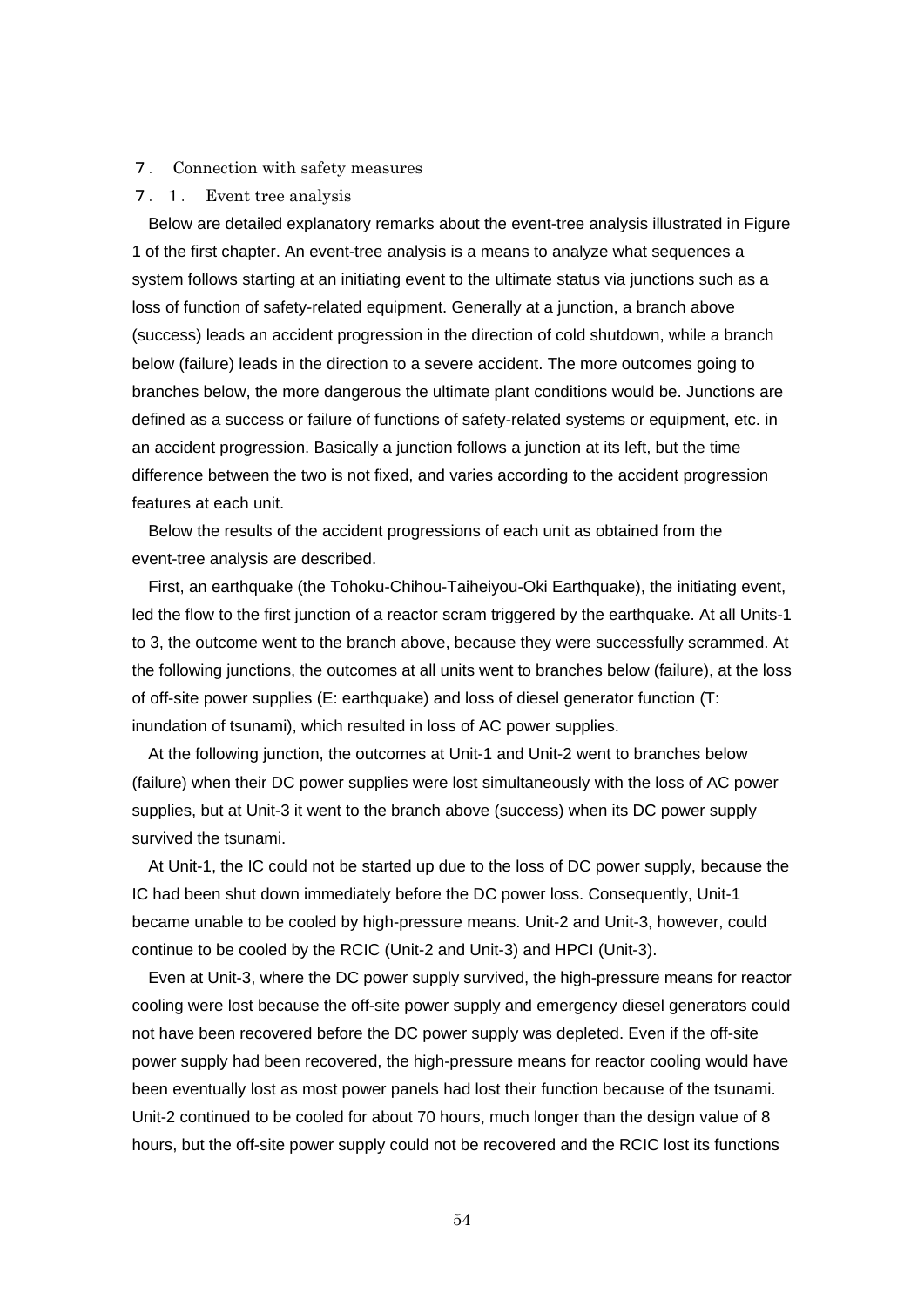## ７． Connection with safety measures

### ７．１． Event tree analysis

Below are detailed explanatory remarks about the event-tree analysis illustrated in Figure 1 of the first chapter. An event-tree analysis is a means to analyze what sequences a system follows starting at an initiating event to the ultimate status via junctions such as a loss of function of safety-related equipment. Generally at a junction, a branch above (success) leads an accident progression in the direction of cold shutdown, while a branch below (failure) leads in the direction to a severe accident. The more outcomes going to branches below, the more dangerous the ultimate plant conditions would be. Junctions are defined as a success or failure of functions of safety-related systems or equipment, etc. in an accident progression. Basically a junction follows a junction at its left, but the time difference between the two is not fixed, and varies according to the accident progression features at each unit.

Below the results of the accident progressions of each unit as obtained from the event-tree analysis are described.

First, an earthquake (the Tohoku-Chihou-Taiheiyou-Oki Earthquake), the initiating event, led the flow to the first junction of a reactor scram triggered by the earthquake. At all Units-1 to 3, the outcome went to the branch above, because they were successfully scrammed. At the following junctions, the outcomes at all units went to branches below (failure), at the loss of off-site power supplies (E: earthquake) and loss of diesel generator function (T: inundation of tsunami), which resulted in loss of AC power supplies.

At the following junction, the outcomes at Unit-1 and Unit-2 went to branches below (failure) when their DC power supplies were lost simultaneously with the loss of AC power supplies, but at Unit-3 it went to the branch above (success) when its DC power supply survived the tsunami.

At Unit-1, the IC could not be started up due to the loss of DC power supply, because the IC had been shut down immediately before the DC power loss. Consequently, Unit-1 became unable to be cooled by high-pressure means. Unit-2 and Unit-3, however, could continue to be cooled by the RCIC (Unit-2 and Unit-3) and HPCI (Unit-3).

Even at Unit-3, where the DC power supply survived, the high-pressure means for reactor cooling were lost because the off-site power supply and emergency diesel generators could not have been recovered before the DC power supply was depleted. Even if the off-site power supply had been recovered, the high-pressure means for reactor cooling would have been eventually lost as most power panels had lost their function because of the tsunami. Unit-2 continued to be cooled for about 70 hours, much longer than the design value of 8 hours, but the off-site power supply could not be recovered and the RCIC lost its functions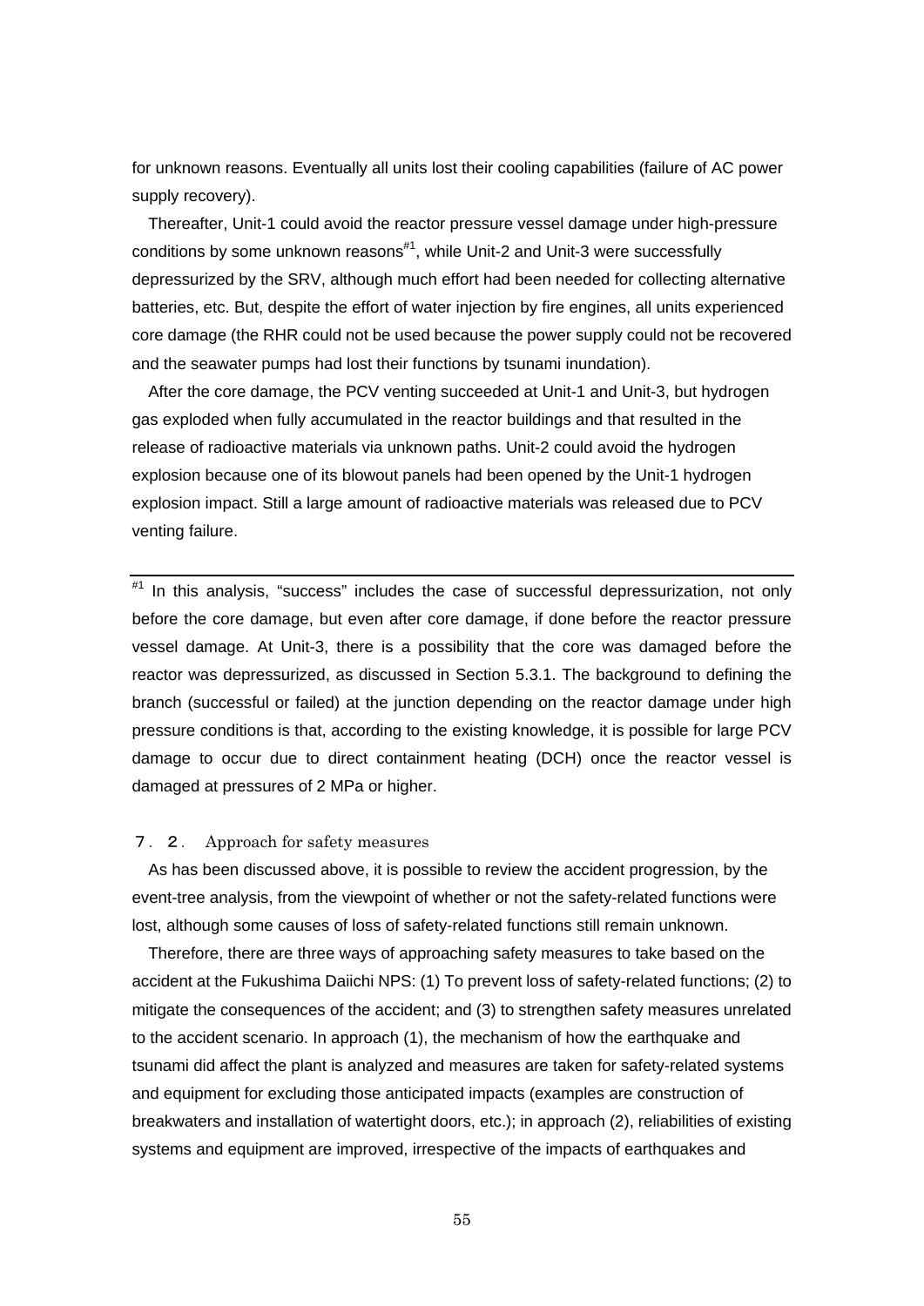for unknown reasons. Eventually all units lost their cooling capabilities (failure of AC power supply recovery).

Thereafter, Unit-1 could avoid the reactor pressure vessel damage under high-pressure conditions by some unknown reasons[#1], while Unit-2 and Unit-3 were successfully depressurized by the SRV, although much effort had been needed for collecting alternative batteries, etc. But, despite the effort of water injection by fire engines, all units experienced core damage (the RHR could not be used because the power supply could not be recovered and the seawater pumps had lost their functions by tsunami inundation).

After the core damage, the PCV venting succeeded at Unit-1 and Unit-3, but hydrogen gas exploded when fully accumulated in the reactor buildings and that resulted in the release of radioactive materials via unknown paths. Unit-2 could avoid the hydrogen explosion because one of its blowout panels had been opened by the Unit-1 hydrogen explosion impact. Still a large amount of radioactive materials was released due to PCV venting failure.

---

[#1] In this analysis, "success" includes the case of successful depressurization, not only before the core damage, but even after core damage, if done before the reactor pressure vessel damage. At Unit-3, there is a possibility that the core was damaged before the reactor was depressurized, as discussed in Section 5.3.1. The background to defining the branch (successful or failed) at the junction depending on the reactor damage under high pressure conditions is that, according to the existing knowledge, it is possible for large PCV damage to occur due to direct containment heating (DCH) once the reactor vessel is damaged at pressures of 2 MPa or higher.

## ７．２． Approach for safety measures

As has been discussed above, it is possible to review the accident progression, by the event-tree analysis, from the viewpoint of whether or not the safety-related functions were lost, although some causes of loss of safety-related functions still remain unknown.

Therefore, there are three ways of approaching safety measures to take based on the accident at the Fukushima Daiichi NPS: (1) To prevent loss of safety-related functions; (2) to mitigate the consequences of the accident; and (3) to strengthen safety measures unrelated to the accident scenario. In approach (1), the mechanism of how the earthquake and tsunami did affect the plant is analyzed and measures are taken for safety-related systems and equipment for excluding those anticipated impacts (examples are construction of breakwaters and installation of watertight doors, etc.); in approach (2), reliabilities of existing systems and equipment are improved, irrespective of the impacts of earthquakes and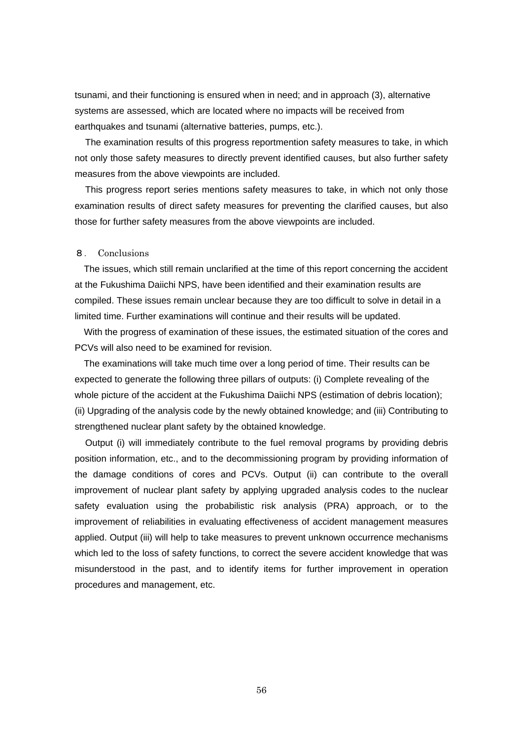tsunami, and their functioning is ensured when in need; and in approach (3), alternative systems are assessed, which are located where no impacts will be received from earthquakes and tsunami (alternative batteries, pumps, etc.).

The examination results of this progress reportmention safety measures to take, in which not only those safety measures to directly prevent identified causes, but also further safety measures from the above viewpoints are included.

This progress report series mentions safety measures to take, in which not only those examination results of direct safety measures for preventing the clarified causes, but also those for further safety measures from the above viewpoints are included.

## ８． Conclusions

The issues, which still remain unclarified at the time of this report concerning the accident at the Fukushima Daiichi NPS, have been identified and their examination results are compiled. These issues remain unclear because they are too difficult to solve in detail in a limited time. Further examinations will continue and their results will be updated.

With the progress of examination of these issues, the estimated situation of the cores and PCVs will also need to be examined for revision.

The examinations will take much time over a long period of time. Their results can be expected to generate the following three pillars of outputs: (i) Complete revealing of the whole picture of the accident at the Fukushima Daiichi NPS (estimation of debris location); (ii) Upgrading of the analysis code by the newly obtained knowledge; and (iii) Contributing to strengthened nuclear plant safety by the obtained knowledge.

Output (i) will immediately contribute to the fuel removal programs by providing debris position information, etc., and to the decommissioning program by providing information of the damage conditions of cores and PCVs. Output (ii) can contribute to the overall improvement of nuclear plant safety by applying upgraded analysis codes to the nuclear safety evaluation using the probabilistic risk analysis (PRA) approach, or to the improvement of reliabilities in evaluating effectiveness of accident management measures applied. Output (iii) will help to take measures to prevent unknown occurrence mechanisms which led to the loss of safety functions, to correct the severe accident knowledge that was misunderstood in the past, and to identify items for further improvement in operation procedures and management, etc.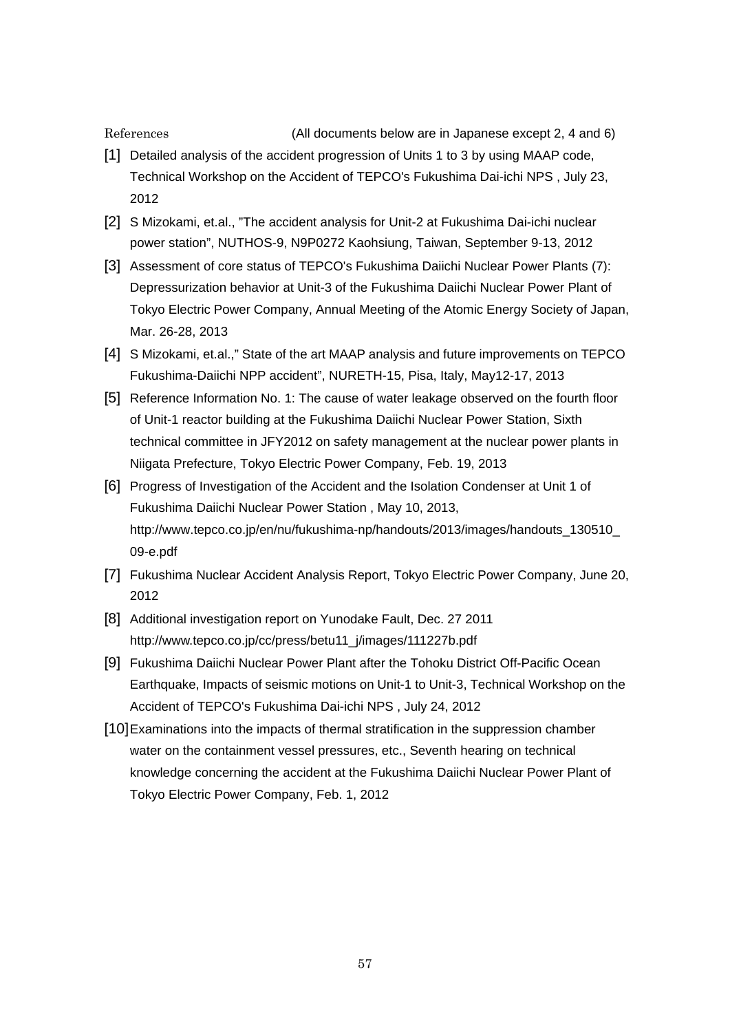References (All documents below are in Japanese except 2, 4 and 6)

[1] Detailed analysis of the accident progression of Units 1 to 3 by using MAAP code, Technical Workshop on the Accident of TEPCO's Fukushima Dai-ichi NPS , July 23, 2012

[2] S Mizokami, et.al., "The accident analysis for Unit-2 at Fukushima Dai-ichi nuclear power station", NUTHOS-9, N9P0272 Kaohsiung, Taiwan, September 9-13, 2012

[3] Assessment of core status of TEPCO's Fukushima Daiichi Nuclear Power Plants (7): Depressurization behavior at Unit-3 of the Fukushima Daiichi Nuclear Power Plant of Tokyo Electric Power Company, Annual Meeting of the Atomic Energy Society of Japan, Mar. 26-28, 2013

[4] S Mizokami, et.al.," State of the art MAAP analysis and future improvements on TEPCO Fukushima-Daiichi NPP accident", NURETH-15, Pisa, Italy, May12-17, 2013

[5] Reference Information No. 1: The cause of water leakage observed on the fourth floor of Unit-1 reactor building at the Fukushima Daiichi Nuclear Power Station, Sixth technical committee in JFY2012 on safety management at the nuclear power plants in Niigata Prefecture, Tokyo Electric Power Company, Feb. 19, 2013

[6] Progress of Investigation of the Accident and the Isolation Condenser at Unit 1 of Fukushima Daiichi Nuclear Power Station , May 10, 2013, http://www.tepco.co.jp/en/nu/fukushima-np/handouts/2013/images/handouts_130510_09-e.pdf

[7] Fukushima Nuclear Accident Analysis Report, Tokyo Electric Power Company, June 20, 2012

[8] Additional investigation report on Yunodake Fault, Dec. 27 2011 http://www.tepco.co.jp/cc/press/betu11_j/images/111227b.pdf

[9] Fukushima Daiichi Nuclear Power Plant after the Tohoku District Off-Pacific Ocean Earthquake, Impacts of seismic motions on Unit-1 to Unit-3, Technical Workshop on the Accident of TEPCO's Fukushima Dai-ichi NPS , July 24, 2012

[10] Examinations into the impacts of thermal stratification in the suppression chamber water on the containment vessel pressures, etc., Seventh hearing on technical knowledge concerning the accident at the Fukushima Daiichi Nuclear Power Plant of Tokyo Electric Power Company, Feb. 1, 2012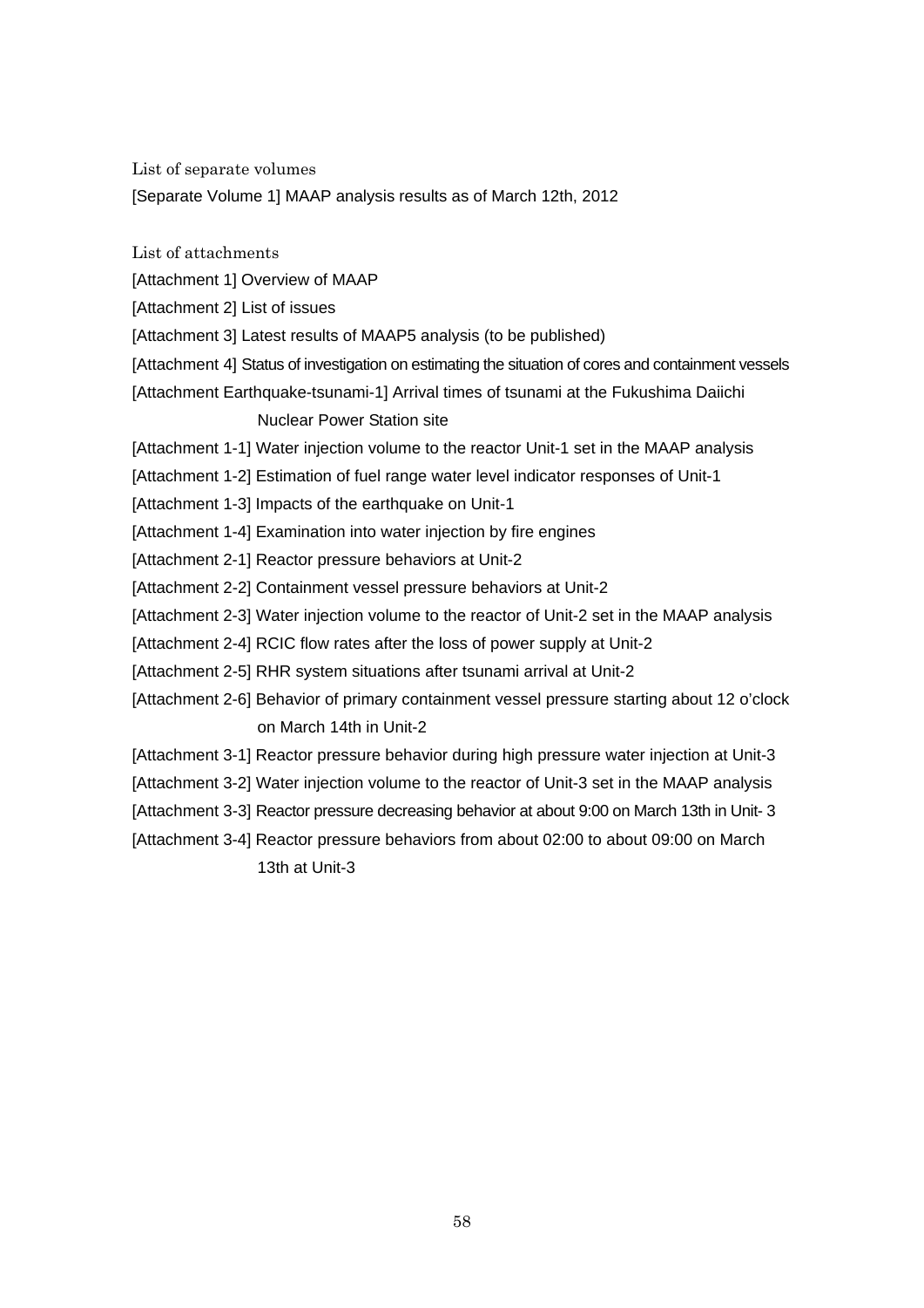List of separate volumes

[Separate Volume 1] MAAP analysis results as of March 12th, 2012

List of attachments

[Attachment 1] Overview of MAAP

[Attachment 2] List of issues

[Attachment 3] Latest results of MAAP5 analysis (to be published)

[Attachment 4] Status of investigation on estimating the situation of cores and containment vessels

[Attachment Earthquake-tsunami-1] Arrival times of tsunami at the Fukushima Daiichi Nuclear Power Station site

[Attachment 1-1] Water injection volume to the reactor Unit-1 set in the MAAP analysis

[Attachment 1-2] Estimation of fuel range water level indicator responses of Unit-1

[Attachment 1-3] Impacts of the earthquake on Unit-1

[Attachment 1-4] Examination into water injection by fire engines

[Attachment 2-1] Reactor pressure behaviors at Unit-2

[Attachment 2-2] Containment vessel pressure behaviors at Unit-2

[Attachment 2-3] Water injection volume to the reactor of Unit-2 set in the MAAP analysis

[Attachment 2-4] RCIC flow rates after the loss of power supply at Unit-2

[Attachment 2-5] RHR system situations after tsunami arrival at Unit-2

[Attachment 2-6] Behavior of primary containment vessel pressure starting about 12 o'clock on March 14th in Unit-2

[Attachment 3-1] Reactor pressure behavior during high pressure water injection at Unit-3

[Attachment 3-2] Water injection volume to the reactor of Unit-3 set in the MAAP analysis

[Attachment 3-3] Reactor pressure decreasing behavior at about 9:00 on March 13th in Unit- 3

[Attachment 3-4] Reactor pressure behaviors from about 02:00 to about 09:00 on March 13th at Unit-3